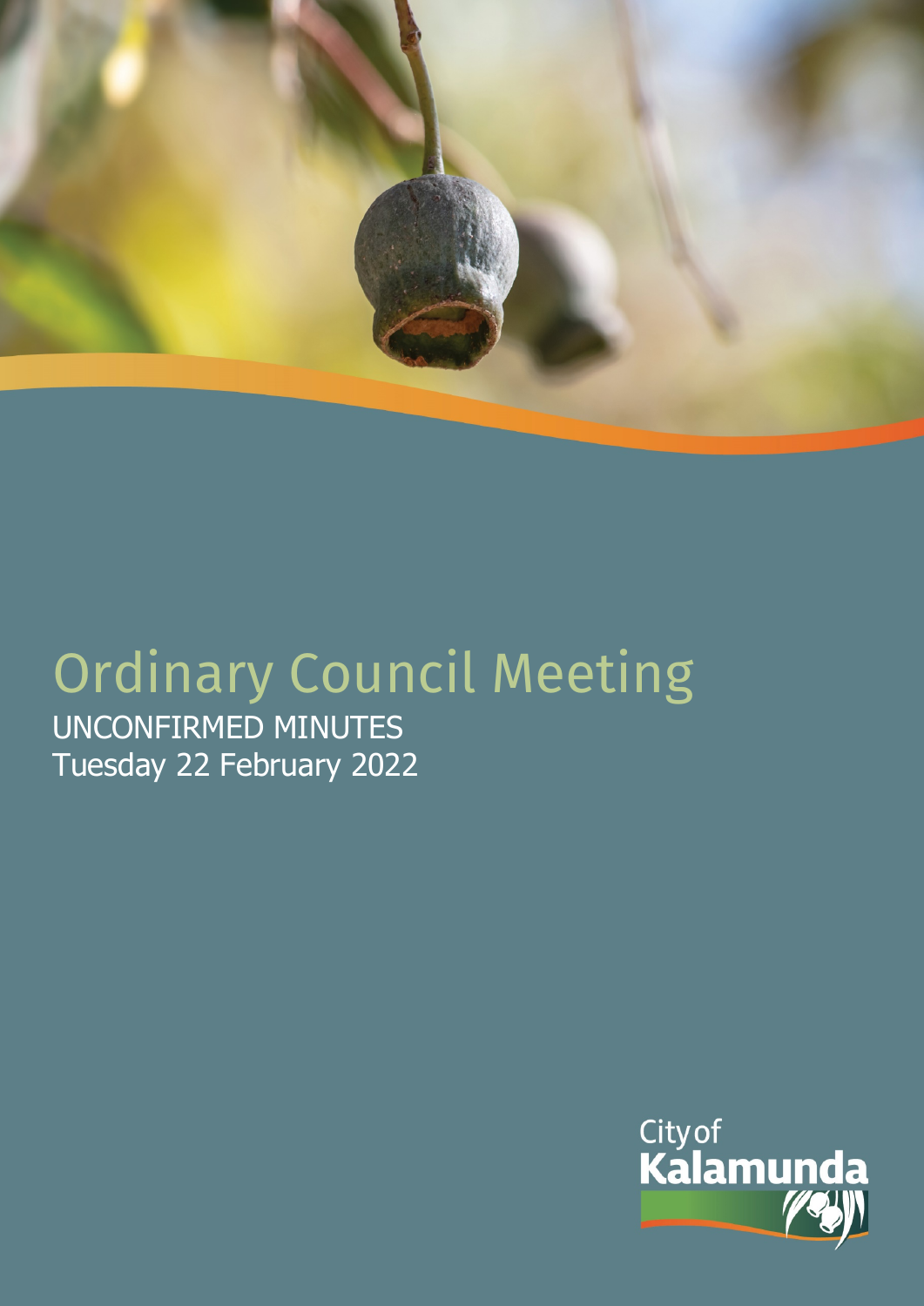# Ordinary Council Meeting

UNCONFIRMED MINUTES

Tuesday 22 February 2022

City of Kalamunda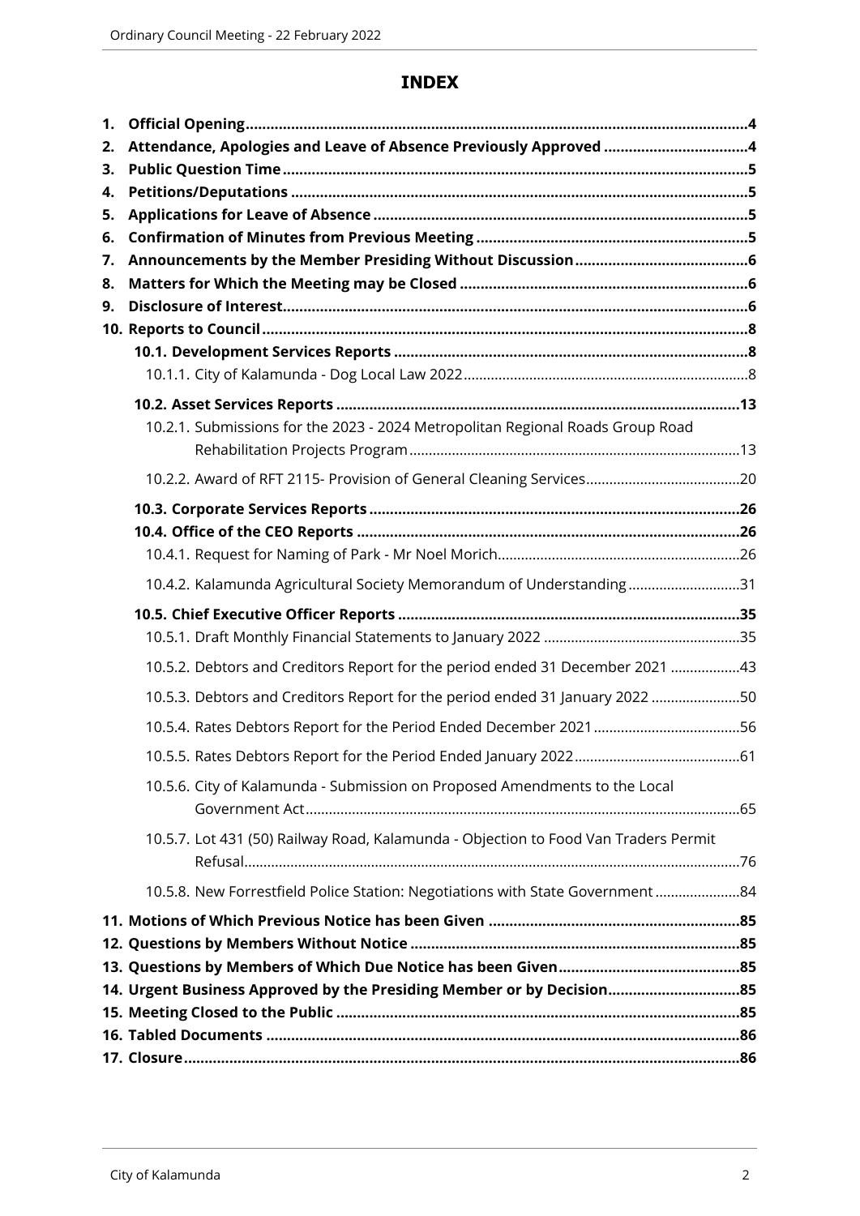# INDEX

1. **Official Opening** ... **4**
2. **Attendance, Apologies and Leave of Absence Previously Approved** ... **4**
3. **Public Question Time** ... **5**
4. **Petitions/Deputations** ... **5**
5. **Applications for Leave of Absence** ... **5**
6. **Confirmation of Minutes from Previous Meeting** ... **5**
7. **Announcements by the Member Presiding Without Discussion** ... **6**
8. **Matters for Which the Meeting may be Closed** ... **6**
9. **Disclosure of Interest** ... **6**
10. **Reports to Council** ... **8**
    - **10.1. Development Services Reports** ... **8**
        - 10.1.1. City of Kalamunda - Dog Local Law 2022 ... 8
    - **10.2. Asset Services Reports** ... **13**
        - 10.2.1. Submissions for the 2023 - 2024 Metropolitan Regional Roads Group Road Rehabilitation Projects Program ... 13
        - 10.2.2. Award of RFT 2115- Provision of General Cleaning Services ... 20
    - **10.3. Corporate Services Reports** ... **26**
    - **10.4. Office of the CEO Reports** ... **26**
        - 10.4.1. Request for Naming of Park - Mr Noel Morich ... 26
        - 10.4.2. Kalamunda Agricultural Society Memorandum of Understanding ... 31
    - **10.5. Chief Executive Officer Reports** ... **35**
        - 10.5.1. Draft Monthly Financial Statements to January 2022 ... 35
        - 10.5.2. Debtors and Creditors Report for the period ended 31 December 2021 ... 43
        - 10.5.3. Debtors and Creditors Report for the period ended 31 January 2022 ... 50
        - 10.5.4. Rates Debtors Report for the Period Ended December 2021 ... 56
        - 10.5.5. Rates Debtors Report for the Period Ended January 2022 ... 61
        - 10.5.6. City of Kalamunda - Submission on Proposed Amendments to the Local Government Act ... 65
        - 10.5.7. Lot 431 (50) Railway Road, Kalamunda - Objection to Food Van Traders Permit Refusal ... 76
        - 10.5.8. New Forrestfield Police Station: Negotiations with State Government ... 84
11. **Motions of Which Previous Notice has been Given** ... **85**
12. **Questions by Members Without Notice** ... **85**
13. **Questions by Members of Which Due Notice has been Given** ... **85**
14. **Urgent Business Approved by the Presiding Member or by Decision** ... **85**
15. **Meeting Closed to the Public** ... **85**
16. **Tabled Documents** ... **86**
17. **Closure** ... **86**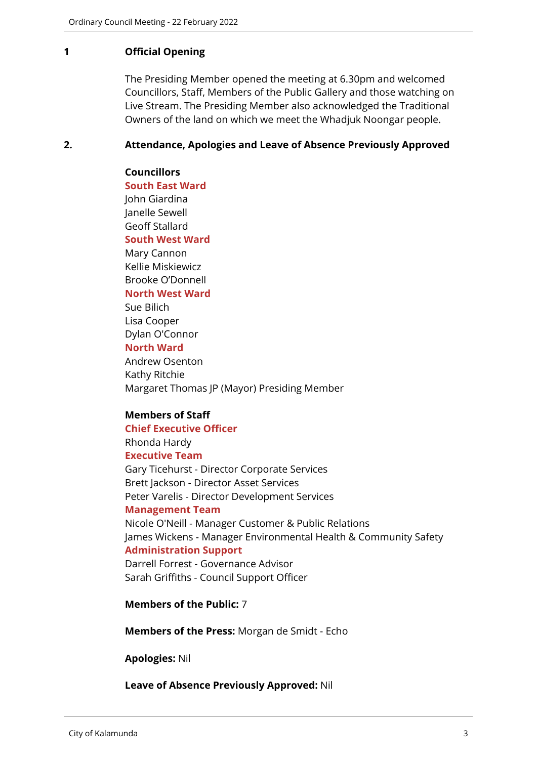## 1 Official Opening

The Presiding Member opened the meeting at 6.30pm and welcomed Councillors, Staff, Members of the Public Gallery and those watching on Live Stream. The Presiding Member also acknowledged the Traditional Owners of the land on which we meet the Whadjuk Noongar people.

## 2. Attendance, Apologies and Leave of Absence Previously Approved

**Councillors**

**South East Ward**
John Giardina
Janelle Sewell
Geoff Stallard

**South West Ward**
Mary Cannon
Kellie Miskiewicz
Brooke O'Donnell

**North West Ward**
Sue Bilich
Lisa Cooper
Dylan O'Connor

**North Ward**
Andrew Osenton
Kathy Ritchie
Margaret Thomas JP (Mayor) Presiding Member

**Members of Staff**

**Chief Executive Officer**
Rhonda Hardy

**Executive Team**
Gary Ticehurst - Director Corporate Services
Brett Jackson - Director Asset Services
Peter Varelis - Director Development Services

**Management Team**
Nicole O'Neill - Manager Customer & Public Relations
James Wickens - Manager Environmental Health & Community Safety

**Administration Support**
Darrell Forrest - Governance Advisor
Sarah Griffiths - Council Support Officer

**Members of the Public:** 7

**Members of the Press:** Morgan de Smidt - Echo

**Apologies:** Nil

**Leave of Absence Previously Approved:** Nil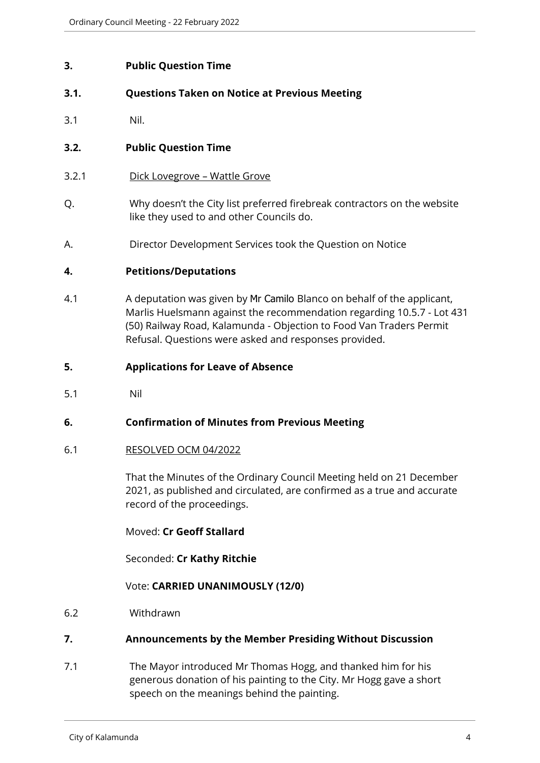## 3. Public Question Time

### 3.1. Questions Taken on Notice at Previous Meeting

3.1 Nil.

### 3.2. Public Question Time

3.2.1 Dick Lovegrove – Wattle Grove

Q. Why doesn't the City list preferred firebreak contractors on the website like they used to and other Councils do.

A. Director Development Services took the Question on Notice

## 4. Petitions/Deputations

4.1 A deputation was given by Mr Camilo Blanco on behalf of the applicant, Marlis Huelsmann against the recommendation regarding 10.5.7 - Lot 431 (50) Railway Road, Kalamunda - Objection to Food Van Traders Permit Refusal. Questions were asked and responses provided.

## 5. Applications for Leave of Absence

5.1 Nil

## 6. Confirmation of Minutes from Previous Meeting

6.1 RESOLVED OCM 04/2022

That the Minutes of the Ordinary Council Meeting held on 21 December 2021, as published and circulated, are confirmed as a true and accurate record of the proceedings.

Moved: **Cr Geoff Stallard**

Seconded: **Cr Kathy Ritchie**

Vote: **CARRIED UNANIMOUSLY (12/0)**

6.2 Withdrawn

## 7. Announcements by the Member Presiding Without Discussion

7.1 The Mayor introduced Mr Thomas Hogg, and thanked him for his generous donation of his painting to the City. Mr Hogg gave a short speech on the meanings behind the painting.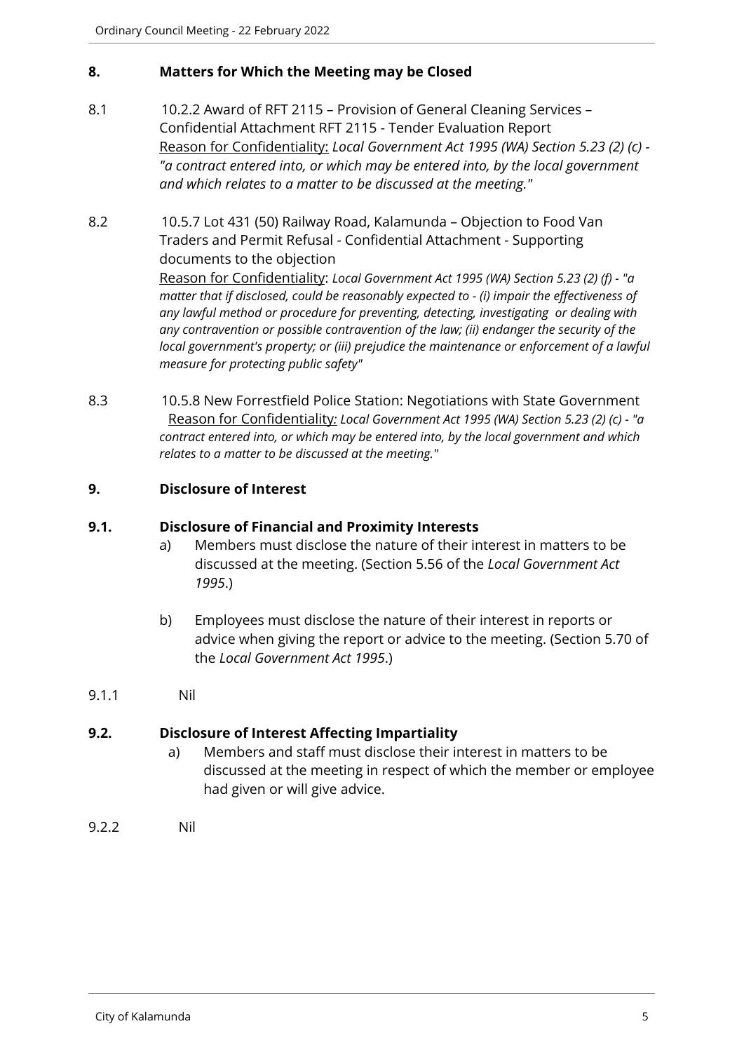## 8. Matters for Which the Meeting may be Closed

8.1 10.2.2 Award of RFT 2115 – Provision of General Cleaning Services – Confidential Attachment RFT 2115 - Tender Evaluation Report
Reason for Confidentiality: *Local Government Act 1995 (WA) Section 5.23 (2) (c) - "a contract entered into, or which may be entered into, by the local government and which relates to a matter to be discussed at the meeting."*

8.2 10.5.7 Lot 431 (50) Railway Road, Kalamunda – Objection to Food Van Traders and Permit Refusal - Confidential Attachment - Supporting documents to the objection
Reason for Confidentiality: *Local Government Act 1995 (WA) Section 5.23 (2) (f) - "a matter that if disclosed, could be reasonably expected to - (i) impair the effectiveness of any lawful method or procedure for preventing, detecting, investigating or dealing with any contravention or possible contravention of the law; (ii) endanger the security of the local government's property; or (iii) prejudice the maintenance or enforcement of a lawful measure for protecting public safety"*

8.3 10.5.8 New Forrestfield Police Station: Negotiations with State Government
Reason for Confidentiality*: Local Government Act 1995 (WA) Section 5.23 (2) (c) - "a contract entered into, or which may be entered into, by the local government and which relates to a matter to be discussed at the meeting."*

## 9. Disclosure of Interest

### 9.1. Disclosure of Financial and Proximity Interests

a) Members must disclose the nature of their interest in matters to be discussed at the meeting. (Section 5.56 of the *Local Government Act 1995*.)

b) Employees must disclose the nature of their interest in reports or advice when giving the report or advice to the meeting. (Section 5.70 of the *Local Government Act 1995*.)

9.1.1 Nil

### 9.2. Disclosure of Interest Affecting Impartiality

a) Members and staff must disclose their interest in matters to be discussed at the meeting in respect of which the member or employee had given or will give advice.

9.2.2 Nil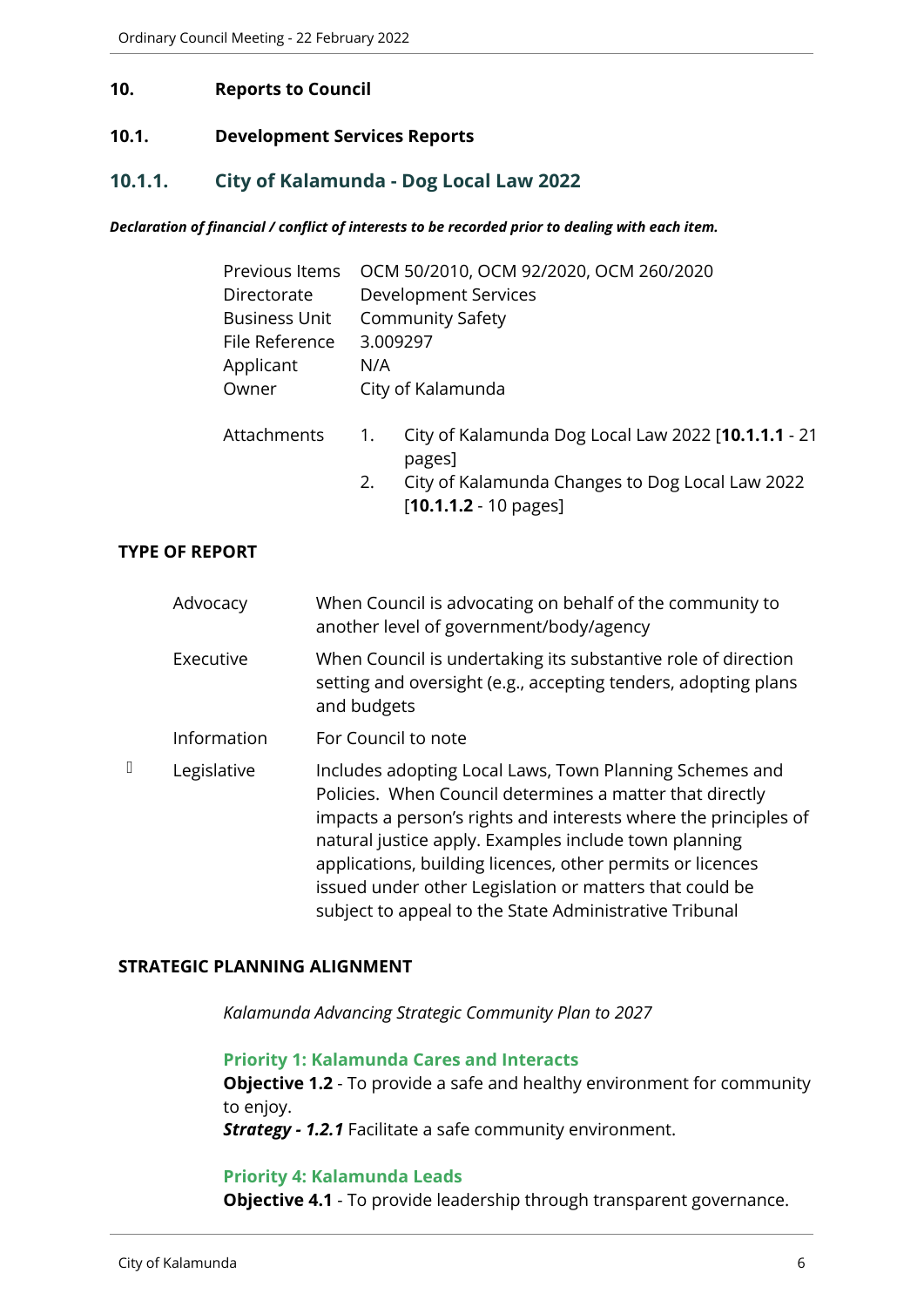## 10. Reports to Council

### 10.1. Development Services Reports

### 10.1.1. City of Kalamunda - Dog Local Law 2022

***Declaration of financial / conflict of interests to be recorded prior to dealing with each item.***

| | |
|---|---|
| Previous Items | OCM 50/2010, OCM 92/2020, OCM 260/2020 |
| Directorate | Development Services |
| Business Unit | Community Safety |
| File Reference | 3.009297 |
| Applicant | N/A |
| Owner | City of Kalamunda |

Attachments

1. City of Kalamunda Dog Local Law 2022 [**10.1.1.1** - 21 pages]
2. City of Kalamunda Changes to Dog Local Law 2022 [**10.1.1.2** - 10 pages]

**TYPE OF REPORT**

| | | |
|---|---|---|
| | Advocacy | When Council is advocating on behalf of the community to another level of government/body/agency |
| | Executive | When Council is undertaking its substantive role of direction setting and oversight (e.g., accepting tenders, adopting plans and budgets |
| | Information | For Council to note |
| ✓ | Legislative | Includes adopting Local Laws, Town Planning Schemes and Policies. When Council determines a matter that directly impacts a person's rights and interests where the principles of natural justice apply. Examples include town planning applications, building licences, other permits or licences issued under other Legislation or matters that could be subject to appeal to the State Administrative Tribunal |

**STRATEGIC PLANNING ALIGNMENT**

*Kalamunda Advancing Strategic Community Plan to 2027*

**Priority 1: Kalamunda Cares and Interacts**
**Objective 1.2** - To provide a safe and healthy environment for community to enjoy.
***Strategy - 1.2.1*** Facilitate a safe community environment.

**Priority 4: Kalamunda Leads**
**Objective 4.1** - To provide leadership through transparent governance.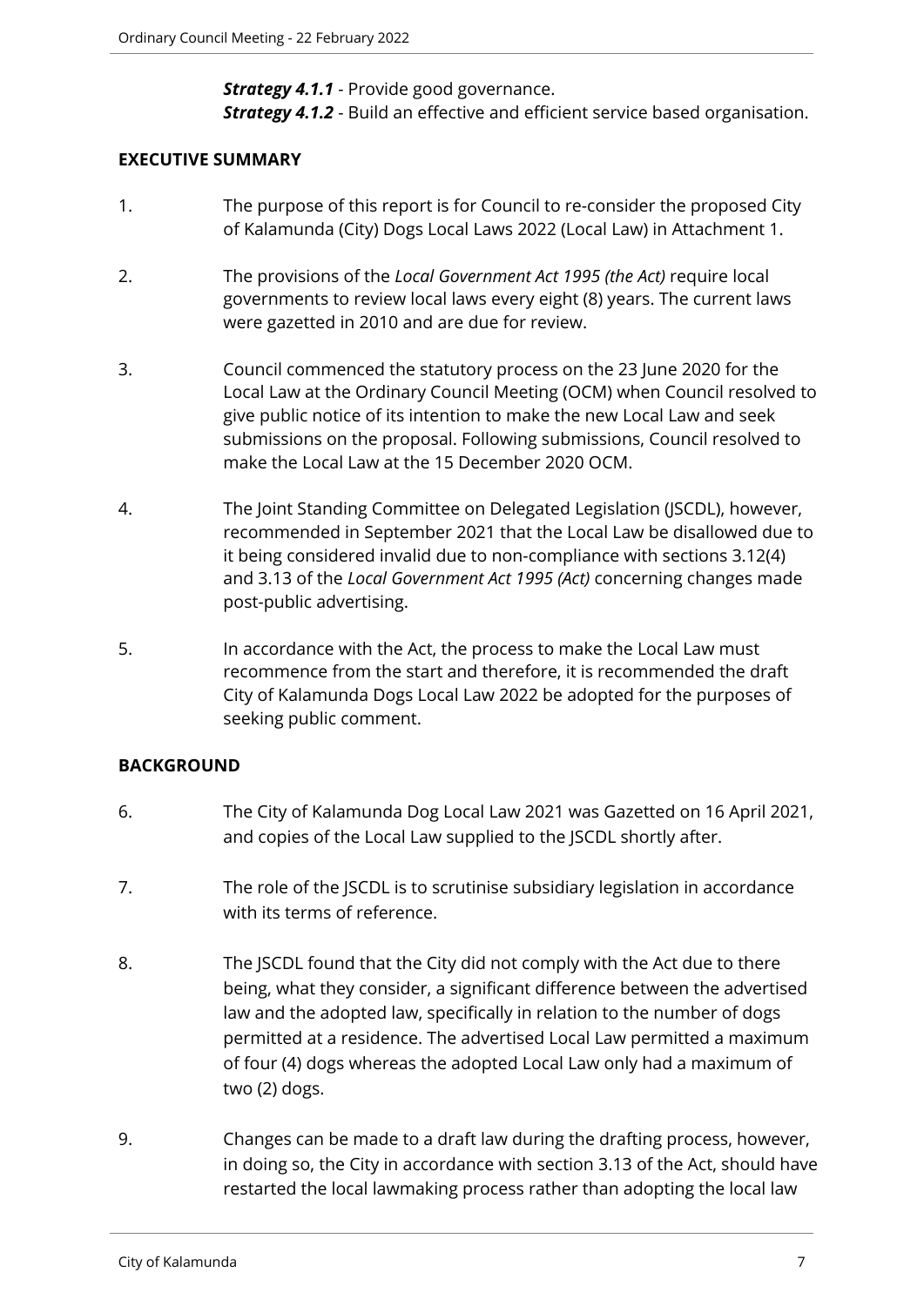***Strategy 4.1.1*** - Provide good governance.
***Strategy 4.1.2*** - Build an effective and efficient service based organisation.

**EXECUTIVE SUMMARY**

1. The purpose of this report is for Council to re-consider the proposed City of Kalamunda (City) Dogs Local Laws 2022 (Local Law) in Attachment 1.

2. The provisions of the *Local Government Act 1995 (the Act)* require local governments to review local laws every eight (8) years. The current laws were gazetted in 2010 and are due for review.

3. Council commenced the statutory process on the 23 June 2020 for the Local Law at the Ordinary Council Meeting (OCM) when Council resolved to give public notice of its intention to make the new Local Law and seek submissions on the proposal. Following submissions, Council resolved to make the Local Law at the 15 December 2020 OCM.

4. The Joint Standing Committee on Delegated Legislation (JSCDL), however, recommended in September 2021 that the Local Law be disallowed due to it being considered invalid due to non-compliance with sections 3.12(4) and 3.13 of the *Local Government Act 1995 (Act)* concerning changes made post-public advertising.

5. In accordance with the Act, the process to make the Local Law must recommence from the start and therefore, it is recommended the draft City of Kalamunda Dogs Local Law 2022 be adopted for the purposes of seeking public comment.

**BACKGROUND**

6. The City of Kalamunda Dog Local Law 2021 was Gazetted on 16 April 2021, and copies of the Local Law supplied to the JSCDL shortly after.

7. The role of the JSCDL is to scrutinise subsidiary legislation in accordance with its terms of reference.

8. The JSCDL found that the City did not comply with the Act due to there being, what they consider, a significant difference between the advertised law and the adopted law, specifically in relation to the number of dogs permitted at a residence. The advertised Local Law permitted a maximum of four (4) dogs whereas the adopted Local Law only had a maximum of two (2) dogs.

9. Changes can be made to a draft law during the drafting process, however, in doing so, the City in accordance with section 3.13 of the Act, should have restarted the local lawmaking process rather than adopting the local law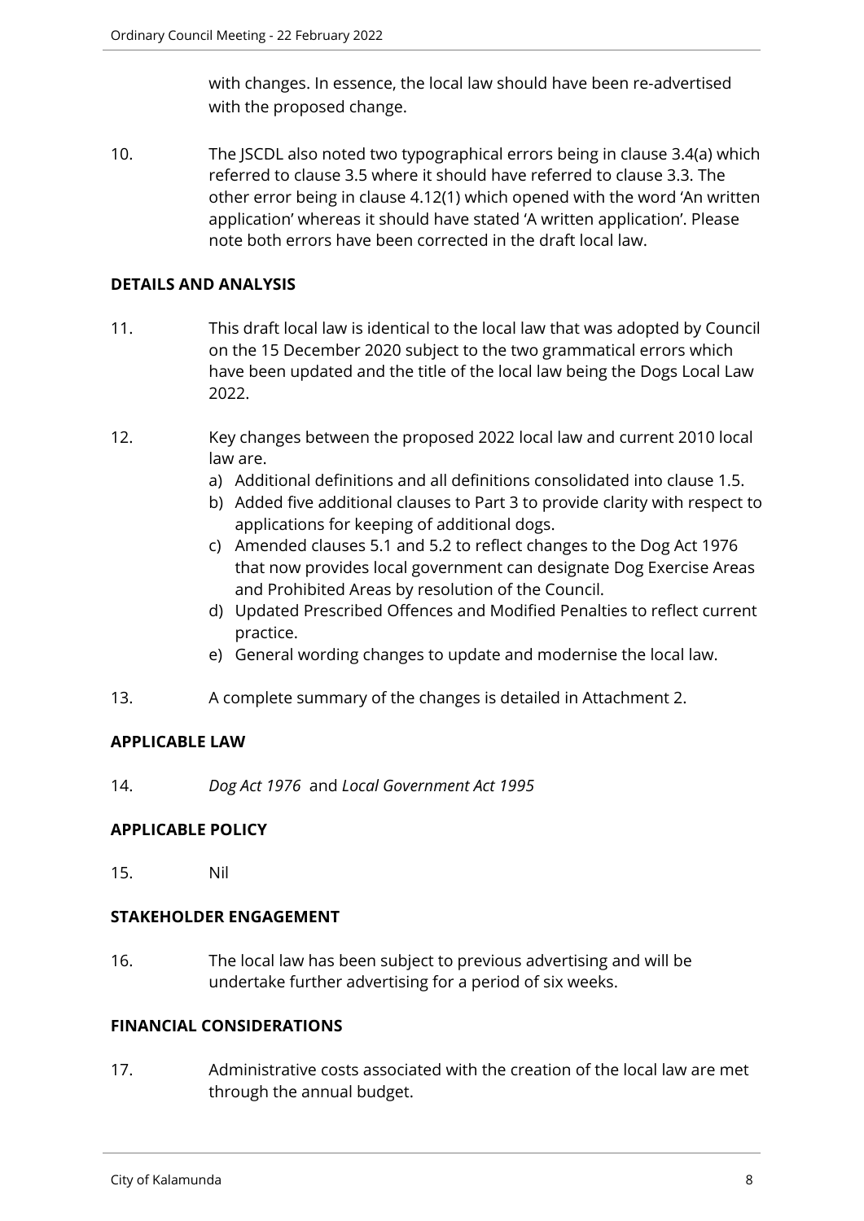with changes. In essence, the local law should have been re-advertised with the proposed change.

10. The JSCDL also noted two typographical errors being in clause 3.4(a) which referred to clause 3.5 where it should have referred to clause 3.3. The other error being in clause 4.12(1) which opened with the word 'An written application' whereas it should have stated 'A written application'. Please note both errors have been corrected in the draft local law.

## DETAILS AND ANALYSIS

11. This draft local law is identical to the local law that was adopted by Council on the 15 December 2020 subject to the two grammatical errors which have been updated and the title of the local law being the Dogs Local Law 2022.

12. Key changes between the proposed 2022 local law and current 2010 local law are.
    a) Additional definitions and all definitions consolidated into clause 1.5.
    b) Added five additional clauses to Part 3 to provide clarity with respect to applications for keeping of additional dogs.
    c) Amended clauses 5.1 and 5.2 to reflect changes to the Dog Act 1976 that now provides local government can designate Dog Exercise Areas and Prohibited Areas by resolution of the Council.
    d) Updated Prescribed Offences and Modified Penalties to reflect current practice.
    e) General wording changes to update and modernise the local law.

13. A complete summary of the changes is detailed in Attachment 2.

## APPLICABLE LAW

14. *Dog Act 1976* and *Local Government Act 1995*

## APPLICABLE POLICY

15. Nil

## STAKEHOLDER ENGAGEMENT

16. The local law has been subject to previous advertising and will be undertake further advertising for a period of six weeks.

## FINANCIAL CONSIDERATIONS

17. Administrative costs associated with the creation of the local law are met through the annual budget.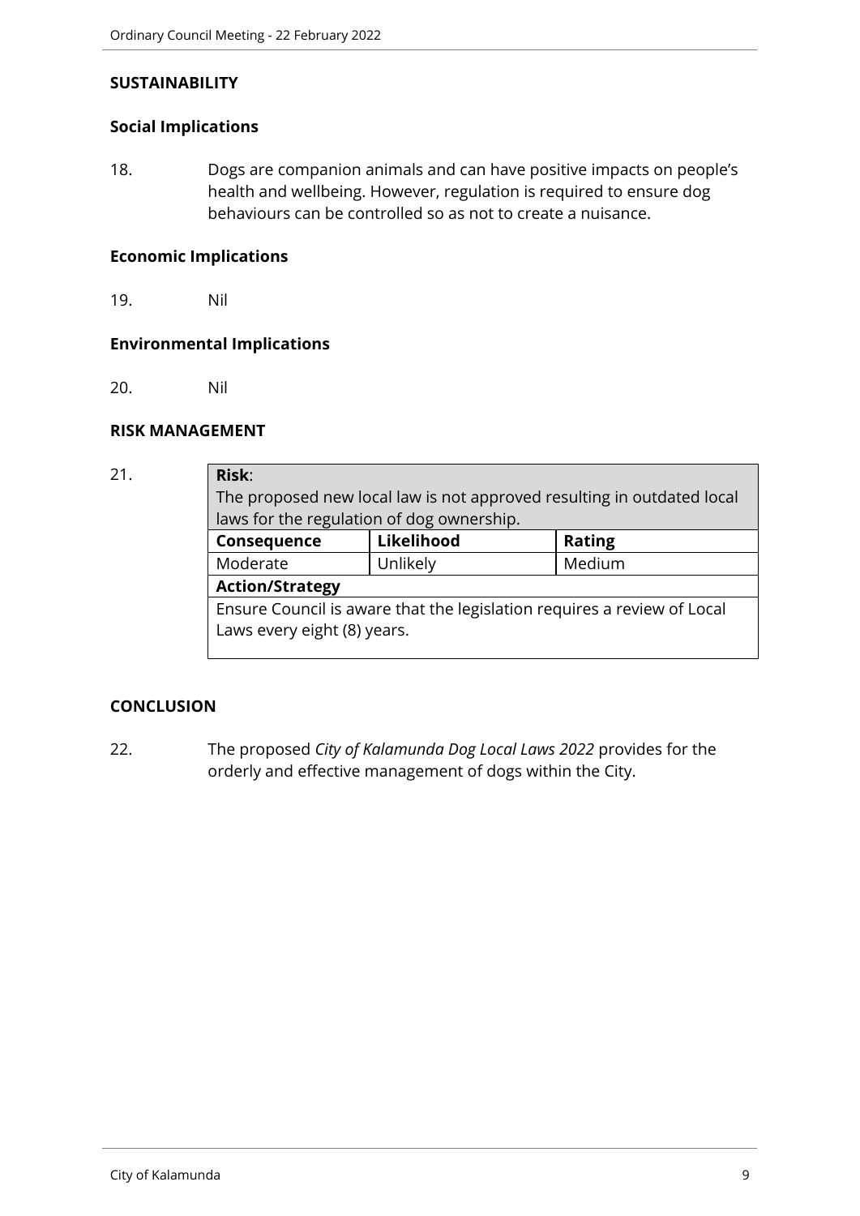## SUSTAINABILITY

### Social Implications

18. Dogs are companion animals and can have positive impacts on people's health and wellbeing. However, regulation is required to ensure dog behaviours can be controlled so as not to create a nuisance.

### Economic Implications

19. Nil

### Environmental Implications

20. Nil

## RISK MANAGEMENT

21.

| **Risk**: The proposed new local law is not approved resulting in outdated local laws for the regulation of dog ownership. | | |
|---|---|---|
| **Consequence** | **Likelihood** | **Rating** |
| Moderate | Unlikely | Medium |
| **Action/Strategy** | | |
| Ensure Council is aware that the legislation requires a review of Local Laws every eight (8) years. | | |

## CONCLUSION

22. The proposed *City of Kalamunda Dog Local Laws 2022* provides for the orderly and effective management of dogs within the City.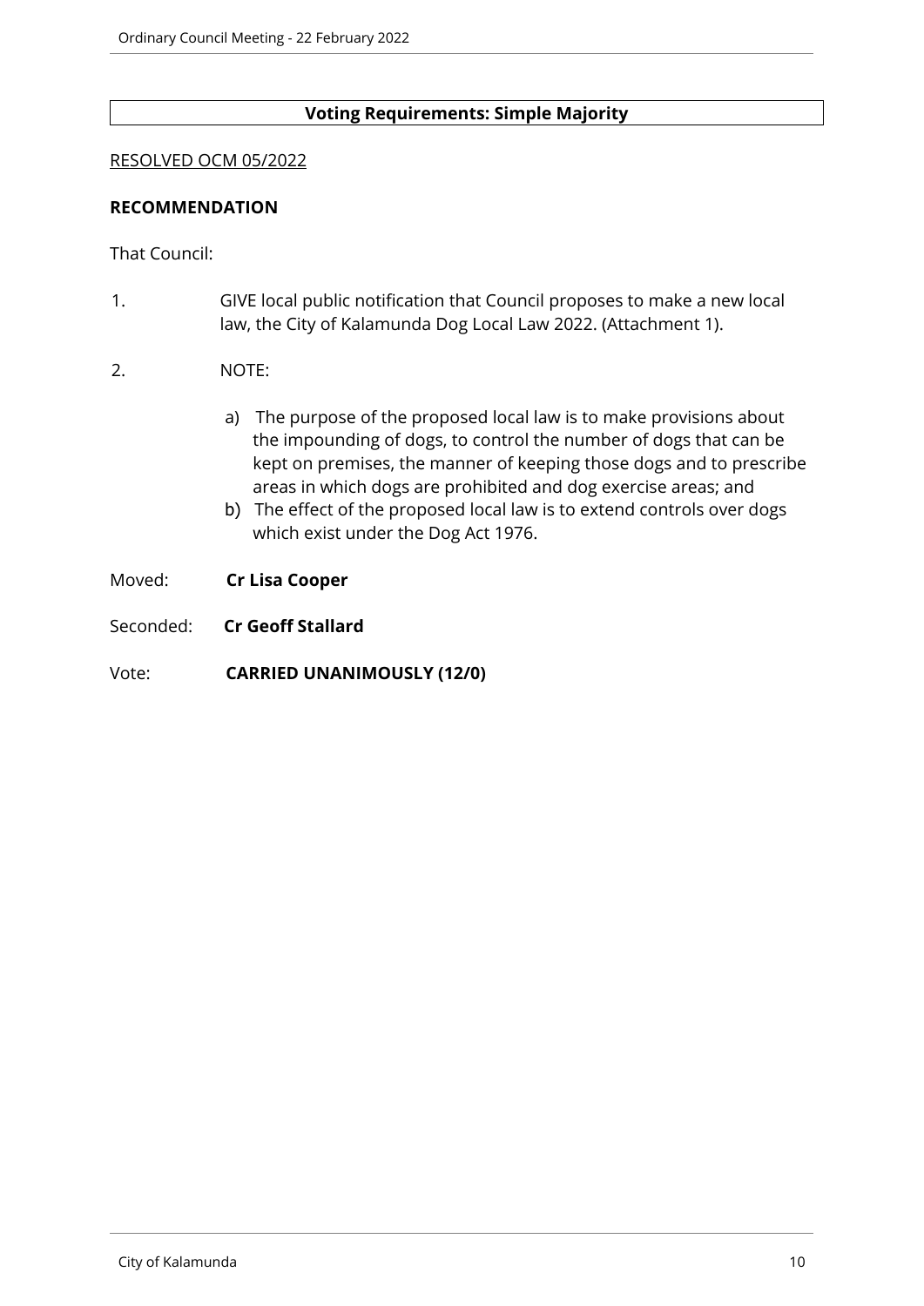**Voting Requirements: Simple Majority**

RESOLVED OCM 05/2022

**RECOMMENDATION**

That Council:

1. GIVE local public notification that Council proposes to make a new local law, the City of Kalamunda Dog Local Law 2022. (Attachment 1).

2. NOTE:

   a) The purpose of the proposed local law is to make provisions about the impounding of dogs, to control the number of dogs that can be kept on premises, the manner of keeping those dogs and to prescribe areas in which dogs are prohibited and dog exercise areas; and

   b) The effect of the proposed local law is to extend controls over dogs which exist under the Dog Act 1976.

Moved: **Cr Lisa Cooper**

Seconded: **Cr Geoff Stallard**

Vote: **CARRIED UNANIMOUSLY (12/0)**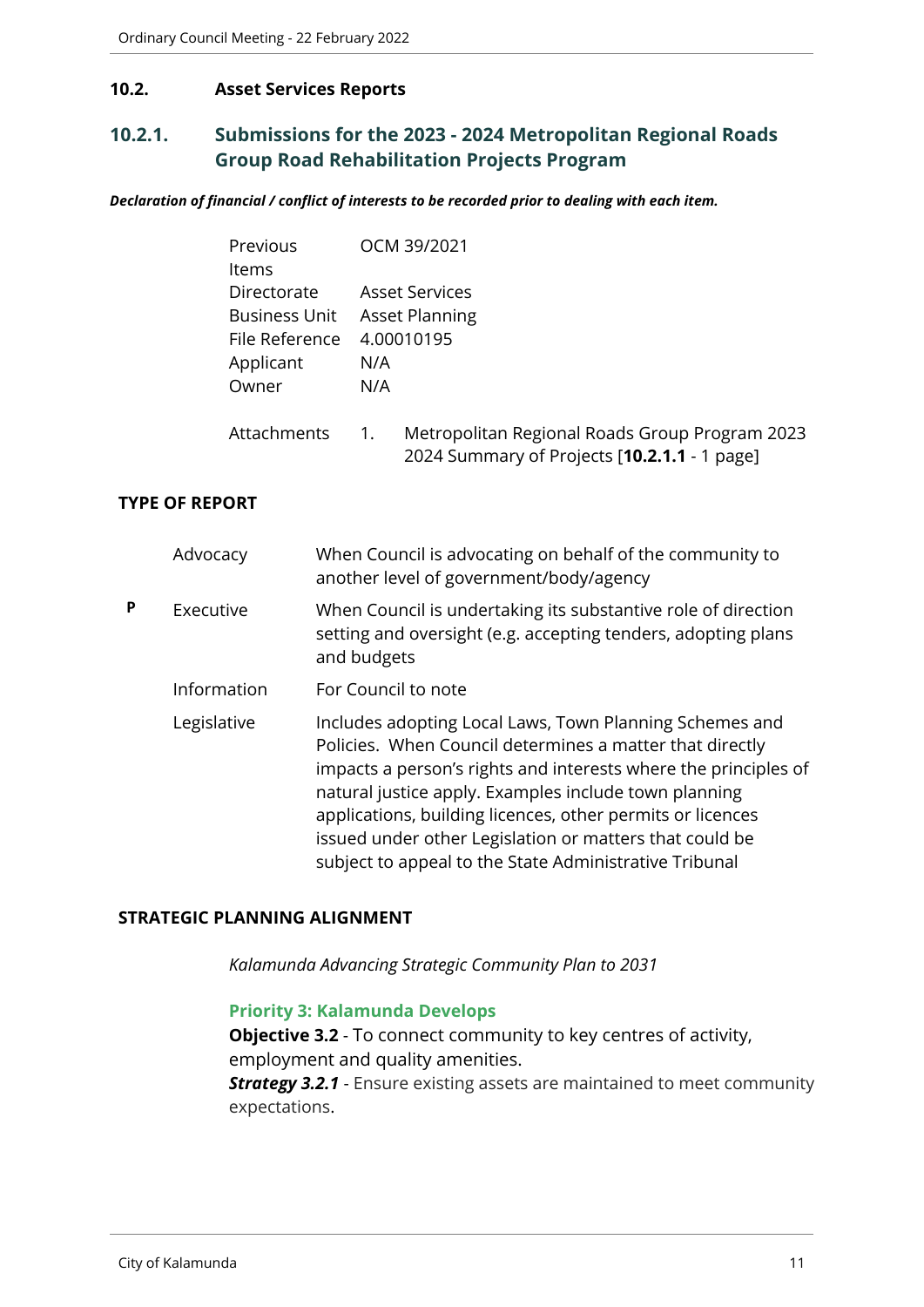## 10.2. Asset Services Reports

### 10.2.1. Submissions for the 2023 - 2024 Metropolitan Regional Roads Group Road Rehabilitation Projects Program

***Declaration of financial / conflict of interests to be recorded prior to dealing with each item.***

| | |
|---|---|
| Previous Items | OCM 39/2021 |
| Directorate | Asset Services |
| Business Unit | Asset Planning |
| File Reference | 4.00010195 |
| Applicant | N/A |
| Owner | N/A |
| Attachments | 1. Metropolitan Regional Roads Group Program 2023 2024 Summary of Projects [**10.2.1.1** - 1 page] |

**TYPE OF REPORT**

| | | |
|---|---|---|
| | Advocacy | When Council is advocating on behalf of the community to another level of government/body/agency |
| P | Executive | When Council is undertaking its substantive role of direction setting and oversight (e.g. accepting tenders, adopting plans and budgets |
| | Information | For Council to note |
| | Legislative | Includes adopting Local Laws, Town Planning Schemes and Policies. When Council determines a matter that directly impacts a person's rights and interests where the principles of natural justice apply. Examples include town planning applications, building licences, other permits or licences issued under other Legislation or matters that could be subject to appeal to the State Administrative Tribunal |

**STRATEGIC PLANNING ALIGNMENT**

*Kalamunda Advancing Strategic Community Plan to 2031*

**Priority 3: Kalamunda Develops**

**Objective 3.2** - To connect community to key centres of activity, employment and quality amenities.

***Strategy 3.2.1*** - Ensure existing assets are maintained to meet community expectations.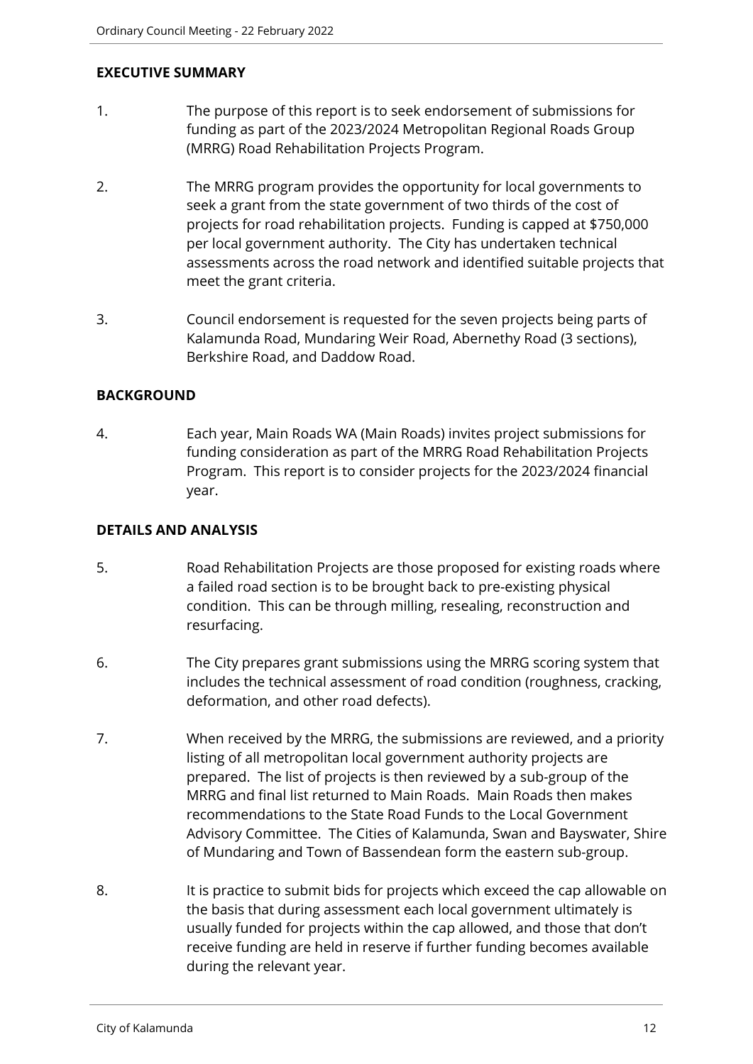## EXECUTIVE SUMMARY

1. The purpose of this report is to seek endorsement of submissions for funding as part of the 2023/2024 Metropolitan Regional Roads Group (MRRG) Road Rehabilitation Projects Program.

2. The MRRG program provides the opportunity for local governments to seek a grant from the state government of two thirds of the cost of projects for road rehabilitation projects. Funding is capped at $750,000 per local government authority. The City has undertaken technical assessments across the road network and identified suitable projects that meet the grant criteria.

3. Council endorsement is requested for the seven projects being parts of Kalamunda Road, Mundaring Weir Road, Abernethy Road (3 sections), Berkshire Road, and Daddow Road.

## BACKGROUND

4. Each year, Main Roads WA (Main Roads) invites project submissions for funding consideration as part of the MRRG Road Rehabilitation Projects Program. This report is to consider projects for the 2023/2024 financial year.

## DETAILS AND ANALYSIS

5. Road Rehabilitation Projects are those proposed for existing roads where a failed road section is to be brought back to pre-existing physical condition. This can be through milling, resealing, reconstruction and resurfacing.

6. The City prepares grant submissions using the MRRG scoring system that includes the technical assessment of road condition (roughness, cracking, deformation, and other road defects).

7. When received by the MRRG, the submissions are reviewed, and a priority listing of all metropolitan local government authority projects are prepared. The list of projects is then reviewed by a sub-group of the MRRG and final list returned to Main Roads. Main Roads then makes recommendations to the State Road Funds to the Local Government Advisory Committee. The Cities of Kalamunda, Swan and Bayswater, Shire of Mundaring and Town of Bassendean form the eastern sub-group.

8. It is practice to submit bids for projects which exceed the cap allowable on the basis that during assessment each local government ultimately is usually funded for projects within the cap allowed, and those that don't receive funding are held in reserve if further funding becomes available during the relevant year.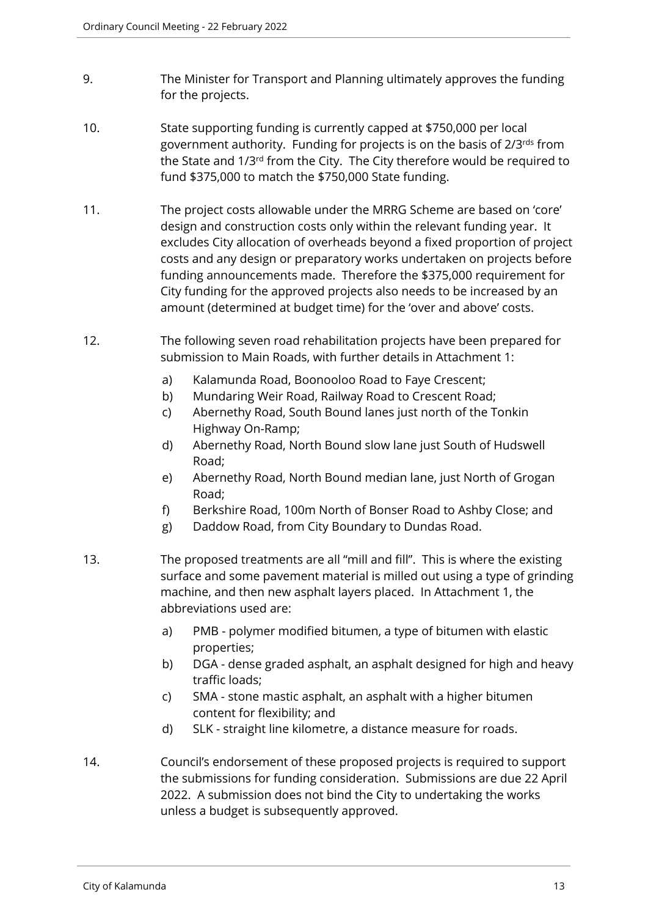9. The Minister for Transport and Planning ultimately approves the funding for the projects.

10. State supporting funding is currently capped at $750,000 per local government authority. Funding for projects is on the basis of 2/3rds from the State and 1/3rd from the City. The City therefore would be required to fund $375,000 to match the $750,000 State funding.

11. The project costs allowable under the MRRG Scheme are based on 'core' design and construction costs only within the relevant funding year. It excludes City allocation of overheads beyond a fixed proportion of project costs and any design or preparatory works undertaken on projects before funding announcements made. Therefore the $375,000 requirement for City funding for the approved projects also needs to be increased by an amount (determined at budget time) for the 'over and above' costs.

12. The following seven road rehabilitation projects have been prepared for submission to Main Roads, with further details in Attachment 1:

    a) Kalamunda Road, Boonooloo Road to Faye Crescent;
    b) Mundaring Weir Road, Railway Road to Crescent Road;
    c) Abernethy Road, South Bound lanes just north of the Tonkin Highway On-Ramp;
    d) Abernethy Road, North Bound slow lane just South of Hudswell Road;
    e) Abernethy Road, North Bound median lane, just North of Grogan Road;
    f) Berkshire Road, 100m North of Bonser Road to Ashby Close; and
    g) Daddow Road, from City Boundary to Dundas Road.

13. The proposed treatments are all "mill and fill". This is where the existing surface and some pavement material is milled out using a type of grinding machine, and then new asphalt layers placed. In Attachment 1, the abbreviations used are:

    a) PMB - polymer modified bitumen, a type of bitumen with elastic properties;
    b) DGA - dense graded asphalt, an asphalt designed for high and heavy traffic loads;
    c) SMA - stone mastic asphalt, an asphalt with a higher bitumen content for flexibility; and
    d) SLK - straight line kilometre, a distance measure for roads.

14. Council's endorsement of these proposed projects is required to support the submissions for funding consideration. Submissions are due 22 April 2022. A submission does not bind the City to undertaking the works unless a budget is subsequently approved.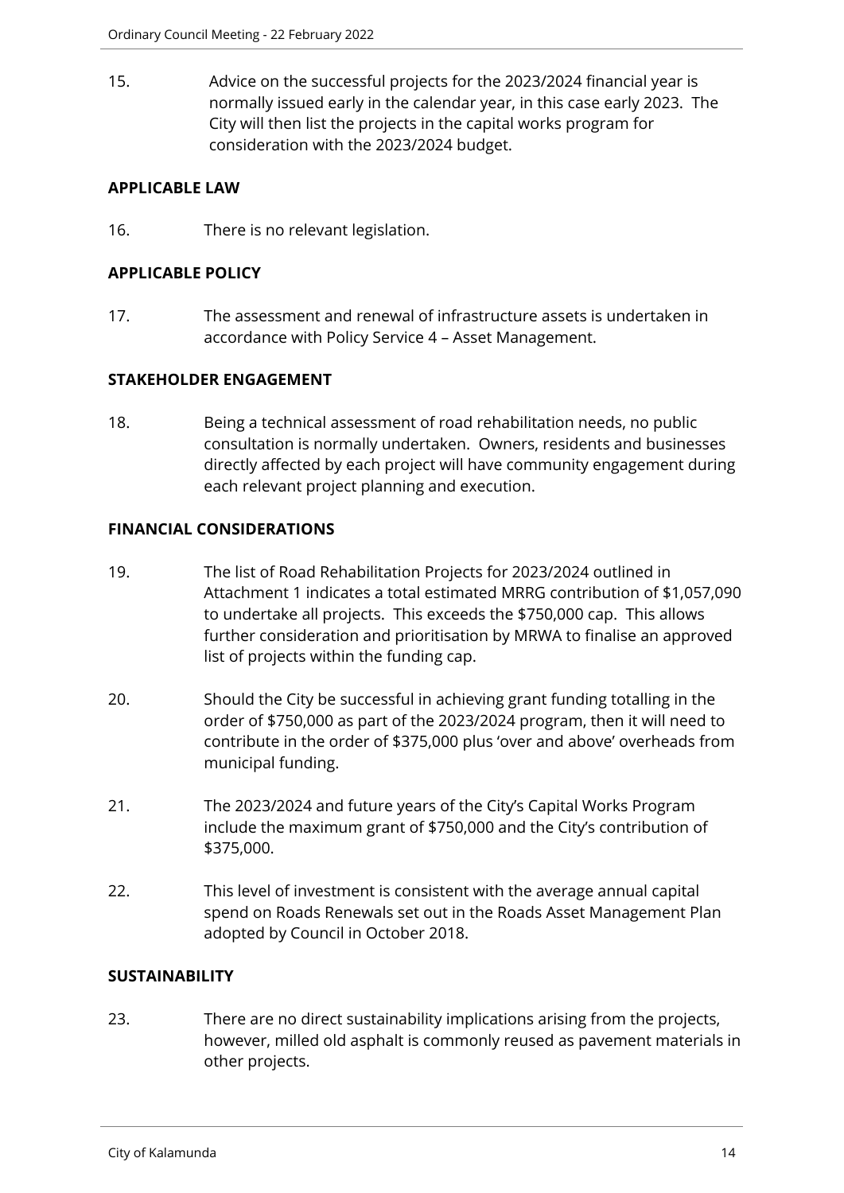15. Advice on the successful projects for the 2023/2024 financial year is normally issued early in the calendar year, in this case early 2023. The City will then list the projects in the capital works program for consideration with the 2023/2024 budget.

**APPLICABLE LAW**

16. There is no relevant legislation.

**APPLICABLE POLICY**

17. The assessment and renewal of infrastructure assets is undertaken in accordance with Policy Service 4 – Asset Management.

**STAKEHOLDER ENGAGEMENT**

18. Being a technical assessment of road rehabilitation needs, no public consultation is normally undertaken. Owners, residents and businesses directly affected by each project will have community engagement during each relevant project planning and execution.

**FINANCIAL CONSIDERATIONS**

19. The list of Road Rehabilitation Projects for 2023/2024 outlined in Attachment 1 indicates a total estimated MRRG contribution of $1,057,090 to undertake all projects. This exceeds the $750,000 cap. This allows further consideration and prioritisation by MRWA to finalise an approved list of projects within the funding cap.

20. Should the City be successful in achieving grant funding totalling in the order of $750,000 as part of the 2023/2024 program, then it will need to contribute in the order of $375,000 plus 'over and above' overheads from municipal funding.

21. The 2023/2024 and future years of the City's Capital Works Program include the maximum grant of $750,000 and the City's contribution of $375,000.

22. This level of investment is consistent with the average annual capital spend on Roads Renewals set out in the Roads Asset Management Plan adopted by Council in October 2018.

**SUSTAINABILITY**

23. There are no direct sustainability implications arising from the projects, however, milled old asphalt is commonly reused as pavement materials in other projects.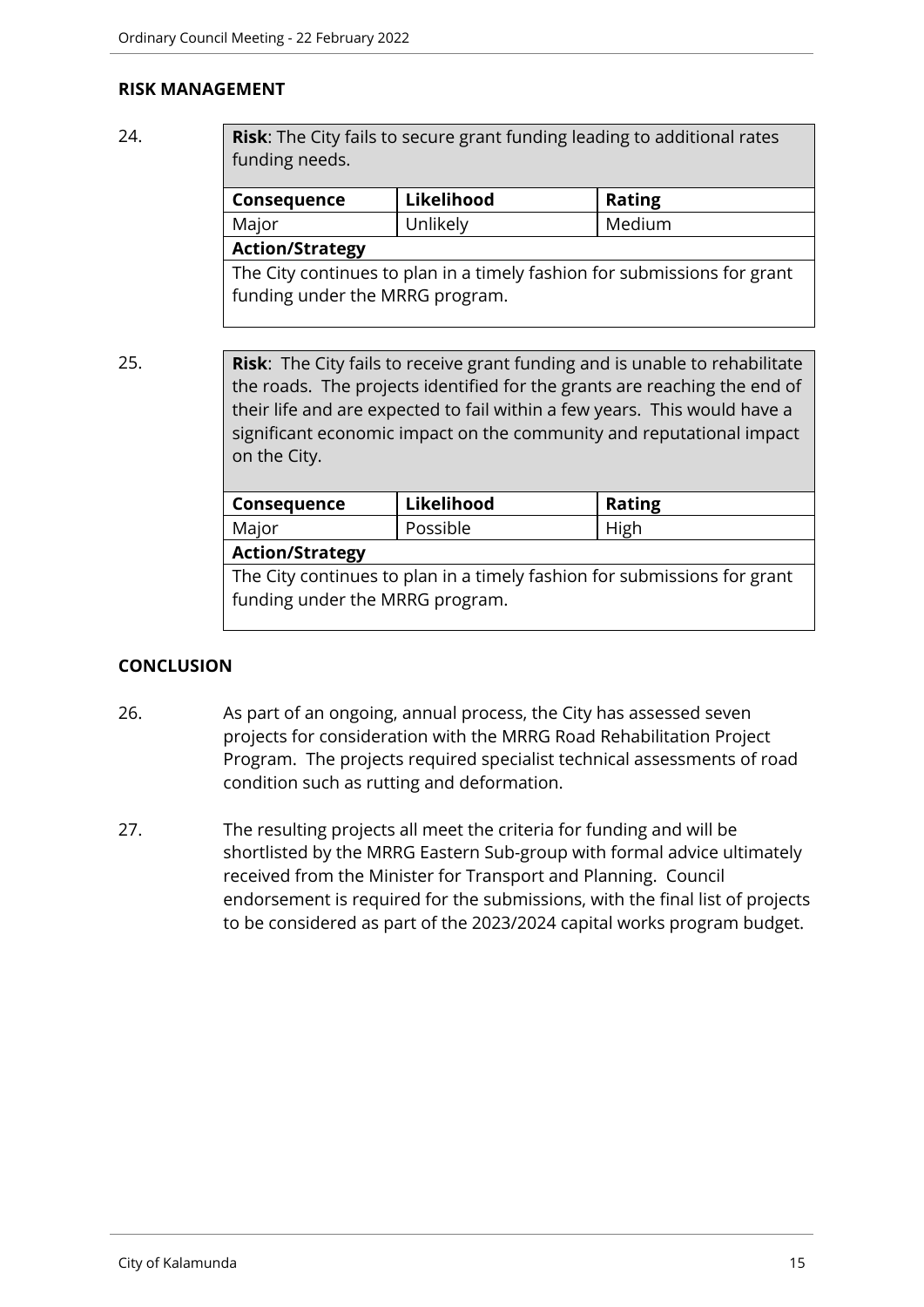## RISK MANAGEMENT

24.

| **Risk**: The City fails to secure grant funding leading to additional rates funding needs. | | |
|---|---|---|
| **Consequence** | **Likelihood** | **Rating** |
| Major | Unlikely | Medium |
| **Action/Strategy** | | |
| The City continues to plan in a timely fashion for submissions for grant funding under the MRRG program. | | |

25.

| **Risk**: The City fails to receive grant funding and is unable to rehabilitate the roads. The projects identified for the grants are reaching the end of their life and are expected to fail within a few years. This would have a significant economic impact on the community and reputational impact on the City. | | |
|---|---|---|
| **Consequence** | **Likelihood** | **Rating** |
| Major | Possible | High |
| **Action/Strategy** | | |
| The City continues to plan in a timely fashion for submissions for grant funding under the MRRG program. | | |

## CONCLUSION

26. As part of an ongoing, annual process, the City has assessed seven projects for consideration with the MRRG Road Rehabilitation Project Program. The projects required specialist technical assessments of road condition such as rutting and deformation.

27. The resulting projects all meet the criteria for funding and will be shortlisted by the MRRG Eastern Sub-group with formal advice ultimately received from the Minister for Transport and Planning. Council endorsement is required for the submissions, with the final list of projects to be considered as part of the 2023/2024 capital works program budget.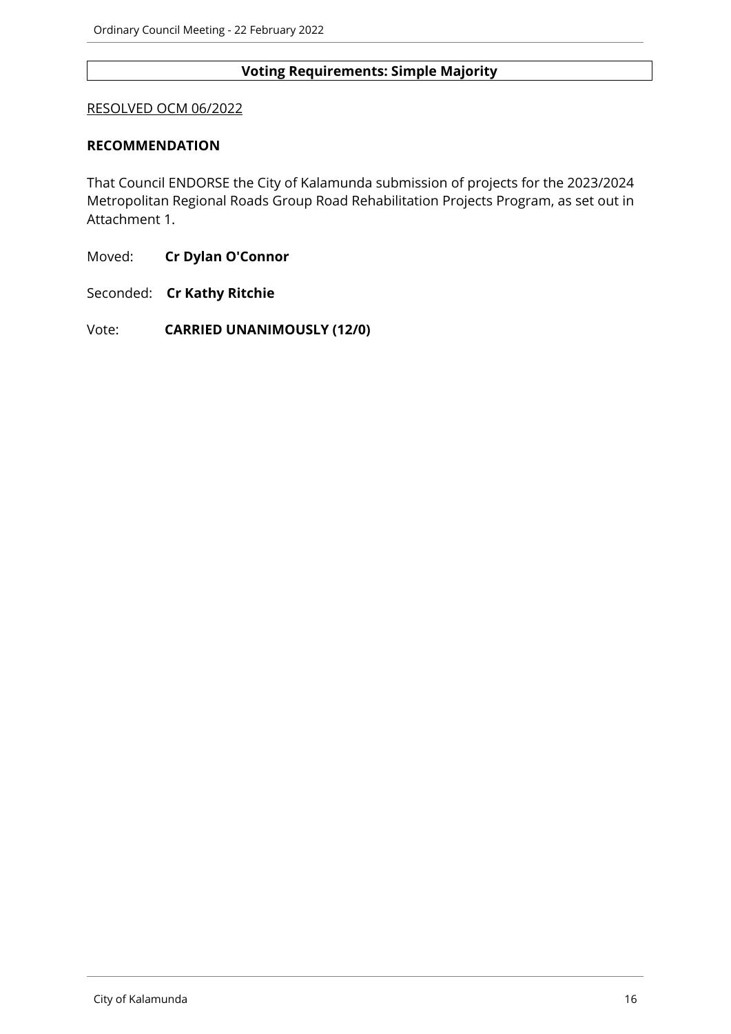**Voting Requirements: Simple Majority**

RESOLVED OCM 06/2022

**RECOMMENDATION**

That Council ENDORSE the City of Kalamunda submission of projects for the 2023/2024 Metropolitan Regional Roads Group Road Rehabilitation Projects Program, as set out in Attachment 1.

Moved: **Cr Dylan O'Connor**

Seconded: **Cr Kathy Ritchie**

Vote: **CARRIED UNANIMOUSLY (12/0)**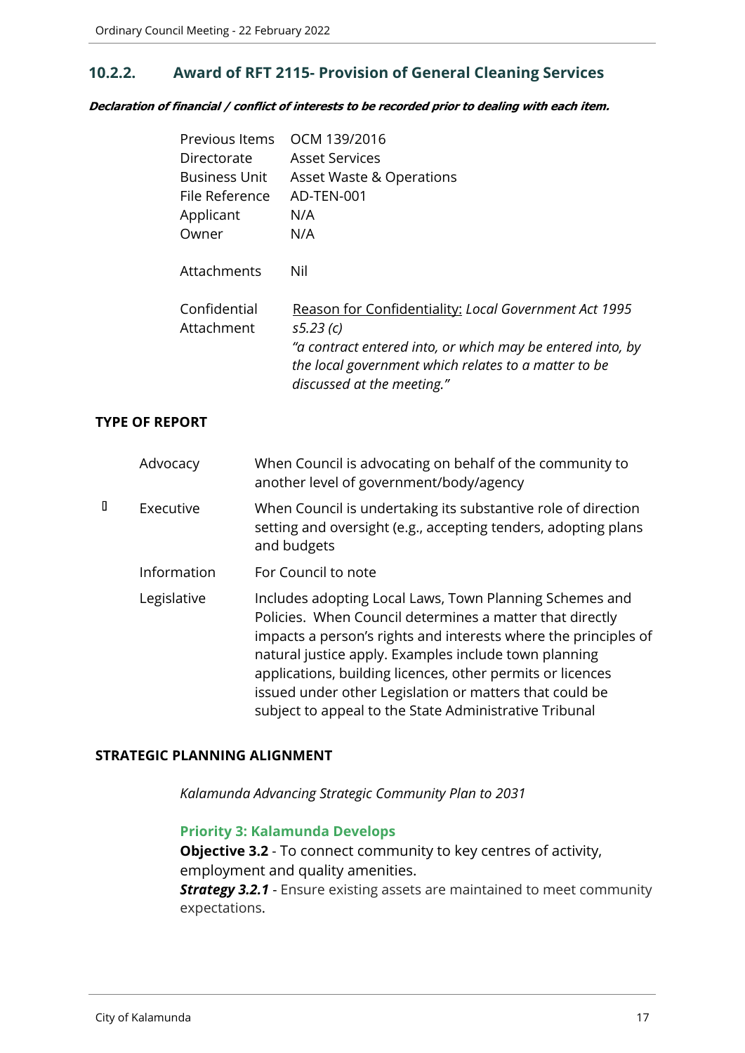## 10.2.2. Award of RFT 2115- Provision of General Cleaning Services

***Declaration of financial / conflict of interests to be recorded prior to dealing with each item.***

| | |
|---|---|
| Previous Items | OCM 139/2016 |
| Directorate | Asset Services |
| Business Unit | Asset Waste & Operations |
| File Reference | AD-TEN-001 |
| Applicant | N/A |
| Owner | N/A |
| Attachments | Nil |
| Confidential Attachment | Reason for Confidentiality: *Local Government Act 1995 s5.23 (c)* *"a contract entered into, or which may be entered into, by the local government which relates to a matter to be discussed at the meeting."* |

**TYPE OF REPORT**

| | | |
|---|---|---|
| | Advocacy | When Council is advocating on behalf of the community to another level of government/body/agency |
| ▯ | Executive | When Council is undertaking its substantive role of direction setting and oversight (e.g., accepting tenders, adopting plans and budgets |
| | Information | For Council to note |
| | Legislative | Includes adopting Local Laws, Town Planning Schemes and Policies. When Council determines a matter that directly impacts a person's rights and interests where the principles of natural justice apply. Examples include town planning applications, building licences, other permits or licences issued under other Legislation or matters that could be subject to appeal to the State Administrative Tribunal |

**STRATEGIC PLANNING ALIGNMENT**

*Kalamunda Advancing Strategic Community Plan to 2031*

**Priority 3: Kalamunda Develops**

**Objective 3.2** - To connect community to key centres of activity, employment and quality amenities.

***Strategy 3.2.1*** - Ensure existing assets are maintained to meet community expectations.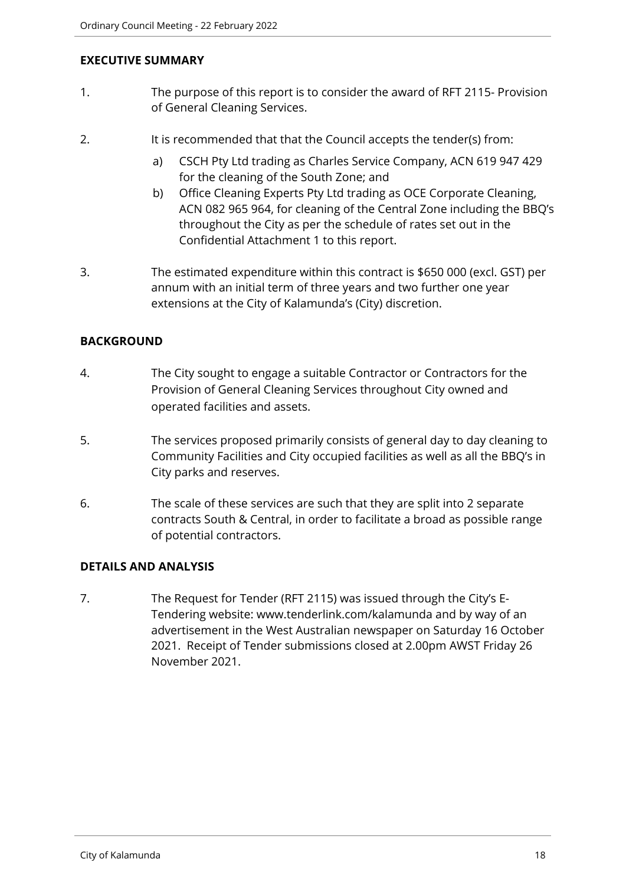## EXECUTIVE SUMMARY

1. The purpose of this report is to consider the award of RFT 2115- Provision of General Cleaning Services.

2. It is recommended that that the Council accepts the tender(s) from:

   a) CSCH Pty Ltd trading as Charles Service Company, ACN 619 947 429 for the cleaning of the South Zone; and

   b) Office Cleaning Experts Pty Ltd trading as OCE Corporate Cleaning, ACN 082 965 964, for cleaning of the Central Zone including the BBQ's throughout the City as per the schedule of rates set out in the Confidential Attachment 1 to this report.

3. The estimated expenditure within this contract is $650 000 (excl. GST) per annum with an initial term of three years and two further one year extensions at the City of Kalamunda's (City) discretion.

## BACKGROUND

4. The City sought to engage a suitable Contractor or Contractors for the Provision of General Cleaning Services throughout City owned and operated facilities and assets.

5. The services proposed primarily consists of general day to day cleaning to Community Facilities and City occupied facilities as well as all the BBQ's in City parks and reserves.

6. The scale of these services are such that they are split into 2 separate contracts South & Central, in order to facilitate a broad as possible range of potential contractors.

## DETAILS AND ANALYSIS

7. The Request for Tender (RFT 2115) was issued through the City's E-Tendering website: www.tenderlink.com/kalamunda and by way of an advertisement in the West Australian newspaper on Saturday 16 October 2021. Receipt of Tender submissions closed at 2.00pm AWST Friday 26 November 2021.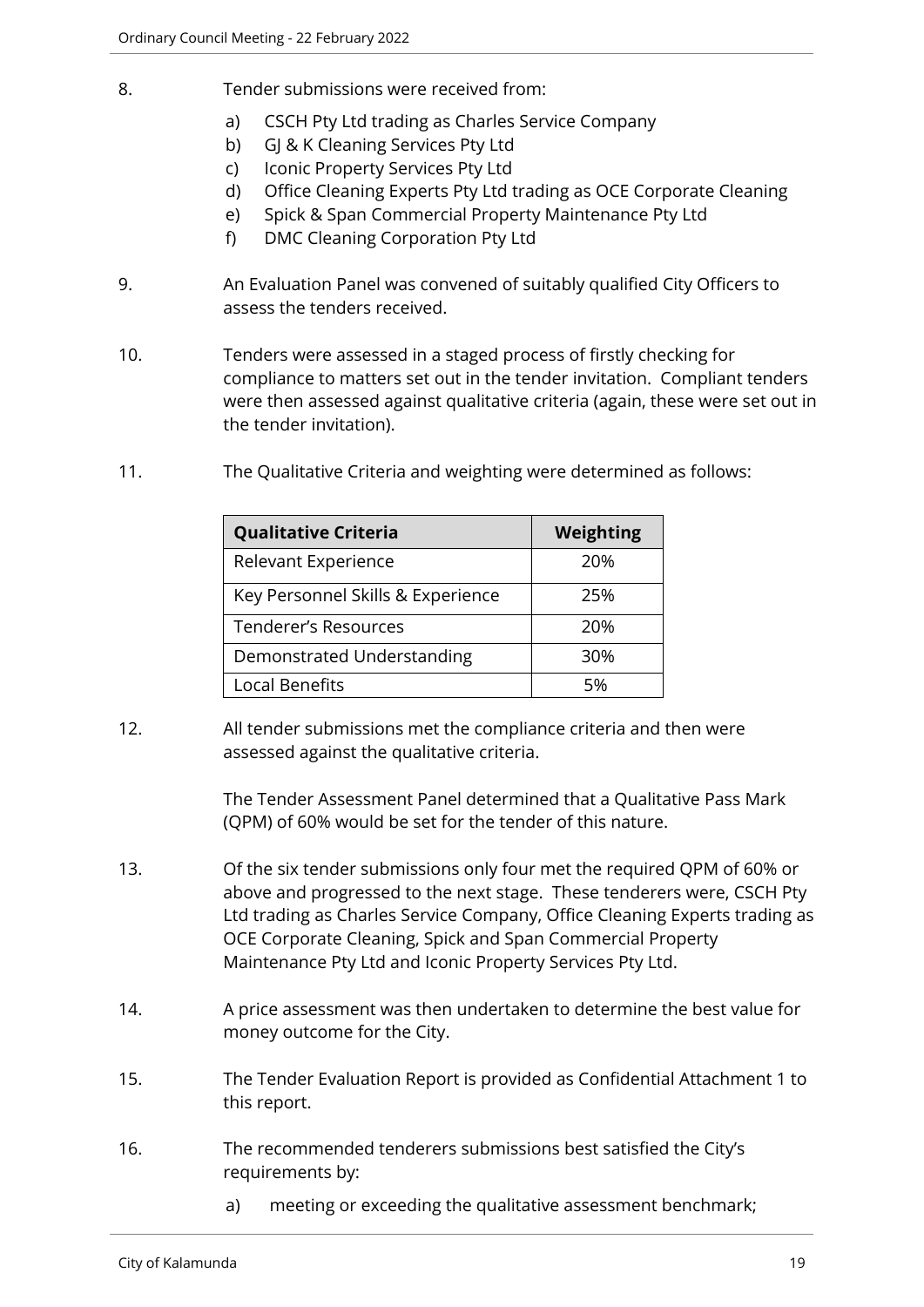8. Tender submissions were received from:

    a) CSCH Pty Ltd trading as Charles Service Company
    b) GJ & K Cleaning Services Pty Ltd
    c) Iconic Property Services Pty Ltd
    d) Office Cleaning Experts Pty Ltd trading as OCE Corporate Cleaning
    e) Spick & Span Commercial Property Maintenance Pty Ltd
    f) DMC Cleaning Corporation Pty Ltd

9. An Evaluation Panel was convened of suitably qualified City Officers to assess the tenders received.

10. Tenders were assessed in a staged process of firstly checking for compliance to matters set out in the tender invitation. Compliant tenders were then assessed against qualitative criteria (again, these were set out in the tender invitation).

11. The Qualitative Criteria and weighting were determined as follows:

| Qualitative Criteria | Weighting |
|---|---|
| Relevant Experience | 20% |
| Key Personnel Skills & Experience | 25% |
| Tenderer's Resources | 20% |
| Demonstrated Understanding | 30% |
| Local Benefits | 5% |

12. All tender submissions met the compliance criteria and then were assessed against the qualitative criteria.

    The Tender Assessment Panel determined that a Qualitative Pass Mark (QPM) of 60% would be set for the tender of this nature.

13. Of the six tender submissions only four met the required QPM of 60% or above and progressed to the next stage. These tenderers were, CSCH Pty Ltd trading as Charles Service Company, Office Cleaning Experts trading as OCE Corporate Cleaning, Spick and Span Commercial Property Maintenance Pty Ltd and Iconic Property Services Pty Ltd.

14. A price assessment was then undertaken to determine the best value for money outcome for the City.

15. The Tender Evaluation Report is provided as Confidential Attachment 1 to this report.

16. The recommended tenderers submissions best satisfied the City's requirements by:

    a) meeting or exceeding the qualitative assessment benchmark;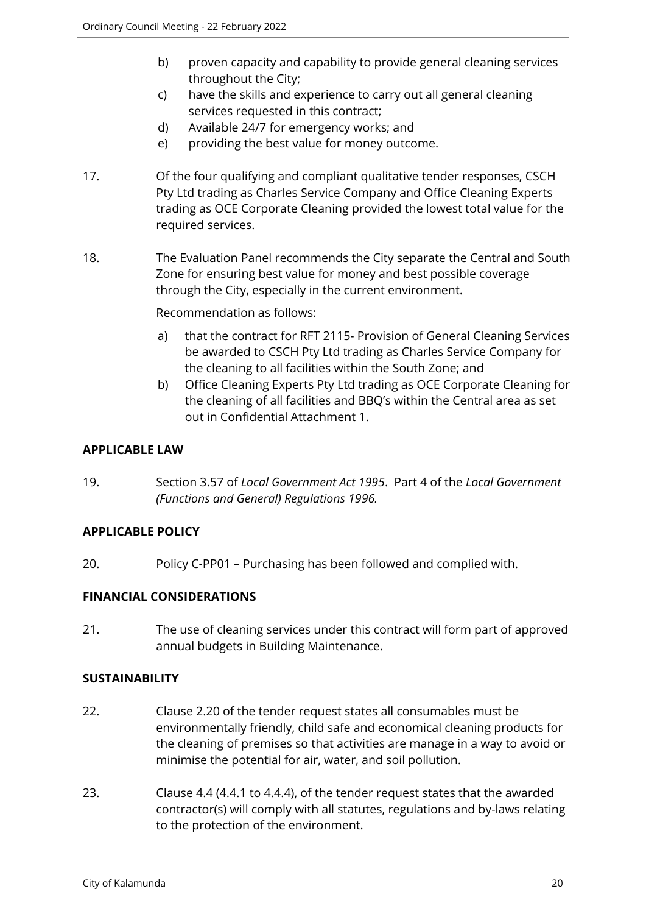b) proven capacity and capability to provide general cleaning services throughout the City;

c) have the skills and experience to carry out all general cleaning services requested in this contract;

d) Available 24/7 for emergency works; and

e) providing the best value for money outcome.

17. Of the four qualifying and compliant qualitative tender responses, CSCH Pty Ltd trading as Charles Service Company and Office Cleaning Experts trading as OCE Corporate Cleaning provided the lowest total value for the required services.

18. The Evaluation Panel recommends the City separate the Central and South Zone for ensuring best value for money and best possible coverage through the City, especially in the current environment.

    Recommendation as follows:

    a) that the contract for RFT 2115- Provision of General Cleaning Services be awarded to CSCH Pty Ltd trading as Charles Service Company for the cleaning to all facilities within the South Zone; and

    b) Office Cleaning Experts Pty Ltd trading as OCE Corporate Cleaning for the cleaning of all facilities and BBQ's within the Central area as set out in Confidential Attachment 1.

**APPLICABLE LAW**

19. Section 3.57 of *Local Government Act 1995*. Part 4 of the *Local Government (Functions and General) Regulations 1996.*

**APPLICABLE POLICY**

20. Policy C-PP01 – Purchasing has been followed and complied with.

**FINANCIAL CONSIDERATIONS**

21. The use of cleaning services under this contract will form part of approved annual budgets in Building Maintenance.

**SUSTAINABILITY**

22. Clause 2.20 of the tender request states all consumables must be environmentally friendly, child safe and economical cleaning products for the cleaning of premises so that activities are manage in a way to avoid or minimise the potential for air, water, and soil pollution.

23. Clause 4.4 (4.4.1 to 4.4.4), of the tender request states that the awarded contractor(s) will comply with all statutes, regulations and by-laws relating to the protection of the environment.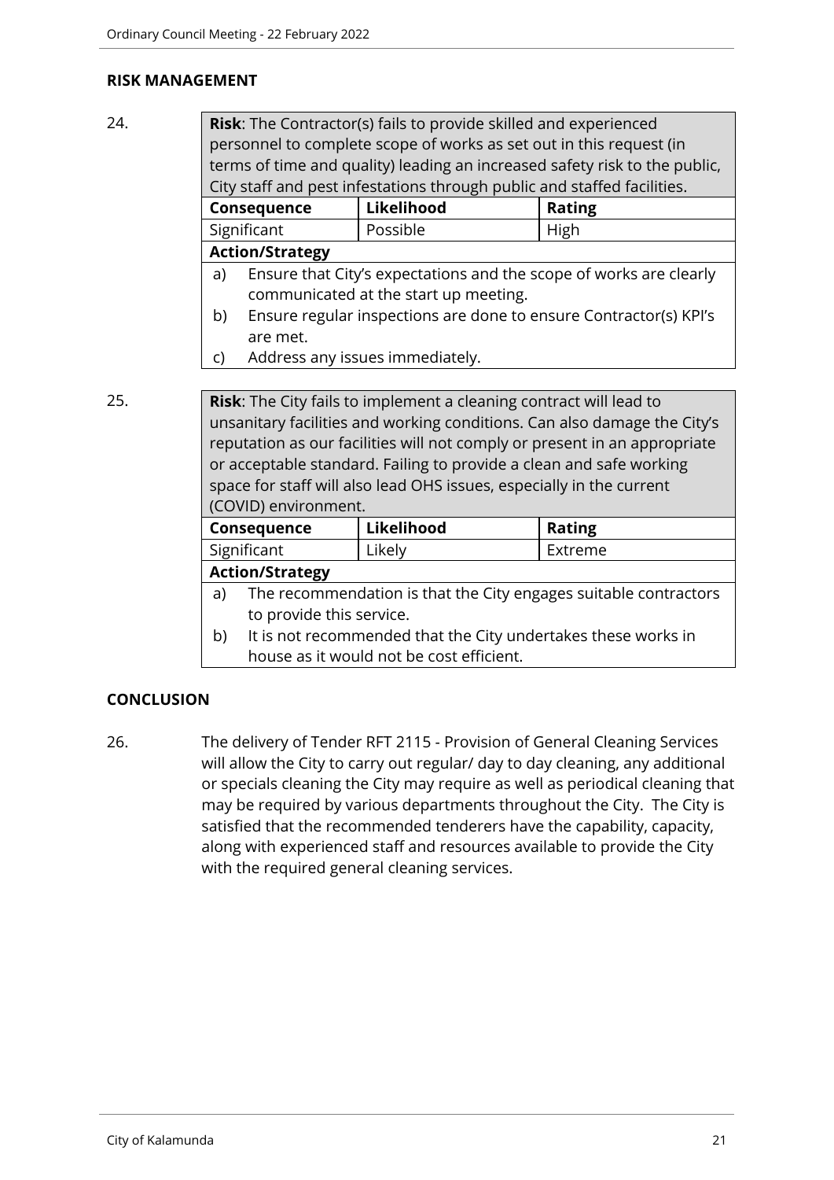## RISK MANAGEMENT

24.

| **Risk**: The Contractor(s) fails to provide skilled and experienced personnel to complete scope of works as set out in this request (in terms of time and quality) leading an increased safety risk to the public, City staff and pest infestations through public and staffed facilities. | | |
|---|---|---|
| **Consequence** | **Likelihood** | **Rating** |
| Significant | Possible | High |
| **Action/Strategy** | | |
| a) Ensure that City's expectations and the scope of works are clearly communicated at the start up meeting.<br>b) Ensure regular inspections are done to ensure Contractor(s) KPI's are met.<br>c) Address any issues immediately. | | |

25.

| **Risk**: The City fails to implement a cleaning contract will lead to unsanitary facilities and working conditions. Can also damage the City's reputation as our facilities will not comply or present in an appropriate or acceptable standard. Failing to provide a clean and safe working space for staff will also lead OHS issues, especially in the current (COVID) environment. | | |
|---|---|---|
| **Consequence** | **Likelihood** | **Rating** |
| Significant | Likely | Extreme |
| **Action/Strategy** | | |
| a) The recommendation is that the City engages suitable contractors to provide this service.<br>b) It is not recommended that the City undertakes these works in house as it would not be cost efficient. | | |

## CONCLUSION

26. The delivery of Tender RFT 2115 - Provision of General Cleaning Services will allow the City to carry out regular/ day to day cleaning, any additional or specials cleaning the City may require as well as periodical cleaning that may be required by various departments throughout the City. The City is satisfied that the recommended tenderers have the capability, capacity, along with experienced staff and resources available to provide the City with the required general cleaning services.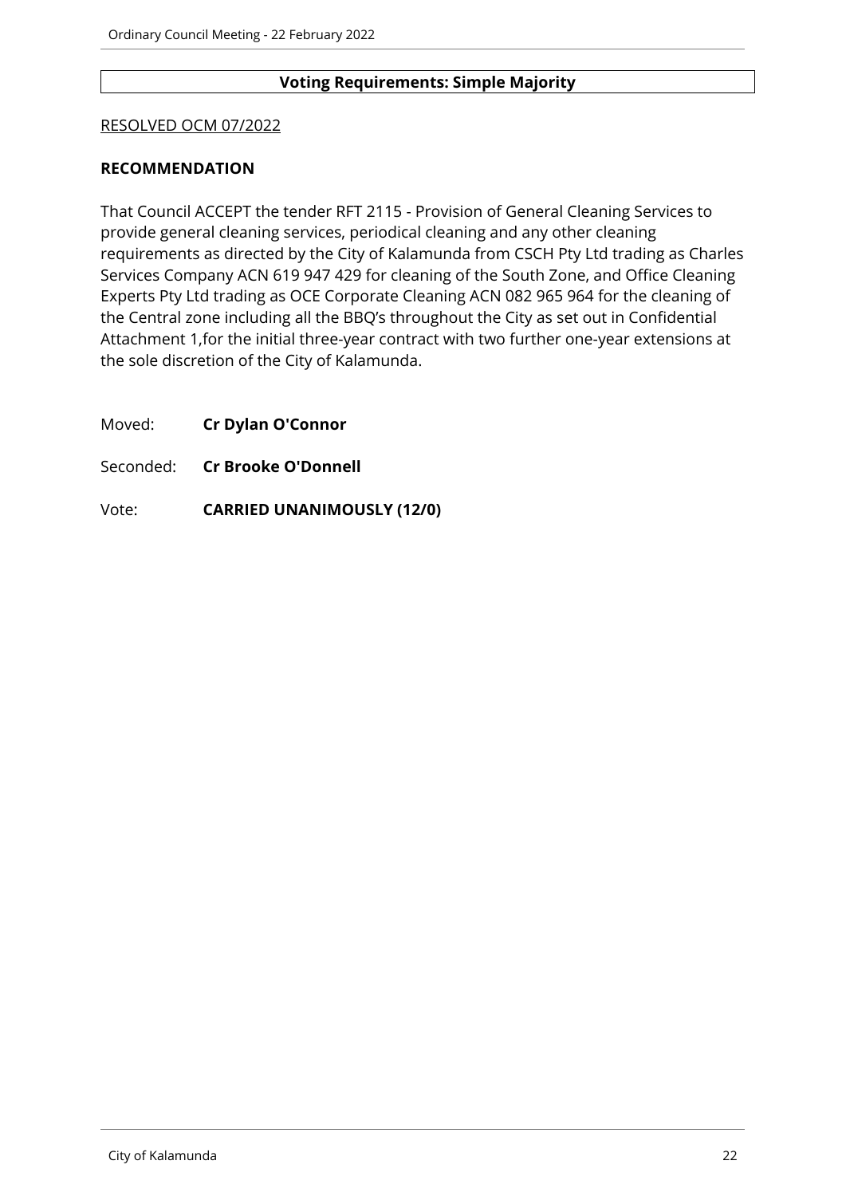**Voting Requirements: Simple Majority**

RESOLVED OCM 07/2022

**RECOMMENDATION**

That Council ACCEPT the tender RFT 2115 - Provision of General Cleaning Services to provide general cleaning services, periodical cleaning and any other cleaning requirements as directed by the City of Kalamunda from CSCH Pty Ltd trading as Charles Services Company ACN 619 947 429 for cleaning of the South Zone, and Office Cleaning Experts Pty Ltd trading as OCE Corporate Cleaning ACN 082 965 964 for the cleaning of the Central zone including all the BBQ's throughout the City as set out in Confidential Attachment 1,for the initial three-year contract with two further one-year extensions at the sole discretion of the City of Kalamunda.

Moved: **Cr Dylan O'Connor**

Seconded: **Cr Brooke O'Donnell**

Vote: **CARRIED UNANIMOUSLY (12/0)**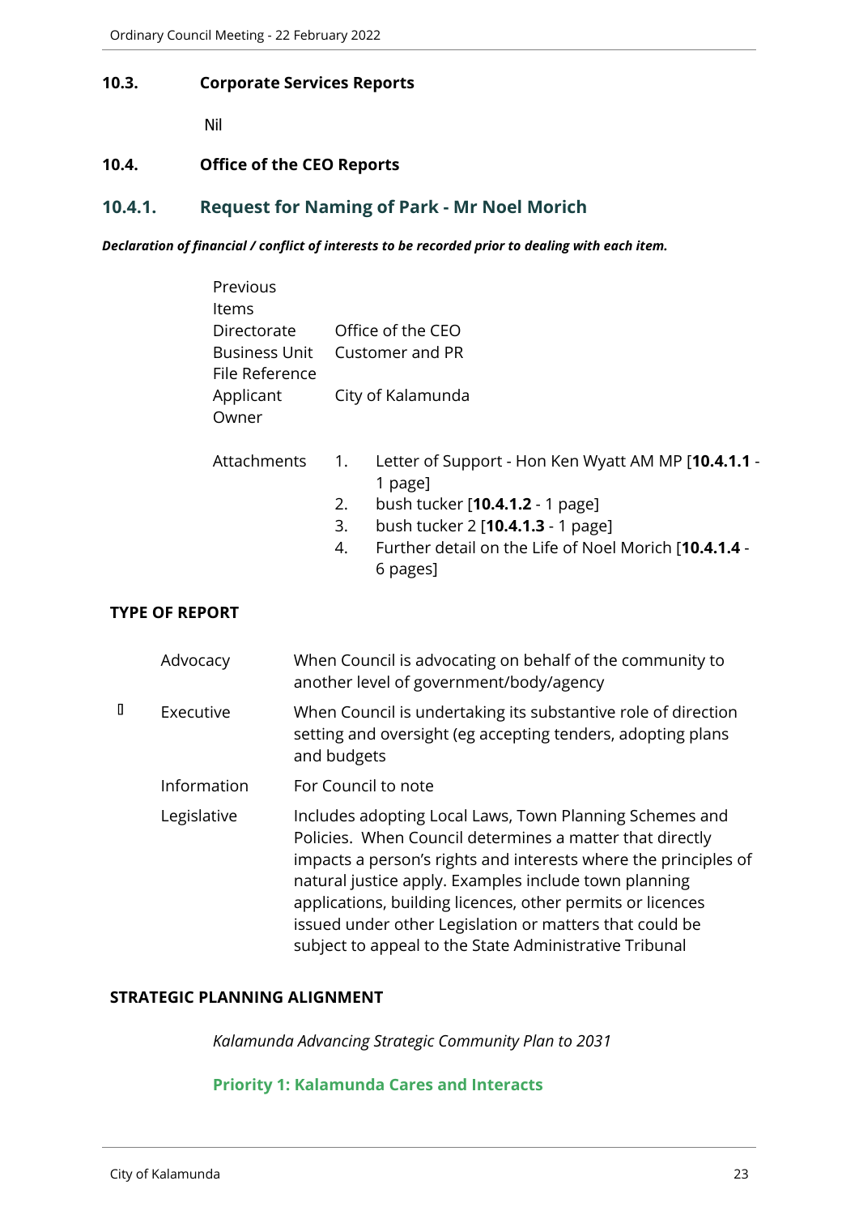### 10.3. Corporate Services Reports

Nil

### 10.4. Office of the CEO Reports

## 10.4.1. Request for Naming of Park - Mr Noel Morich

***Declaration of financial / conflict of interests to be recorded prior to dealing with each item.***

| | |
|---|---|
| Previous Items | |
| Directorate | Office of the CEO |
| Business Unit | Customer and PR |
| File Reference | |
| Applicant | City of Kalamunda |
| Owner | |

Attachments

1. Letter of Support - Hon Ken Wyatt AM MP [**10.4.1.1** - 1 page]
2. bush tucker [**10.4.1.2** - 1 page]
3. bush tucker 2 [**10.4.1.3** - 1 page]
4. Further detail on the Life of Noel Morich [**10.4.1.4** - 6 pages]

**TYPE OF REPORT**

| | | |
|---|---|---|
| | Advocacy | When Council is advocating on behalf of the community to another level of government/body/agency |
| ☐ | Executive | When Council is undertaking its substantive role of direction setting and oversight (eg accepting tenders, adopting plans and budgets |
| | Information | For Council to note |
| | Legislative | Includes adopting Local Laws, Town Planning Schemes and Policies. When Council determines a matter that directly impacts a person's rights and interests where the principles of natural justice apply. Examples include town planning applications, building licences, other permits or licences issued under other Legislation or matters that could be subject to appeal to the State Administrative Tribunal |

**STRATEGIC PLANNING ALIGNMENT**

*Kalamunda Advancing Strategic Community Plan to 2031*

**Priority 1: Kalamunda Cares and Interacts**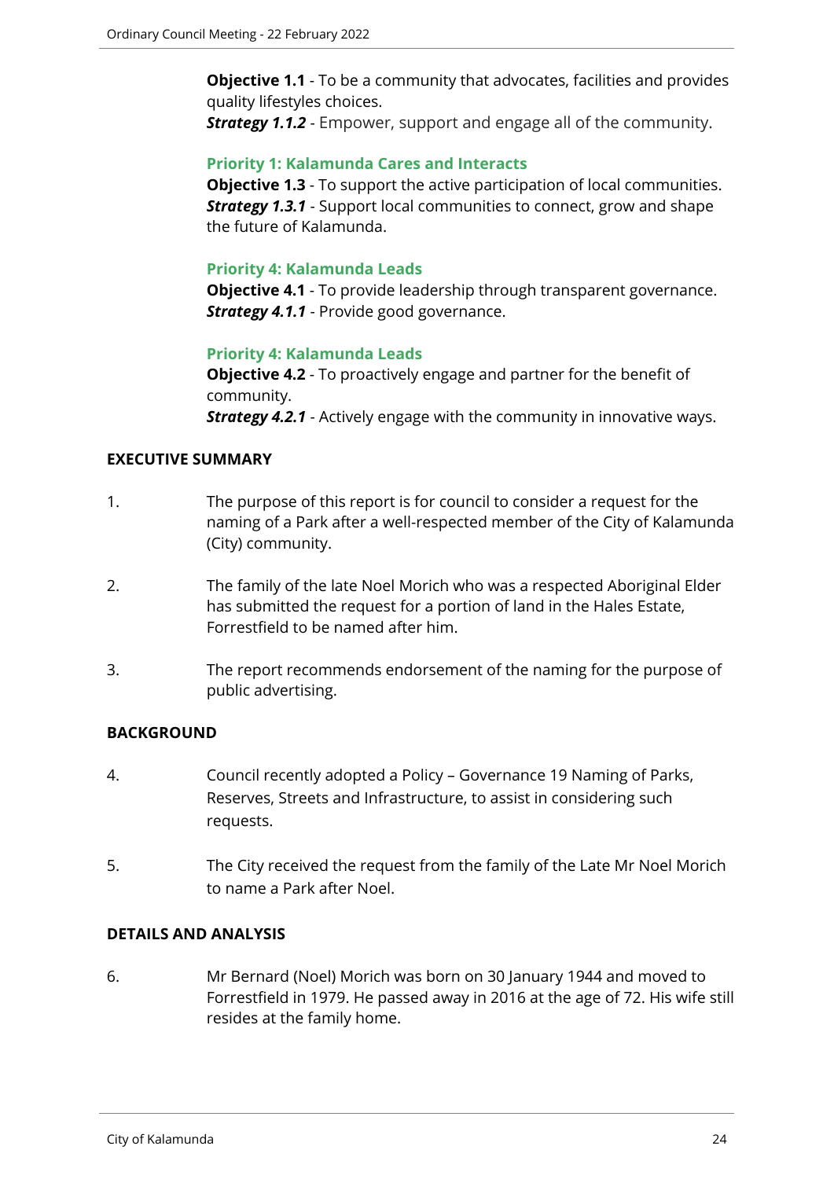**Objective 1.1** - To be a community that advocates, facilities and provides quality lifestyles choices.
***Strategy 1.1.2*** - Empower, support and engage all of the community.

**Priority 1: Kalamunda Cares and Interacts**
**Objective 1.3** - To support the active participation of local communities.
***Strategy 1.3.1*** - Support local communities to connect, grow and shape the future of Kalamunda.

**Priority 4: Kalamunda Leads**
**Objective 4.1** - To provide leadership through transparent governance.
***Strategy 4.1.1*** - Provide good governance.

**Priority 4: Kalamunda Leads**
**Objective 4.2** - To proactively engage and partner for the benefit of community.
***Strategy 4.2.1*** - Actively engage with the community in innovative ways.

## EXECUTIVE SUMMARY

1. The purpose of this report is for council to consider a request for the naming of a Park after a well-respected member of the City of Kalamunda (City) community.

2. The family of the late Noel Morich who was a respected Aboriginal Elder has submitted the request for a portion of land in the Hales Estate, Forrestfield to be named after him.

3. The report recommends endorsement of the naming for the purpose of public advertising.

## BACKGROUND

4. Council recently adopted a Policy – Governance 19 Naming of Parks, Reserves, Streets and Infrastructure, to assist in considering such requests.

5. The City received the request from the family of the Late Mr Noel Morich to name a Park after Noel.

## DETAILS AND ANALYSIS

6. Mr Bernard (Noel) Morich was born on 30 January 1944 and moved to Forrestfield in 1979. He passed away in 2016 at the age of 72. His wife still resides at the family home.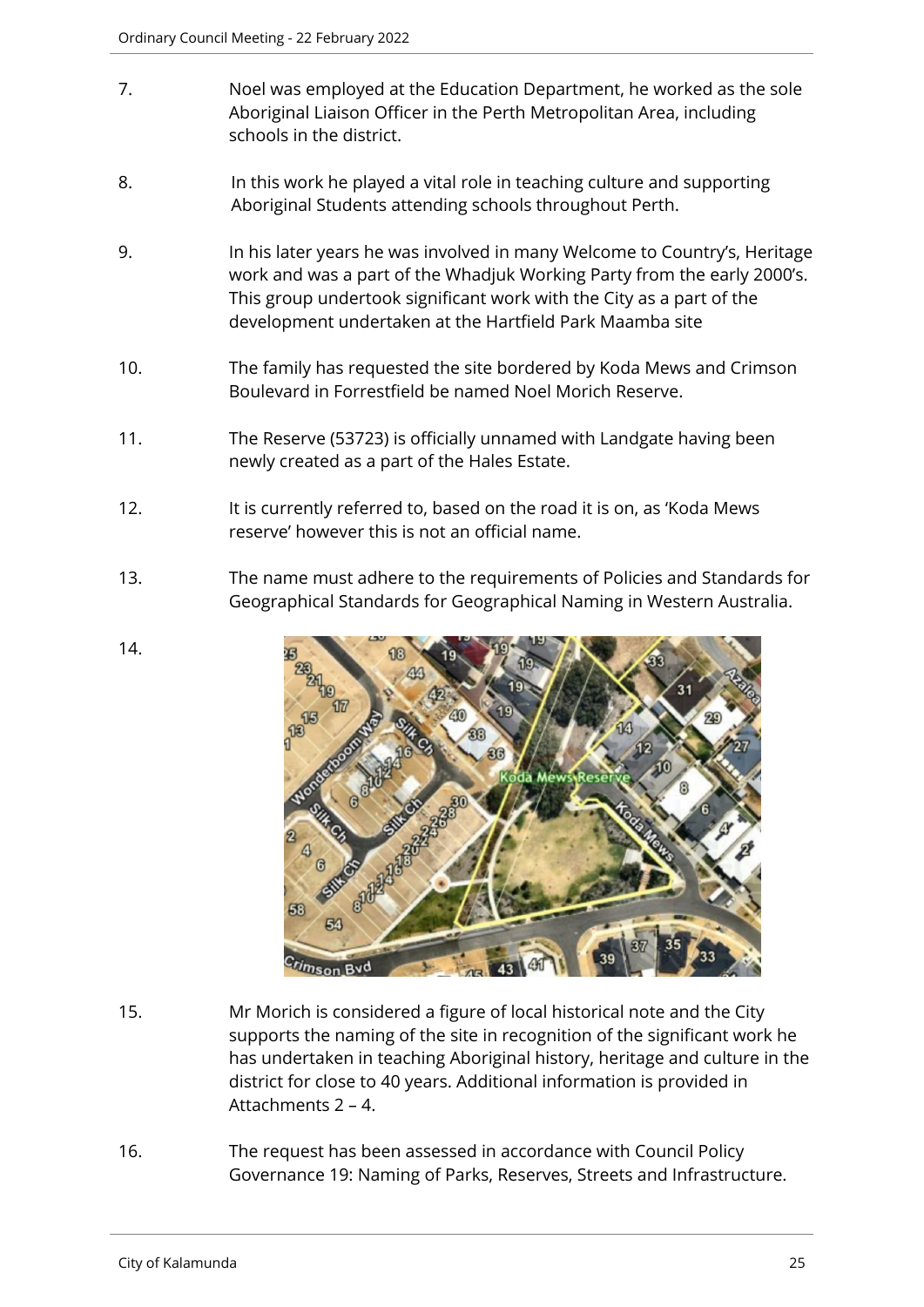7. Noel was employed at the Education Department, he worked as the sole Aboriginal Liaison Officer in the Perth Metropolitan Area, including schools in the district.

8. In this work he played a vital role in teaching culture and supporting Aboriginal Students attending schools throughout Perth.

9. In his later years he was involved in many Welcome to Country's, Heritage work and was a part of the Whadjuk Working Party from the early 2000's. This group undertook significant work with the City as a part of the development undertaken at the Hartfield Park Maamba site

10. The family has requested the site bordered by Koda Mews and Crimson Boulevard in Forrestfield be named Noel Morich Reserve.

11. The Reserve (53723) is officially unnamed with Landgate having been newly created as a part of the Hales Estate.

12. It is currently referred to, based on the road it is on, as 'Koda Mews reserve' however this is not an official name.

13. The name must adhere to the requirements of Policies and Standards for Geographical Standards for Geographical Naming in Western Australia.

14.

15. Mr Morich is considered a figure of local historical note and the City supports the naming of the site in recognition of the significant work he has undertaken in teaching Aboriginal history, heritage and culture in the district for close to 40 years. Additional information is provided in Attachments 2 – 4.

16. The request has been assessed in accordance with Council Policy Governance 19: Naming of Parks, Reserves, Streets and Infrastructure.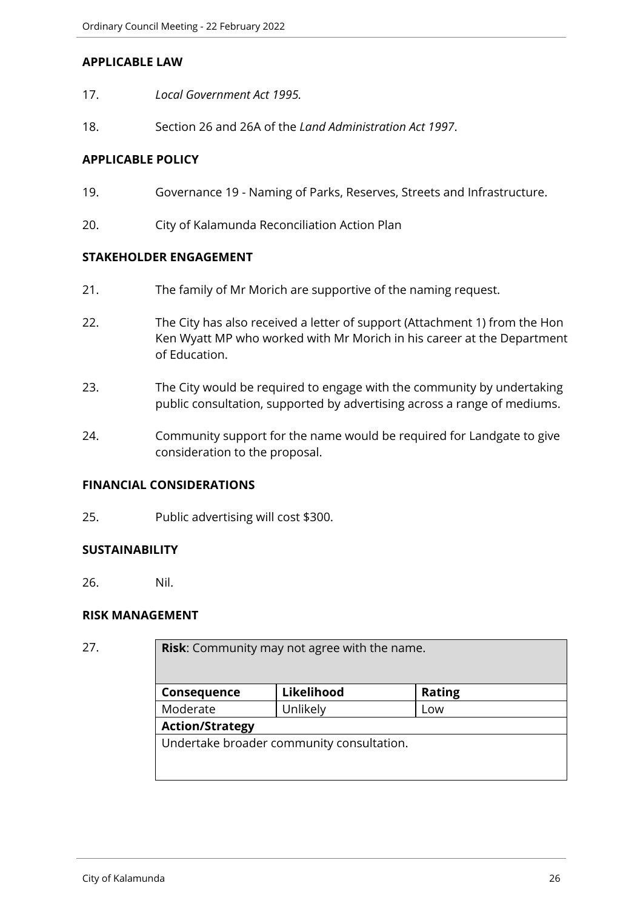**APPLICABLE LAW**

17. *Local Government Act 1995.*

18. Section 26 and 26A of the *Land Administration Act 1997*.

**APPLICABLE POLICY**

19. Governance 19 - Naming of Parks, Reserves, Streets and Infrastructure.

20. City of Kalamunda Reconciliation Action Plan

**STAKEHOLDER ENGAGEMENT**

21. The family of Mr Morich are supportive of the naming request.

22. The City has also received a letter of support (Attachment 1) from the Hon Ken Wyatt MP who worked with Mr Morich in his career at the Department of Education.

23. The City would be required to engage with the community by undertaking public consultation, supported by advertising across a range of mediums.

24. Community support for the name would be required for Landgate to give consideration to the proposal.

**FINANCIAL CONSIDERATIONS**

25. Public advertising will cost $300.

**SUSTAINABILITY**

26. Nil.

**RISK MANAGEMENT**

27.

| **Risk**: Community may not agree with the name. | | |
|---|---|---|
| **Consequence** | **Likelihood** | **Rating** |
| Moderate | Unlikely | Low |
| **Action/Strategy** | | |
| Undertake broader community consultation. | | |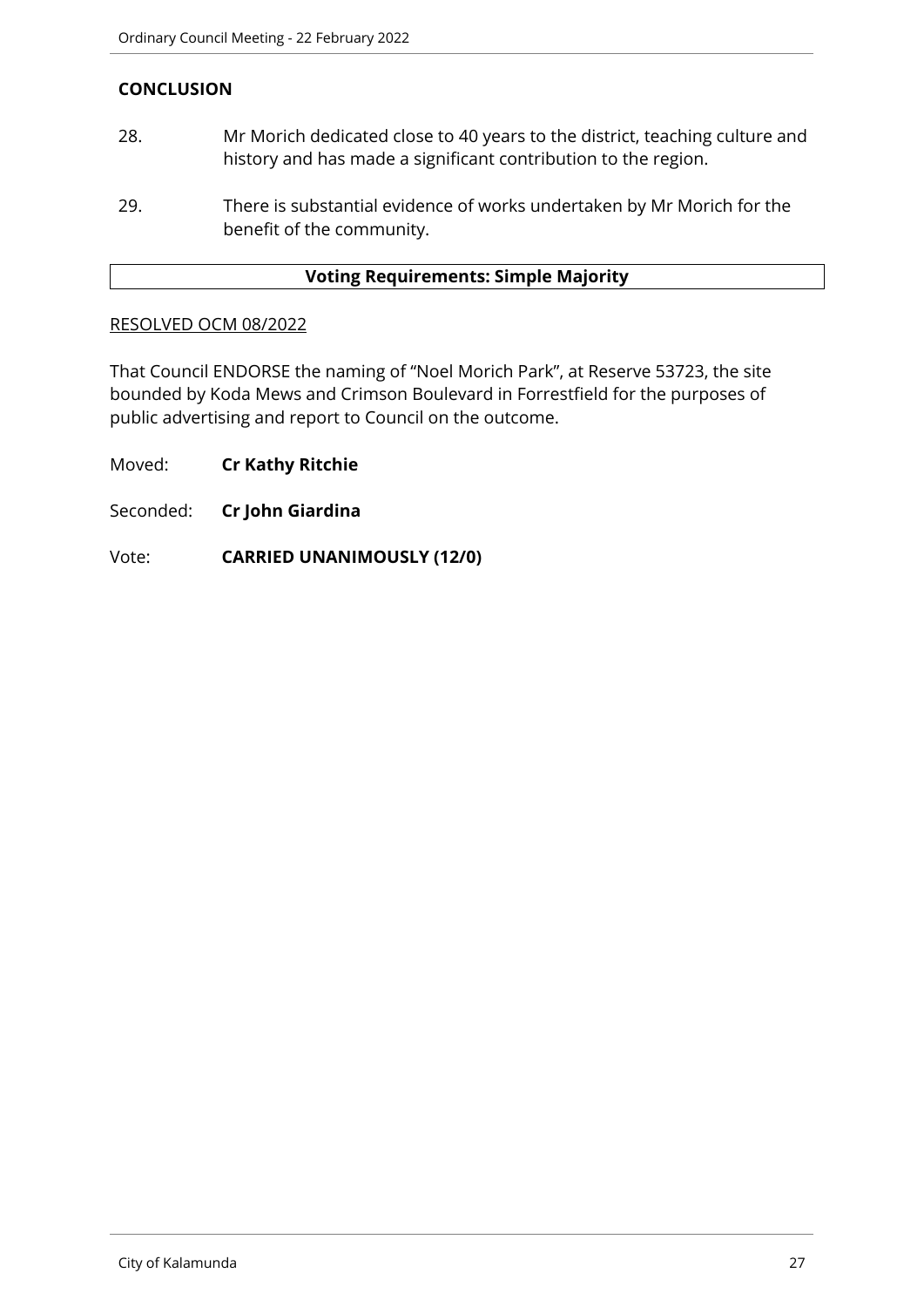## CONCLUSION

28. Mr Morich dedicated close to 40 years to the district, teaching culture and history and has made a significant contribution to the region.

29. There is substantial evidence of works undertaken by Mr Morich for the benefit of the community.

| Voting Requirements: Simple Majority |
|---|

RESOLVED OCM 08/2022

That Council ENDORSE the naming of "Noel Morich Park", at Reserve 53723, the site bounded by Koda Mews and Crimson Boulevard in Forrestfield for the purposes of public advertising and report to Council on the outcome.

Moved: **Cr Kathy Ritchie**

Seconded: **Cr John Giardina**

Vote: **CARRIED UNANIMOUSLY (12/0)**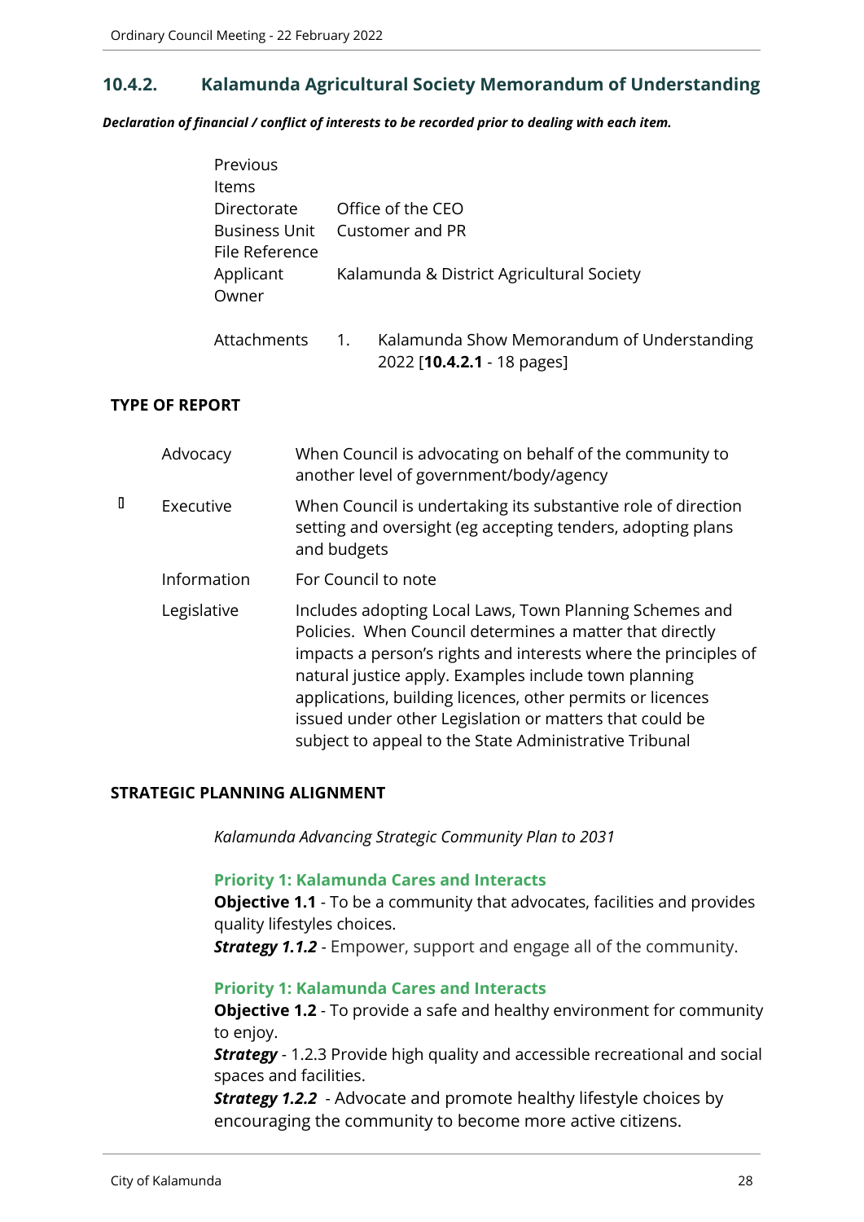## 10.4.2. Kalamunda Agricultural Society Memorandum of Understanding

***Declaration of financial / conflict of interests to be recorded prior to dealing with each item.***

| | |
|---|---|
| Previous Items | |
| Directorate | Office of the CEO |
| Business Unit | Customer and PR |
| File Reference | |
| Applicant | Kalamunda & District Agricultural Society |
| Owner | |
| Attachments | 1. Kalamunda Show Memorandum of Understanding 2022 [**10.4.2.1** - 18 pages] |

**TYPE OF REPORT**

| | | |
|---|---|---|
| | Advocacy | When Council is advocating on behalf of the community to another level of government/body/agency |
| ✓ | Executive | When Council is undertaking its substantive role of direction setting and oversight (eg accepting tenders, adopting plans and budgets |
| | Information | For Council to note |
| | Legislative | Includes adopting Local Laws, Town Planning Schemes and Policies. When Council determines a matter that directly impacts a person's rights and interests where the principles of natural justice apply. Examples include town planning applications, building licences, other permits or licences issued under other Legislation or matters that could be subject to appeal to the State Administrative Tribunal |

**STRATEGIC PLANNING ALIGNMENT**

*Kalamunda Advancing Strategic Community Plan to 2031*

**Priority 1: Kalamunda Cares and Interacts**
**Objective 1.1** - To be a community that advocates, facilities and provides quality lifestyles choices.
***Strategy 1.1.2*** - Empower, support and engage all of the community.

**Priority 1: Kalamunda Cares and Interacts**
**Objective 1.2** - To provide a safe and healthy environment for community to enjoy.
***Strategy*** - 1.2.3 Provide high quality and accessible recreational and social spaces and facilities.
***Strategy 1.2.2*** - Advocate and promote healthy lifestyle choices by encouraging the community to become more active citizens.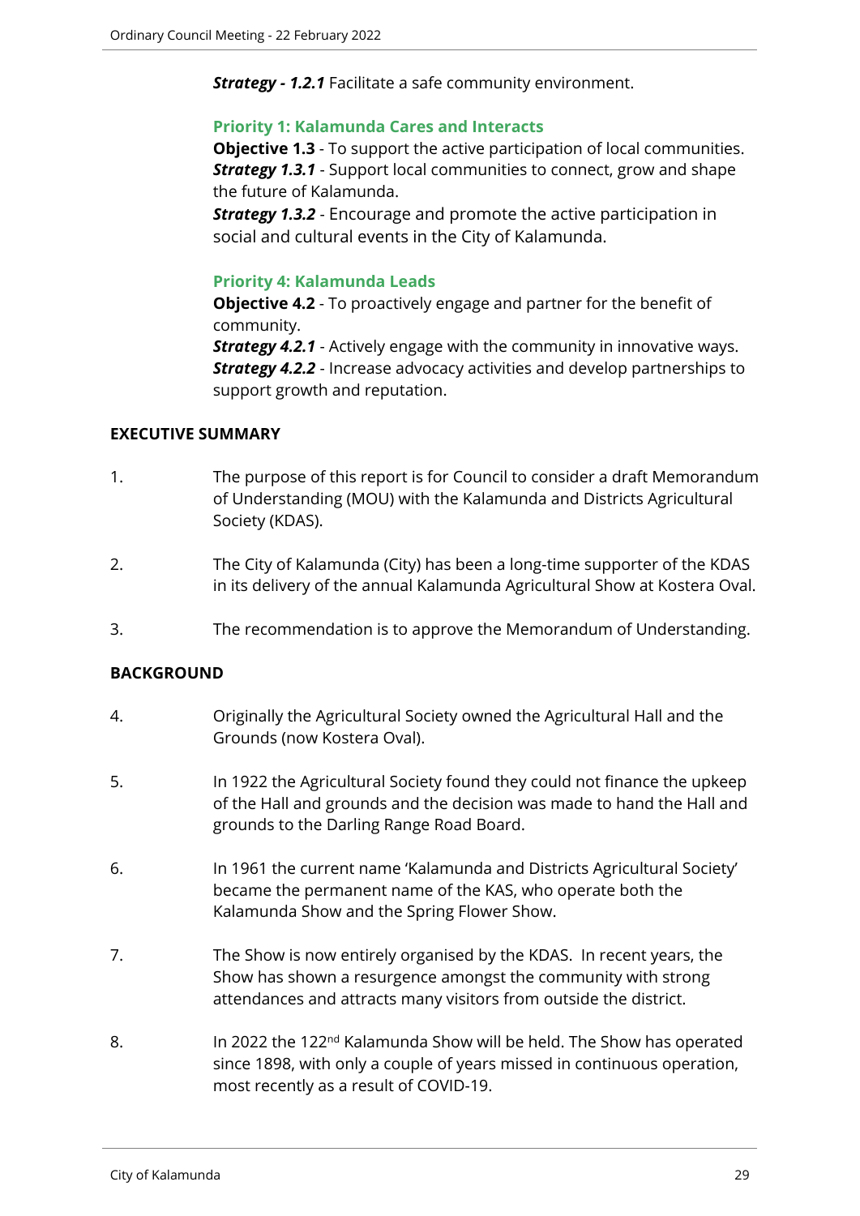***Strategy - 1.2.1*** Facilitate a safe community environment.

**Priority 1: Kalamunda Cares and Interacts**

**Objective 1.3** - To support the active participation of local communities.
***Strategy 1.3.1*** - Support local communities to connect, grow and shape the future of Kalamunda.
***Strategy 1.3.2*** - Encourage and promote the active participation in social and cultural events in the City of Kalamunda.

**Priority 4: Kalamunda Leads**

**Objective 4.2** - To proactively engage and partner for the benefit of community.
***Strategy 4.2.1*** - Actively engage with the community in innovative ways.
***Strategy 4.2.2*** - Increase advocacy activities and develop partnerships to support growth and reputation.

**EXECUTIVE SUMMARY**

1. The purpose of this report is for Council to consider a draft Memorandum of Understanding (MOU) with the Kalamunda and Districts Agricultural Society (KDAS).

2. The City of Kalamunda (City) has been a long-time supporter of the KDAS in its delivery of the annual Kalamunda Agricultural Show at Kostera Oval.

3. The recommendation is to approve the Memorandum of Understanding.

**BACKGROUND**

4. Originally the Agricultural Society owned the Agricultural Hall and the Grounds (now Kostera Oval).

5. In 1922 the Agricultural Society found they could not finance the upkeep of the Hall and grounds and the decision was made to hand the Hall and grounds to the Darling Range Road Board.

6. In 1961 the current name 'Kalamunda and Districts Agricultural Society' became the permanent name of the KAS, who operate both the Kalamunda Show and the Spring Flower Show.

7. The Show is now entirely organised by the KDAS. In recent years, the Show has shown a resurgence amongst the community with strong attendances and attracts many visitors from outside the district.

8. In 2022 the 122nd Kalamunda Show will be held. The Show has operated since 1898, with only a couple of years missed in continuous operation, most recently as a result of COVID-19.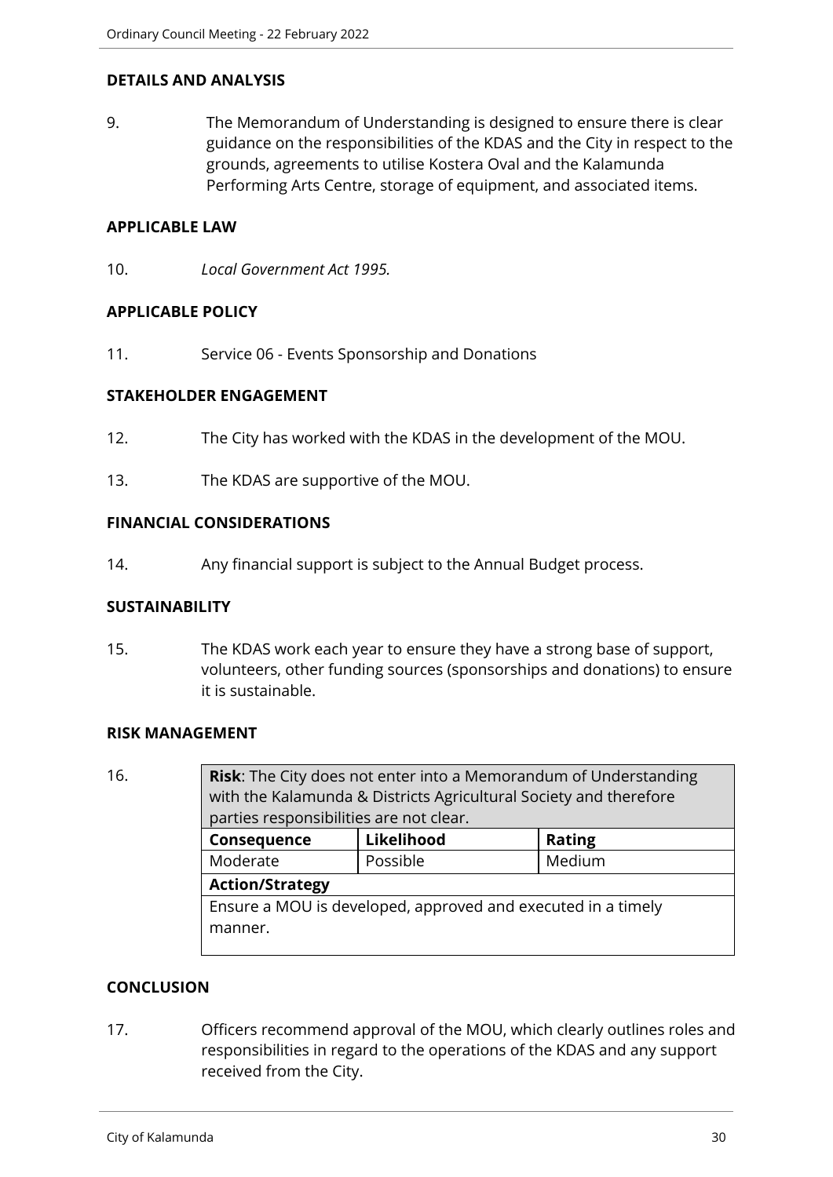## DETAILS AND ANALYSIS

9. The Memorandum of Understanding is designed to ensure there is clear guidance on the responsibilities of the KDAS and the City in respect to the grounds, agreements to utilise Kostera Oval and the Kalamunda Performing Arts Centre, storage of equipment, and associated items.

## APPLICABLE LAW

10. *Local Government Act 1995.*

## APPLICABLE POLICY

11. Service 06 - Events Sponsorship and Donations

## STAKEHOLDER ENGAGEMENT

12. The City has worked with the KDAS in the development of the MOU.

13. The KDAS are supportive of the MOU.

## FINANCIAL CONSIDERATIONS

14. Any financial support is subject to the Annual Budget process.

## SUSTAINABILITY

15. The KDAS work each year to ensure they have a strong base of support, volunteers, other funding sources (sponsorships and donations) to ensure it is sustainable.

## RISK MANAGEMENT

16.

| **Risk**: The City does not enter into a Memorandum of Understanding with the Kalamunda & Districts Agricultural Society and therefore parties responsibilities are not clear. | | |
|---|---|---|
| **Consequence** | **Likelihood** | **Rating** |
| Moderate | Possible | Medium |
| **Action/Strategy** | | |
| Ensure a MOU is developed, approved and executed in a timely manner. | | |

## CONCLUSION

17. Officers recommend approval of the MOU, which clearly outlines roles and responsibilities in regard to the operations of the KDAS and any support received from the City.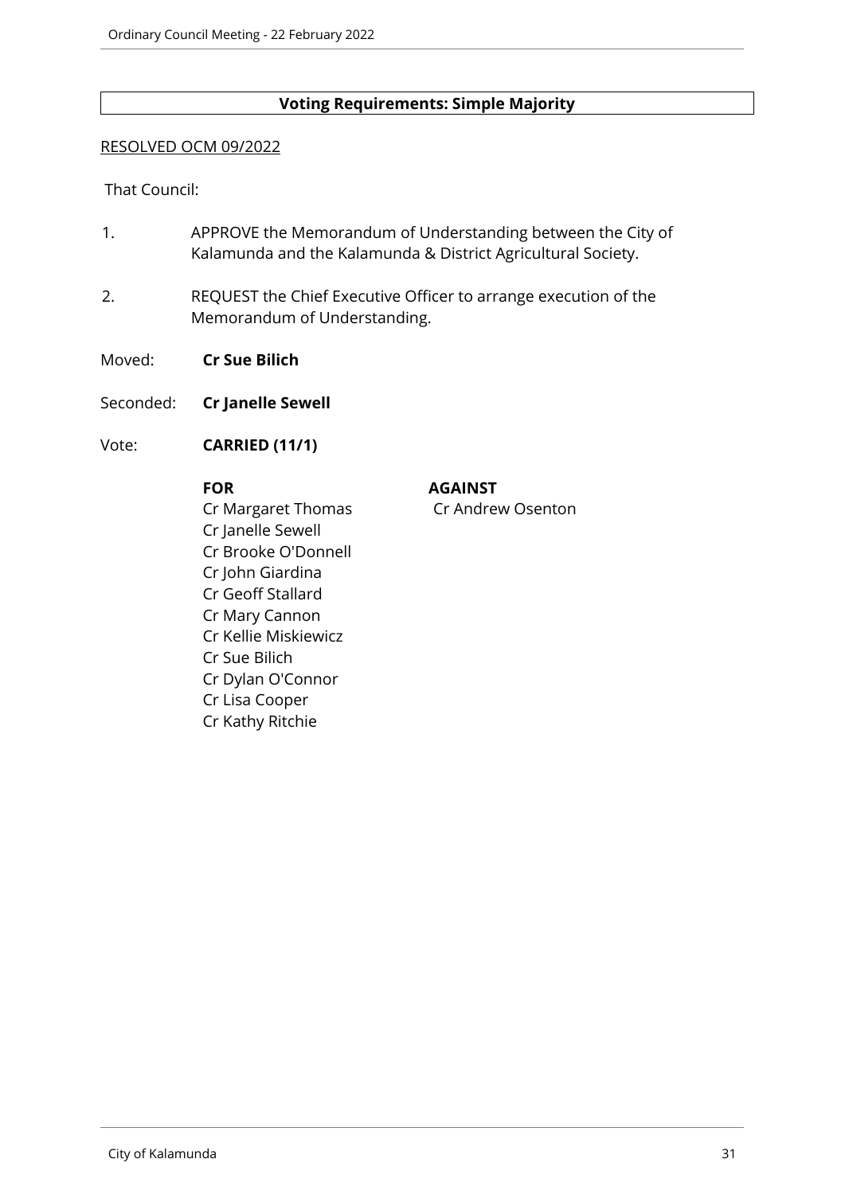**Voting Requirements: Simple Majority**

RESOLVED OCM 09/2022

That Council:

1. APPROVE the Memorandum of Understanding between the City of Kalamunda and the Kalamunda & District Agricultural Society.

2. REQUEST the Chief Executive Officer to arrange execution of the Memorandum of Understanding.

Moved: **Cr Sue Bilich**

Seconded: **Cr Janelle Sewell**

Vote: **CARRIED (11/1)**

| **FOR** | **AGAINST** |
|---|---|
| Cr Margaret Thomas | Cr Andrew Osenton |
| Cr Janelle Sewell | |
| Cr Brooke O'Donnell | |
| Cr John Giardina | |
| Cr Geoff Stallard | |
| Cr Mary Cannon | |
| Cr Kellie Miskiewicz | |
| Cr Sue Bilich | |
| Cr Dylan O'Connor | |
| Cr Lisa Cooper | |
| Cr Kathy Ritchie | |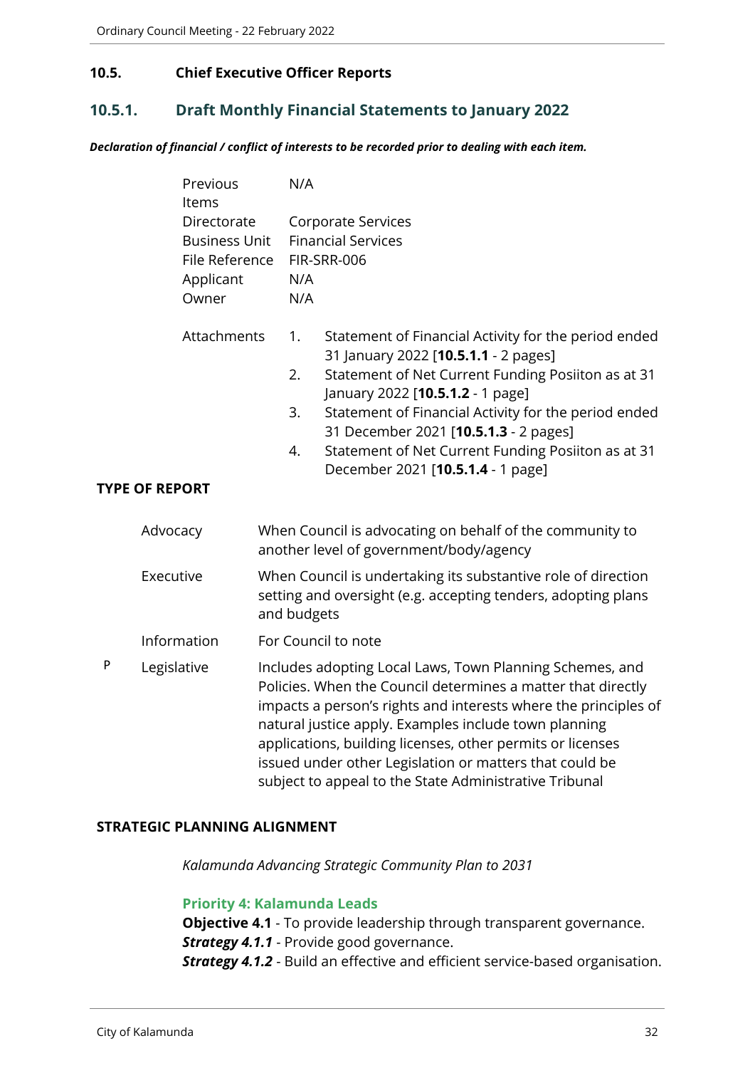## 10.5. Chief Executive Officer Reports

### 10.5.1. Draft Monthly Financial Statements to January 2022

***Declaration of financial / conflict of interests to be recorded prior to dealing with each item.***

| | |
|---|---|
| Previous Items | N/A |
| Directorate | Corporate Services |
| Business Unit | Financial Services |
| File Reference | FIR-SRR-006 |
| Applicant | N/A |
| Owner | N/A |

Attachments

1. Statement of Financial Activity for the period ended 31 January 2022 [**10.5.1.1** - 2 pages]
2. Statement of Net Current Funding Posiiton as at 31 January 2022 [**10.5.1.2** - 1 page]
3. Statement of Financial Activity for the period ended 31 December 2021 [**10.5.1.3** - 2 pages]
4. Statement of Net Current Funding Posiiton as at 31 December 2021 [**10.5.1.4** - 1 page]

**TYPE OF REPORT**

| | | |
|---|---|---|
| | Advocacy | When Council is advocating on behalf of the community to another level of government/body/agency |
| | Executive | When Council is undertaking its substantive role of direction setting and oversight (e.g. accepting tenders, adopting plans and budgets |
| | Information | For Council to note |
| P | Legislative | Includes adopting Local Laws, Town Planning Schemes, and Policies. When the Council determines a matter that directly impacts a person's rights and interests where the principles of natural justice apply. Examples include town planning applications, building licenses, other permits or licenses issued under other Legislation or matters that could be subject to appeal to the State Administrative Tribunal |

**STRATEGIC PLANNING ALIGNMENT**

*Kalamunda Advancing Strategic Community Plan to 2031*

**Priority 4: Kalamunda Leads**
**Objective 4.1** - To provide leadership through transparent governance.
***Strategy 4.1.1*** - Provide good governance.
***Strategy 4.1.2*** - Build an effective and efficient service-based organisation.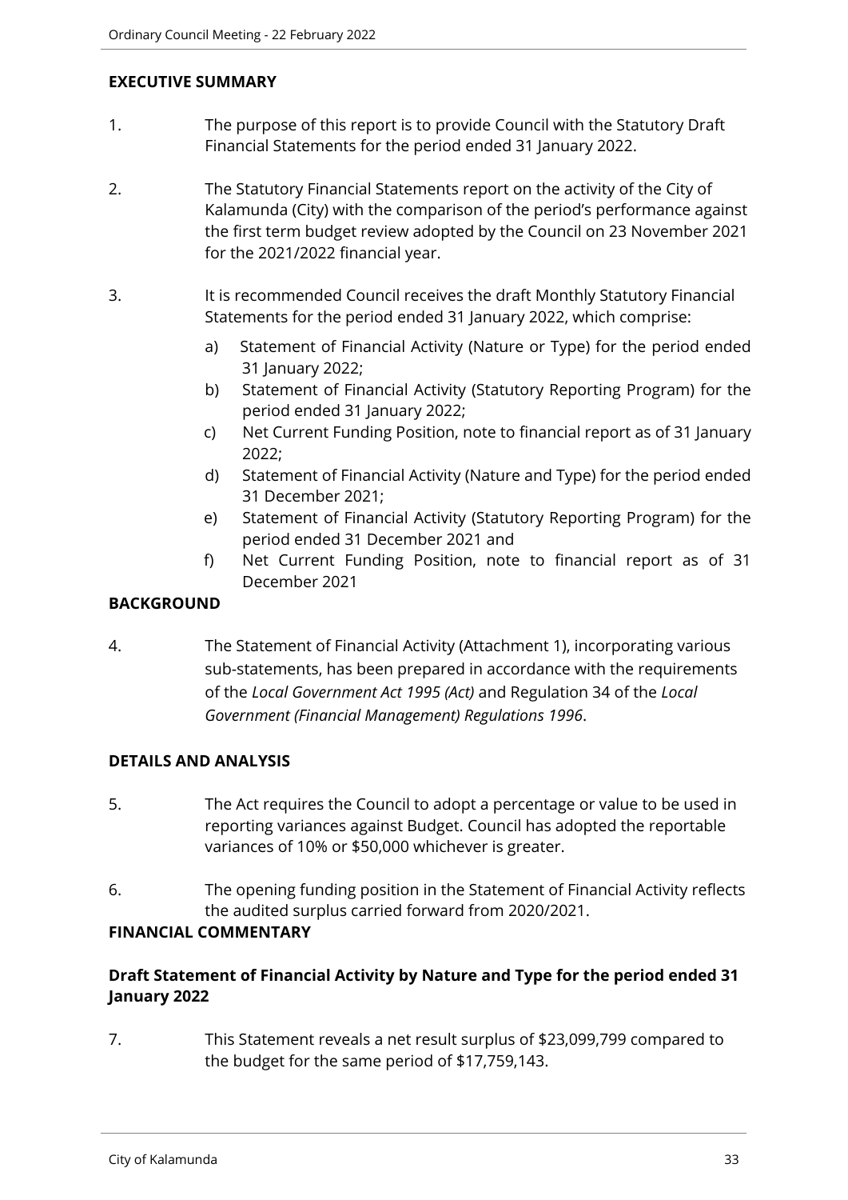## EXECUTIVE SUMMARY

1. The purpose of this report is to provide Council with the Statutory Draft Financial Statements for the period ended 31 January 2022.

2. The Statutory Financial Statements report on the activity of the City of Kalamunda (City) with the comparison of the period's performance against the first term budget review adopted by the Council on 23 November 2021 for the 2021/2022 financial year.

3. It is recommended Council receives the draft Monthly Statutory Financial Statements for the period ended 31 January 2022, which comprise:

   a) Statement of Financial Activity (Nature or Type) for the period ended 31 January 2022;
   b) Statement of Financial Activity (Statutory Reporting Program) for the period ended 31 January 2022;
   c) Net Current Funding Position, note to financial report as of 31 January 2022;
   d) Statement of Financial Activity (Nature and Type) for the period ended 31 December 2021;
   e) Statement of Financial Activity (Statutory Reporting Program) for the period ended 31 December 2021 and
   f) Net Current Funding Position, note to financial report as of 31 December 2021

## BACKGROUND

4. The Statement of Financial Activity (Attachment 1), incorporating various sub-statements, has been prepared in accordance with the requirements of the *Local Government Act 1995 (Act)* and Regulation 34 of the *Local Government (Financial Management) Regulations 1996*.

## DETAILS AND ANALYSIS

5. The Act requires the Council to adopt a percentage or value to be used in reporting variances against Budget. Council has adopted the reportable variances of 10% or $50,000 whichever is greater.

6. The opening funding position in the Statement of Financial Activity reflects the audited surplus carried forward from 2020/2021.

## FINANCIAL COMMENTARY

### Draft Statement of Financial Activity by Nature and Type for the period ended 31 January 2022

7. This Statement reveals a net result surplus of $23,099,799 compared to the budget for the same period of $17,759,143.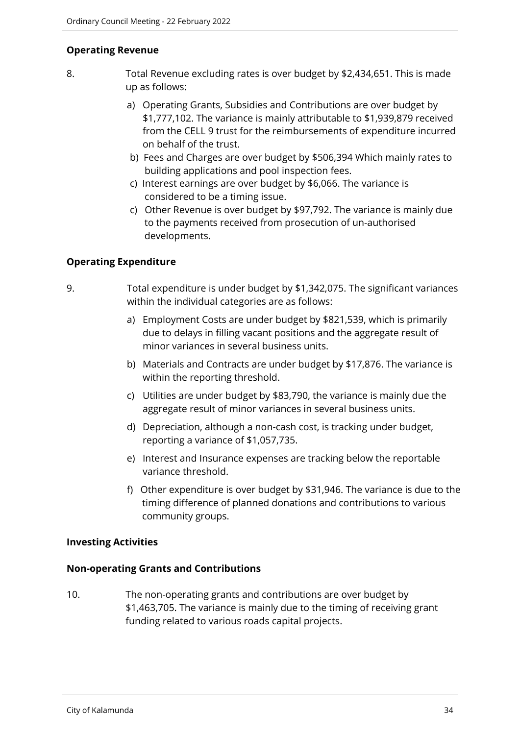**Operating Revenue**

8. Total Revenue excluding rates is over budget by $2,434,651. This is made up as follows:

   a) Operating Grants, Subsidies and Contributions are over budget by $1,777,102. The variance is mainly attributable to $1,939,879 received from the CELL 9 trust for the reimbursements of expenditure incurred on behalf of the trust.

   b) Fees and Charges are over budget by $506,394 Which mainly rates to building applications and pool inspection fees.

   c) Interest earnings are over budget by $6,066. The variance is considered to be a timing issue.

   c) Other Revenue is over budget by $97,792. The variance is mainly due to the payments received from prosecution of un-authorised developments.

**Operating Expenditure**

9. Total expenditure is under budget by $1,342,075. The significant variances within the individual categories are as follows:

   a) Employment Costs are under budget by $821,539, which is primarily due to delays in filling vacant positions and the aggregate result of minor variances in several business units.

   b) Materials and Contracts are under budget by $17,876. The variance is within the reporting threshold.

   c) Utilities are under budget by $83,790, the variance is mainly due the aggregate result of minor variances in several business units.

   d) Depreciation, although a non-cash cost, is tracking under budget, reporting a variance of $1,057,735.

   e) Interest and Insurance expenses are tracking below the reportable variance threshold.

   f) Other expenditure is over budget by $31,946. The variance is due to the timing difference of planned donations and contributions to various community groups.

**Investing Activities**

**Non-operating Grants and Contributions**

10. The non-operating grants and contributions are over budget by $1,463,705. The variance is mainly due to the timing of receiving grant funding related to various roads capital projects.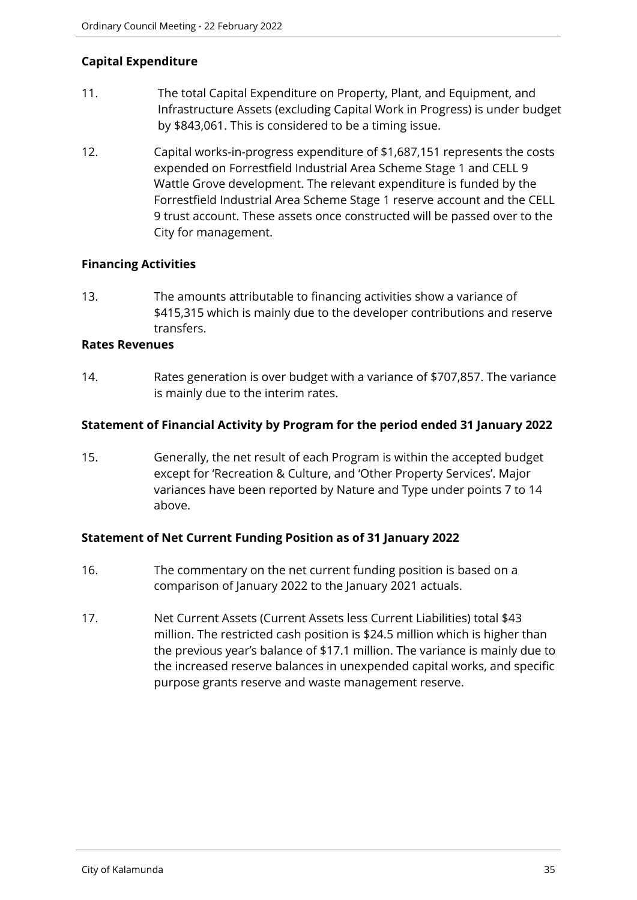**Capital Expenditure**

11. The total Capital Expenditure on Property, Plant, and Equipment, and Infrastructure Assets (excluding Capital Work in Progress) is under budget by $843,061. This is considered to be a timing issue.

12. Capital works-in-progress expenditure of $1,687,151 represents the costs expended on Forrestfield Industrial Area Scheme Stage 1 and CELL 9 Wattle Grove development. The relevant expenditure is funded by the Forrestfield Industrial Area Scheme Stage 1 reserve account and the CELL 9 trust account. These assets once constructed will be passed over to the City for management.

**Financing Activities**

13. The amounts attributable to financing activities show a variance of $415,315 which is mainly due to the developer contributions and reserve transfers.

**Rates Revenues**

14. Rates generation is over budget with a variance of $707,857. The variance is mainly due to the interim rates.

**Statement of Financial Activity by Program for the period ended 31 January 2022**

15. Generally, the net result of each Program is within the accepted budget except for 'Recreation & Culture, and 'Other Property Services'. Major variances have been reported by Nature and Type under points 7 to 14 above.

**Statement of Net Current Funding Position as of 31 January 2022**

16. The commentary on the net current funding position is based on a comparison of January 2022 to the January 2021 actuals.

17. Net Current Assets (Current Assets less Current Liabilities) total $43 million. The restricted cash position is $24.5 million which is higher than the previous year's balance of $17.1 million. The variance is mainly due to the increased reserve balances in unexpended capital works, and specific purpose grants reserve and waste management reserve.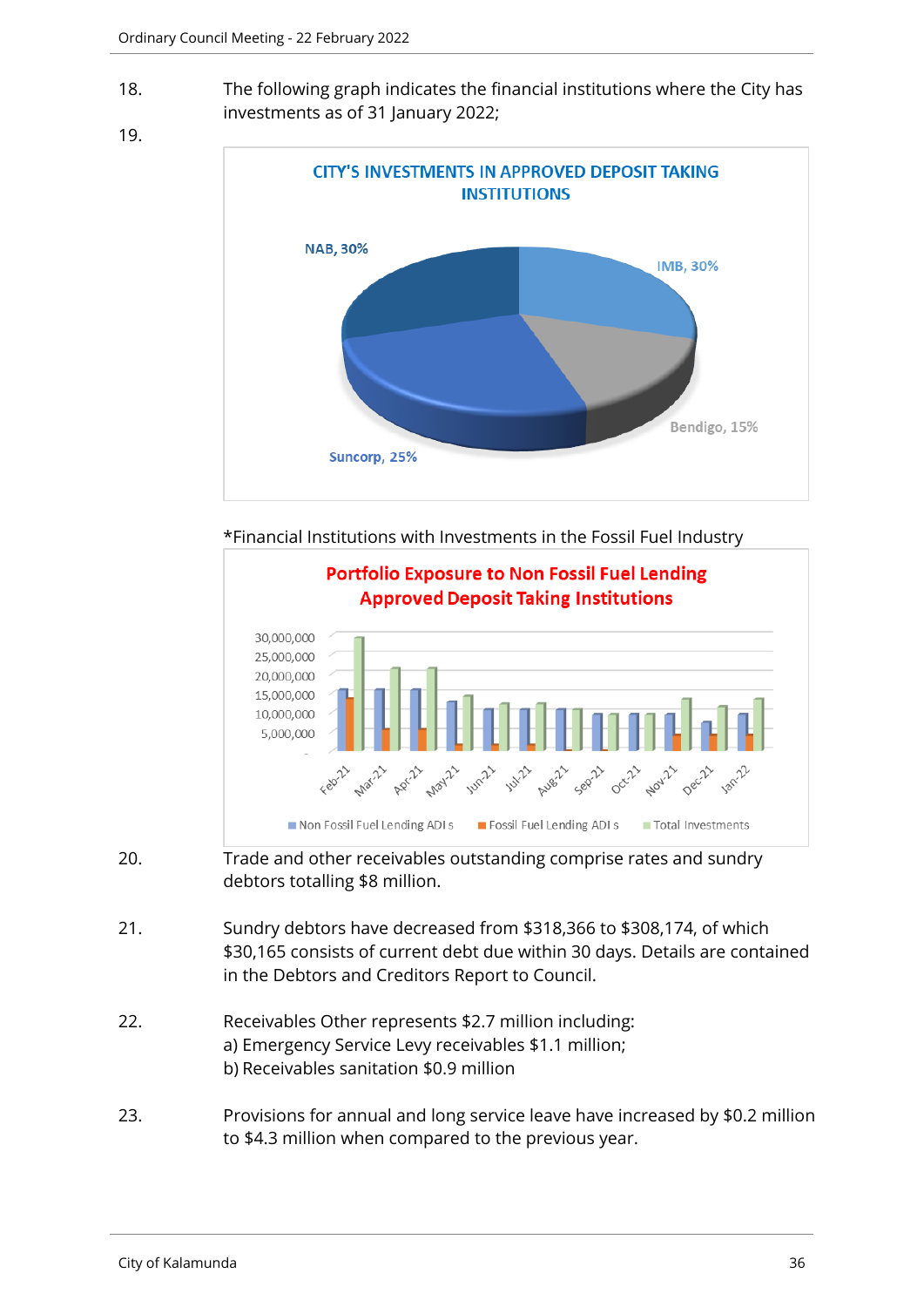18. The following graph indicates the financial institutions where the City has investments as of 31 January 2022;

19.

**CITY'S INVESTMENTS IN APPROVED DEPOSIT TAKING INSTITUTIONS**

NAB, 30%

IMB, 30%

Bendigo, 15%

Suncorp, 25%

*Financial Institutions with Investments in the Fossil Fuel Industry

**Portfolio Exposure to Non Fossil Fuel Lending Approved Deposit Taking Institutions**

Non Fossil Fuel Lending ADI s | Fossil Fuel Lending ADI s | Total Investments

20. Trade and other receivables outstanding comprise rates and sundry debtors totalling $8 million.

21. Sundry debtors have decreased from $318,366 to $308,174, of which $30,165 consists of current debt due within 30 days. Details are contained in the Debtors and Creditors Report to Council.

22. Receivables Other represents $2.7 million including:
a) Emergency Service Levy receivables $1.1 million;
b) Receivables sanitation $0.9 million

23. Provisions for annual and long service leave have increased by $0.2 million to $4.3 million when compared to the previous year.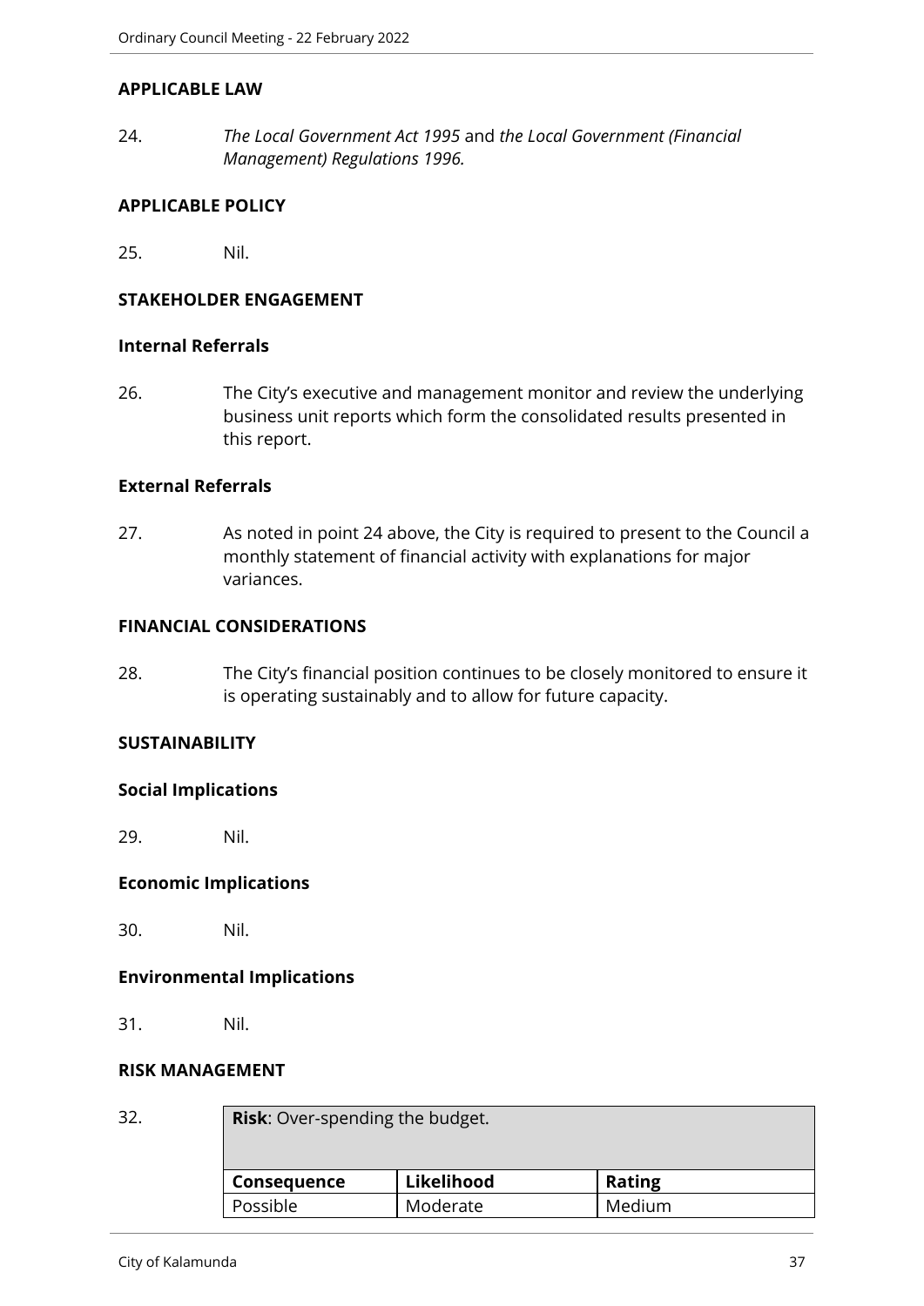## APPLICABLE LAW

24. *The Local Government Act 1995* and *the Local Government (Financial Management) Regulations 1996.*

## APPLICABLE POLICY

25. Nil.

## STAKEHOLDER ENGAGEMENT

### Internal Referrals

26. The City's executive and management monitor and review the underlying business unit reports which form the consolidated results presented in this report.

### External Referrals

27. As noted in point 24 above, the City is required to present to the Council a monthly statement of financial activity with explanations for major variances.

## FINANCIAL CONSIDERATIONS

28. The City's financial position continues to be closely monitored to ensure it is operating sustainably and to allow for future capacity.

## SUSTAINABILITY

### Social Implications

29. Nil.

### Economic Implications

30. Nil.

### Environmental Implications

31. Nil.

## RISK MANAGEMENT

32.

| **Risk**: Over-spending the budget. | | |
|---|---|---|
| **Consequence** | **Likelihood** | **Rating** |
| Possible | Moderate | Medium |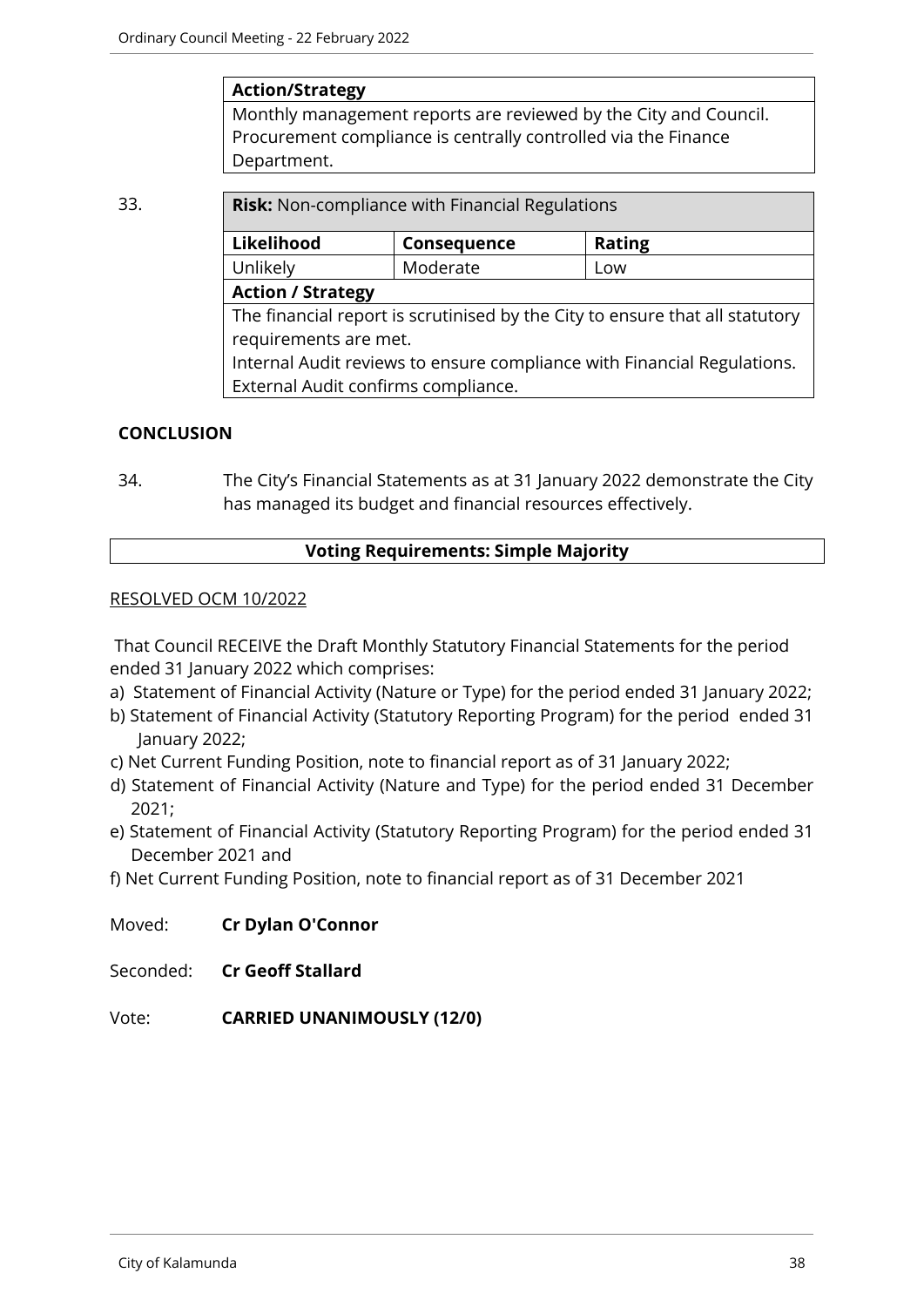| **Action/Strategy** |
| --- |
| Monthly management reports are reviewed by the City and Council. Procurement compliance is centrally controlled via the Finance Department. |

33.

| **Risk:** Non-compliance with Financial Regulations | | |
| --- | --- | --- |
| **Likelihood** | **Consequence** | **Rating** |
| Unlikely | Moderate | Low |
| **Action / Strategy** | | |
| The financial report is scrutinised by the City to ensure that all statutory requirements are met.<br>Internal Audit reviews to ensure compliance with Financial Regulations.<br>External Audit confirms compliance. | | |

## CONCLUSION

34. The City's Financial Statements as at 31 January 2022 demonstrate the City has managed its budget and financial resources effectively.

**Voting Requirements: Simple Majority**

RESOLVED OCM 10/2022

That Council RECEIVE the Draft Monthly Statutory Financial Statements for the period ended 31 January 2022 which comprises:

a) Statement of Financial Activity (Nature or Type) for the period ended 31 January 2022;
b) Statement of Financial Activity (Statutory Reporting Program) for the period ended 31 January 2022;
c) Net Current Funding Position, note to financial report as of 31 January 2022;
d) Statement of Financial Activity (Nature and Type) for the period ended 31 December 2021;
e) Statement of Financial Activity (Statutory Reporting Program) for the period ended 31 December 2021 and
f) Net Current Funding Position, note to financial report as of 31 December 2021

Moved: **Cr Dylan O'Connor**

Seconded: **Cr Geoff Stallard**

Vote: **CARRIED UNANIMOUSLY (12/0)**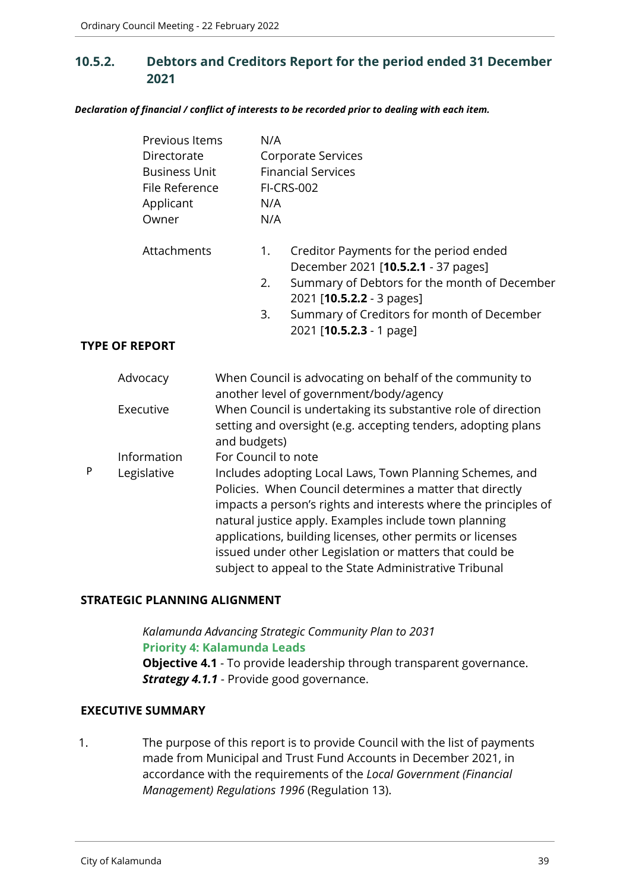## 10.5.2. Debtors and Creditors Report for the period ended 31 December 2021

***Declaration of financial / conflict of interests to be recorded prior to dealing with each item.***

| | |
|---|---|
| Previous Items | N/A |
| Directorate | Corporate Services |
| Business Unit | Financial Services |
| File Reference | FI-CRS-002 |
| Applicant | N/A |
| Owner | N/A |

Attachments

1. Creditor Payments for the period ended December 2021 [**10.5.2.1** - 37 pages]
2. Summary of Debtors for the month of December 2021 [**10.5.2.2** - 3 pages]
3. Summary of Creditors for month of December 2021 [**10.5.2.3** - 1 page]

**TYPE OF REPORT**

| | | |
|---|---|---|
| | Advocacy | When Council is advocating on behalf of the community to another level of government/body/agency |
| | Executive | When Council is undertaking its substantive role of direction setting and oversight (e.g. accepting tenders, adopting plans and budgets) |
| | Information | For Council to note |
| P | Legislative | Includes adopting Local Laws, Town Planning Schemes, and Policies. When Council determines a matter that directly impacts a person's rights and interests where the principles of natural justice apply. Examples include town planning applications, building licenses, other permits or licenses issued under other Legislation or matters that could be subject to appeal to the State Administrative Tribunal |

**STRATEGIC PLANNING ALIGNMENT**

*Kalamunda Advancing Strategic Community Plan to 2031*
**Priority 4: Kalamunda Leads**
**Objective 4.1** - To provide leadership through transparent governance.
***Strategy 4.1.1*** - Provide good governance.

**EXECUTIVE SUMMARY**

1. The purpose of this report is to provide Council with the list of payments made from Municipal and Trust Fund Accounts in December 2021, in accordance with the requirements of the *Local Government (Financial Management) Regulations 1996* (Regulation 13).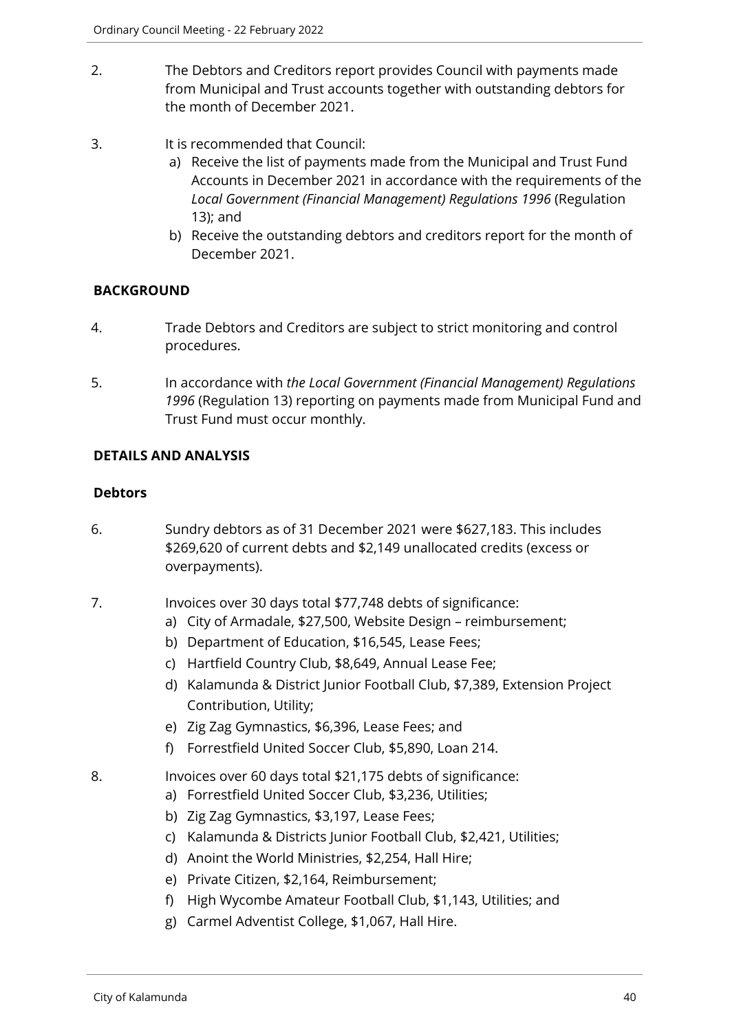2. The Debtors and Creditors report provides Council with payments made from Municipal and Trust accounts together with outstanding debtors for the month of December 2021.

3. It is recommended that Council:
   a) Receive the list of payments made from the Municipal and Trust Fund Accounts in December 2021 in accordance with the requirements of the *Local Government (Financial Management) Regulations 1996* (Regulation 13); and
   b) Receive the outstanding debtors and creditors report for the month of December 2021.

## BACKGROUND

4. Trade Debtors and Creditors are subject to strict monitoring and control procedures.

5. In accordance with *the Local Government (Financial Management) Regulations 1996* (Regulation 13) reporting on payments made from Municipal Fund and Trust Fund must occur monthly.

## DETAILS AND ANALYSIS

### Debtors

6. Sundry debtors as of 31 December 2021 were $627,183. This includes $269,620 of current debts and $2,149 unallocated credits (excess or overpayments).

7. Invoices over 30 days total $77,748 debts of significance:
   a) City of Armadale, $27,500, Website Design – reimbursement;
   b) Department of Education, $16,545, Lease Fees;
   c) Hartfield Country Club, $8,649, Annual Lease Fee;
   d) Kalamunda & District Junior Football Club, $7,389, Extension Project Contribution, Utility;
   e) Zig Zag Gymnastics, $6,396, Lease Fees; and
   f) Forrestfield United Soccer Club, $5,890, Loan 214.

8. Invoices over 60 days total $21,175 debts of significance:
   a) Forrestfield United Soccer Club, $3,236, Utilities;
   b) Zig Zag Gymnastics, $3,197, Lease Fees;
   c) Kalamunda & Districts Junior Football Club, $2,421, Utilities;
   d) Anoint the World Ministries, $2,254, Hall Hire;
   e) Private Citizen, $2,164, Reimbursement;
   f) High Wycombe Amateur Football Club, $1,143, Utilities; and
   g) Carmel Adventist College, $1,067, Hall Hire.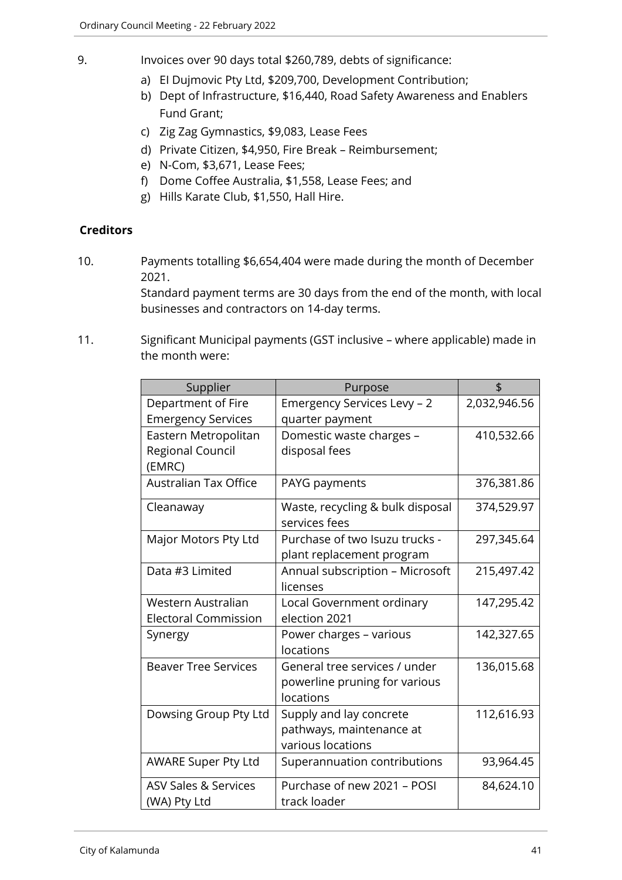9. Invoices over 90 days total $260,789, debts of significance:

   a) El Dujmovic Pty Ltd, $209,700, Development Contribution;
   b) Dept of Infrastructure, $16,440, Road Safety Awareness and Enablers Fund Grant;
   c) Zig Zag Gymnastics, $9,083, Lease Fees
   d) Private Citizen, $4,950, Fire Break – Reimbursement;
   e) N-Com, $3,671, Lease Fees;
   f) Dome Coffee Australia, $1,558, Lease Fees; and
   g) Hills Karate Club, $1,550, Hall Hire.

**Creditors**

10. Payments totalling $6,654,404 were made during the month of December 2021.
    Standard payment terms are 30 days from the end of the month, with local businesses and contractors on 14-day terms.

11. Significant Municipal payments (GST inclusive – where applicable) made in the month were:

| Supplier | Purpose | $ |
|---|---|---|
| Department of Fire Emergency Services | Emergency Services Levy – 2 quarter payment | 2,032,946.56 |
| Eastern Metropolitan Regional Council (EMRC) | Domestic waste charges – disposal fees | 410,532.66 |
| Australian Tax Office | PAYG payments | 376,381.86 |
| Cleanaway | Waste, recycling & bulk disposal services fees | 374,529.97 |
| Major Motors Pty Ltd | Purchase of two Isuzu trucks - plant replacement program | 297,345.64 |
| Data #3 Limited | Annual subscription – Microsoft licenses | 215,497.42 |
| Western Australian Electoral Commission | Local Government ordinary election 2021 | 147,295.42 |
| Synergy | Power charges – various locations | 142,327.65 |
| Beaver Tree Services | General tree services / under powerline pruning for various locations | 136,015.68 |
| Dowsing Group Pty Ltd | Supply and lay concrete pathways, maintenance at various locations | 112,616.93 |
| AWARE Super Pty Ltd | Superannuation contributions | 93,964.45 |
| ASV Sales & Services (WA) Pty Ltd | Purchase of new 2021 – POSI track loader | 84,624.10 |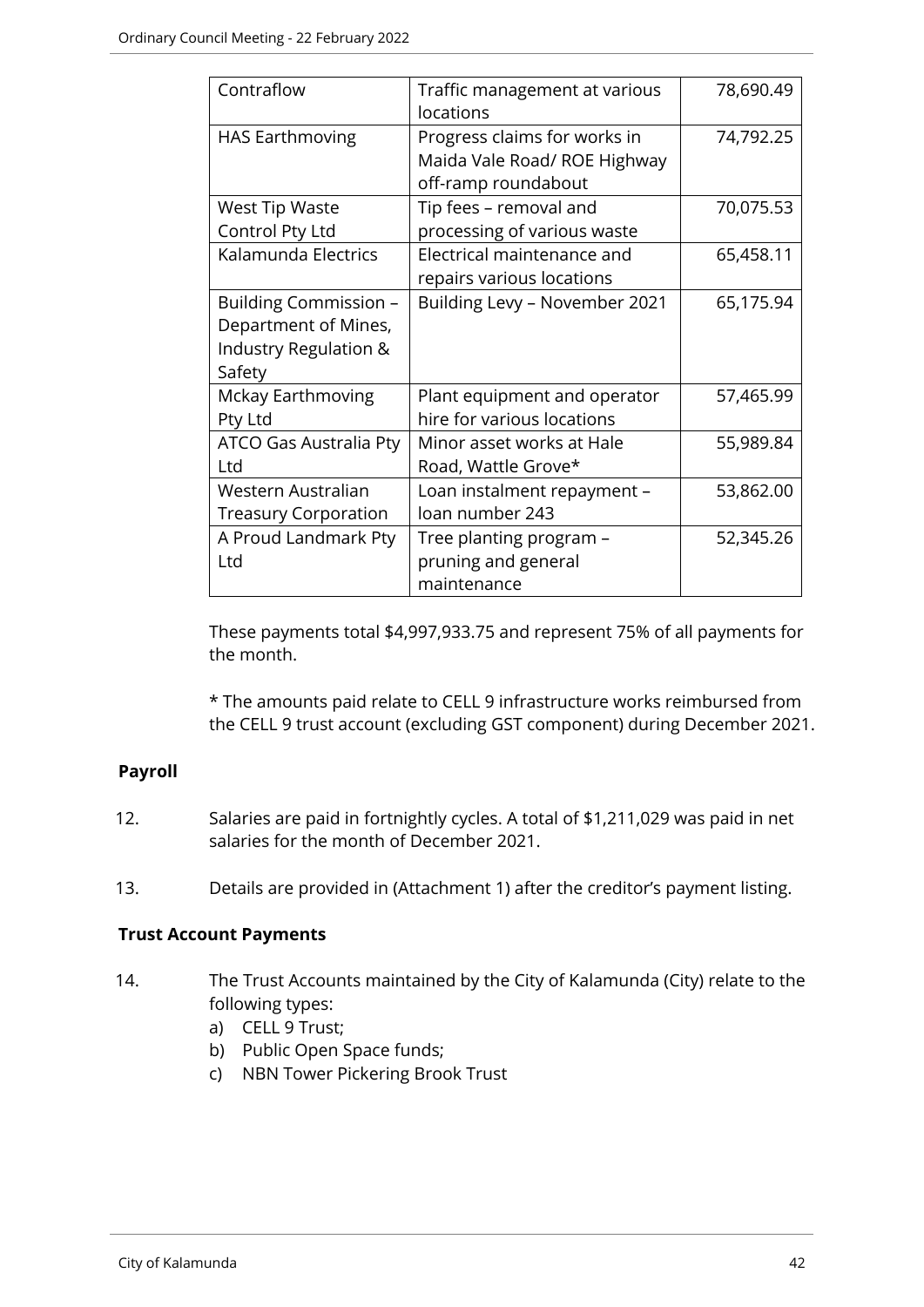| Contraflow | Traffic management at various locations | 78,690.49 |
|---|---|---|
| HAS Earthmoving | Progress claims for works in Maida Vale Road/ ROE Highway off-ramp roundabout | 74,792.25 |
| West Tip Waste Control Pty Ltd | Tip fees – removal and processing of various waste | 70,075.53 |
| Kalamunda Electrics | Electrical maintenance and repairs various locations | 65,458.11 |
| Building Commission – Department of Mines, Industry Regulation & Safety | Building Levy – November 2021 | 65,175.94 |
| Mckay Earthmoving Pty Ltd | Plant equipment and operator hire for various locations | 57,465.99 |
| ATCO Gas Australia Pty Ltd | Minor asset works at Hale Road, Wattle Grove* | 55,989.84 |
| Western Australian Treasury Corporation | Loan instalment repayment – loan number 243 | 53,862.00 |
| A Proud Landmark Pty Ltd | Tree planting program – pruning and general maintenance | 52,345.26 |

These payments total $4,997,933.75 and represent 75% of all payments for the month.

* The amounts paid relate to CELL 9 infrastructure works reimbursed from the CELL 9 trust account (excluding GST component) during December 2021.

**Payroll**

12. Salaries are paid in fortnightly cycles. A total of $1,211,029 was paid in net salaries for the month of December 2021.

13. Details are provided in (Attachment 1) after the creditor's payment listing.

**Trust Account Payments**

14. The Trust Accounts maintained by the City of Kalamunda (City) relate to the following types:
    a) CELL 9 Trust;
    b) Public Open Space funds;
    c) NBN Tower Pickering Brook Trust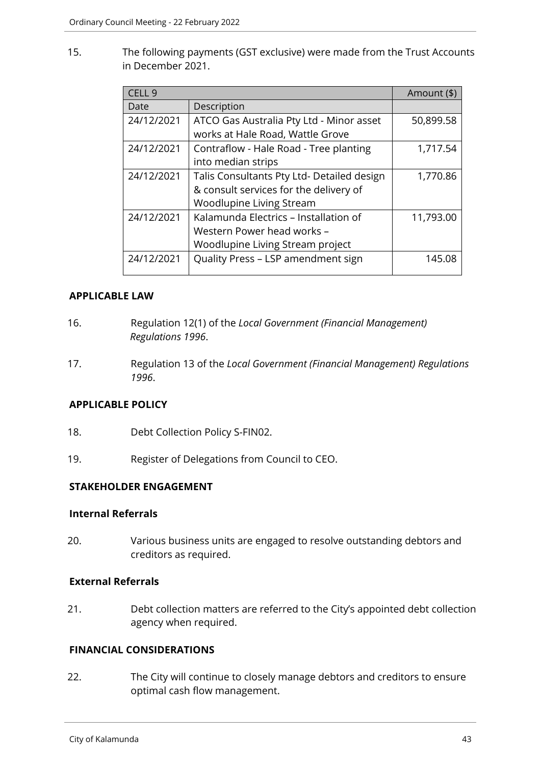15. The following payments (GST exclusive) were made from the Trust Accounts in December 2021.

| CELL 9 | | Amount ($) |
|---|---|---|
| Date | Description | |
| 24/12/2021 | ATCO Gas Australia Pty Ltd - Minor asset works at Hale Road, Wattle Grove | 50,899.58 |
| 24/12/2021 | Contraflow - Hale Road - Tree planting into median strips | 1,717.54 |
| 24/12/2021 | Talis Consultants Pty Ltd- Detailed design & consult services for the delivery of Woodlupine Living Stream | 1,770.86 |
| 24/12/2021 | Kalamunda Electrics – Installation of Western Power head works – Woodlupine Living Stream project | 11,793.00 |
| 24/12/2021 | Quality Press – LSP amendment sign | 145.08 |

**APPLICABLE LAW**

16. Regulation 12(1) of the *Local Government (Financial Management) Regulations 1996*.

17. Regulation 13 of the *Local Government (Financial Management) Regulations 1996*.

**APPLICABLE POLICY**

18. Debt Collection Policy S-FIN02.

19. Register of Delegations from Council to CEO.

**STAKEHOLDER ENGAGEMENT**

**Internal Referrals**

20. Various business units are engaged to resolve outstanding debtors and creditors as required.

**External Referrals**

21. Debt collection matters are referred to the City's appointed debt collection agency when required.

**FINANCIAL CONSIDERATIONS**

22. The City will continue to closely manage debtors and creditors to ensure optimal cash flow management.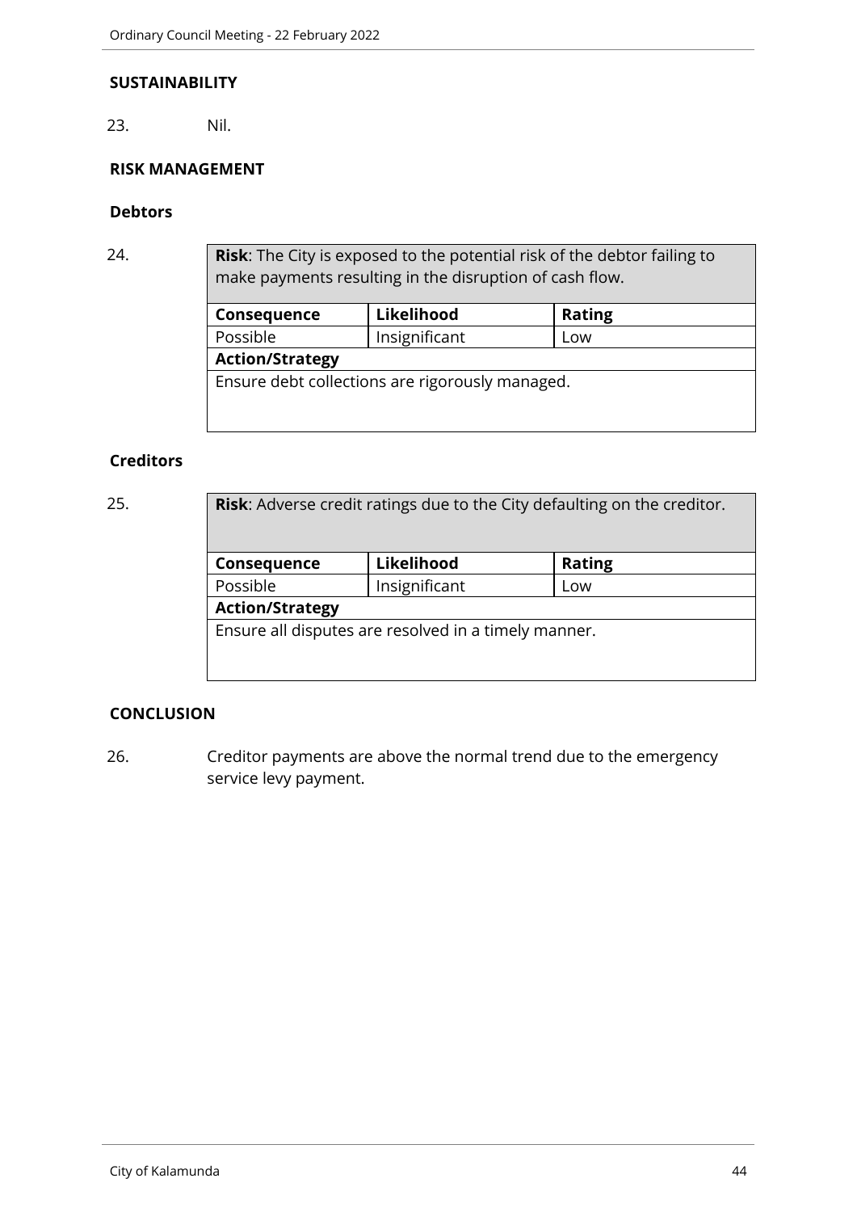**SUSTAINABILITY**

23. Nil.

**RISK MANAGEMENT**

**Debtors**

24.

| **Risk**: The City is exposed to the potential risk of the debtor failing to make payments resulting in the disruption of cash flow. | | |
|---|---|---|
| **Consequence** | **Likelihood** | **Rating** |
| Possible | Insignificant | Low |
| **Action/Strategy** | | |
| Ensure debt collections are rigorously managed. | | |

**Creditors**

25.

| **Risk**: Adverse credit ratings due to the City defaulting on the creditor. | | |
|---|---|---|
| **Consequence** | **Likelihood** | **Rating** |
| Possible | Insignificant | Low |
| **Action/Strategy** | | |
| Ensure all disputes are resolved in a timely manner. | | |

**CONCLUSION**

26. Creditor payments are above the normal trend due to the emergency service levy payment.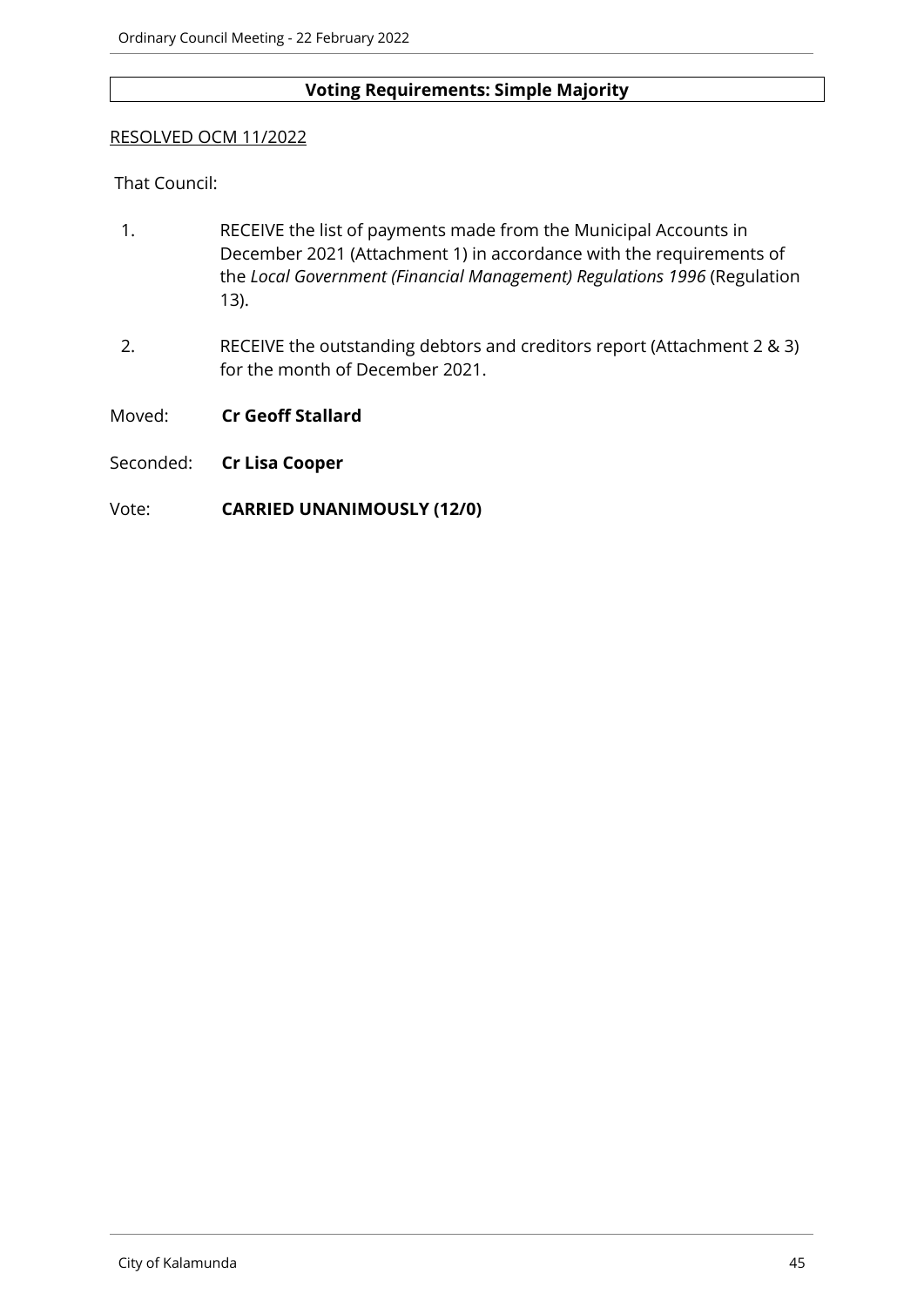**Voting Requirements: Simple Majority**

RESOLVED OCM 11/2022

That Council:

1. RECEIVE the list of payments made from the Municipal Accounts in December 2021 (Attachment 1) in accordance with the requirements of the *Local Government (Financial Management) Regulations 1996* (Regulation 13).

2. RECEIVE the outstanding debtors and creditors report (Attachment 2 & 3) for the month of December 2021.

Moved: **Cr Geoff Stallard**

Seconded: **Cr Lisa Cooper**

Vote: **CARRIED UNANIMOUSLY (12/0)**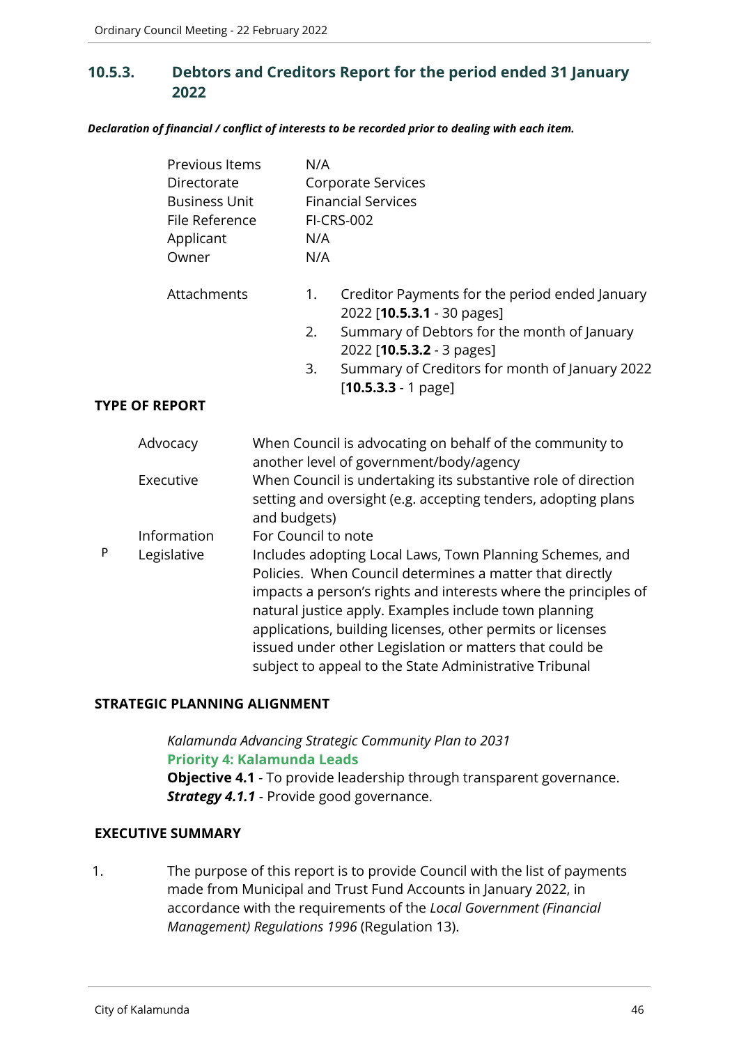## 10.5.3. Debtors and Creditors Report for the period ended 31 January 2022

***Declaration of financial / conflict of interests to be recorded prior to dealing with each item.***

| | |
|---|---|
| Previous Items | N/A |
| Directorate | Corporate Services |
| Business Unit | Financial Services |
| File Reference | FI-CRS-002 |
| Applicant | N/A |
| Owner | N/A |

Attachments

1. Creditor Payments for the period ended January 2022 [**10.5.3.1** - 30 pages]
2. Summary of Debtors for the month of January 2022 [**10.5.3.2** - 3 pages]
3. Summary of Creditors for month of January 2022 [**10.5.3.3** - 1 page]

**TYPE OF REPORT**

| | | |
|---|---|---|
| | Advocacy | When Council is advocating on behalf of the community to another level of government/body/agency |
| | Executive | When Council is undertaking its substantive role of direction setting and oversight (e.g. accepting tenders, adopting plans and budgets) |
| | Information | For Council to note |
| P | Legislative | Includes adopting Local Laws, Town Planning Schemes, and Policies. When Council determines a matter that directly impacts a person's rights and interests where the principles of natural justice apply. Examples include town planning applications, building licenses, other permits or licenses issued under other Legislation or matters that could be subject to appeal to the State Administrative Tribunal |

**STRATEGIC PLANNING ALIGNMENT**

*Kalamunda Advancing Strategic Community Plan to 2031*
**Priority 4: Kalamunda Leads**
**Objective 4.1** - To provide leadership through transparent governance.
***Strategy 4.1.1*** - Provide good governance.

**EXECUTIVE SUMMARY**

1. The purpose of this report is to provide Council with the list of payments made from Municipal and Trust Fund Accounts in January 2022, in accordance with the requirements of the *Local Government (Financial Management) Regulations 1996* (Regulation 13).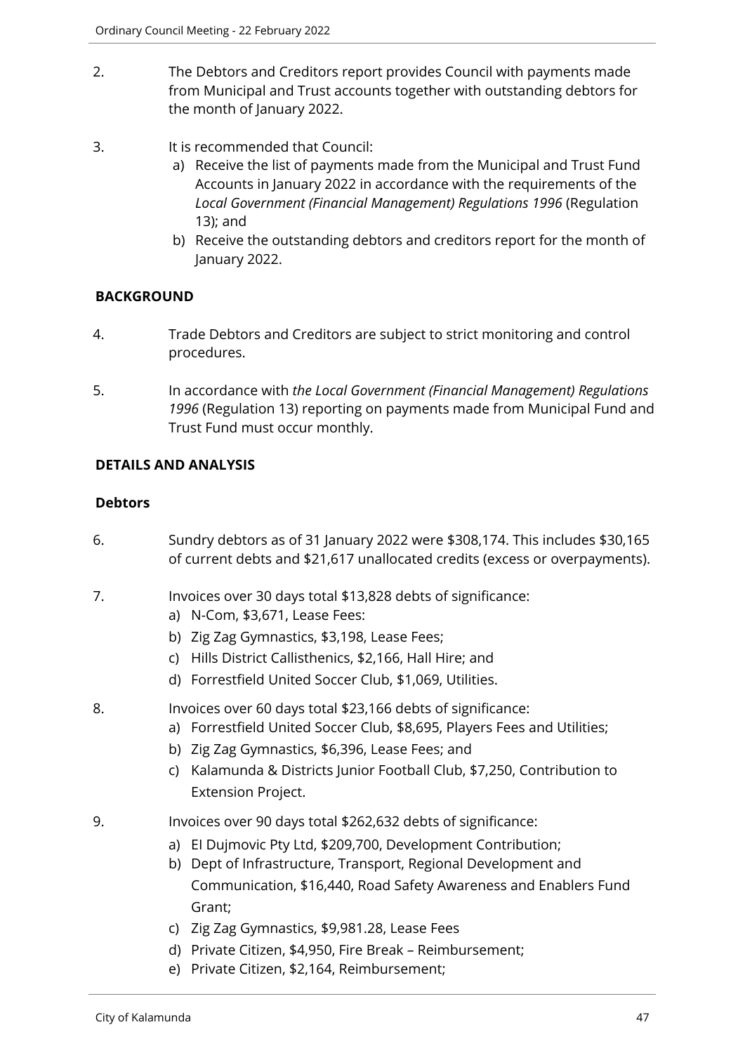2. The Debtors and Creditors report provides Council with payments made from Municipal and Trust accounts together with outstanding debtors for the month of January 2022.

3. It is recommended that Council:
   a) Receive the list of payments made from the Municipal and Trust Fund Accounts in January 2022 in accordance with the requirements of the *Local Government (Financial Management) Regulations 1996* (Regulation 13); and
   b) Receive the outstanding debtors and creditors report for the month of January 2022.

**BACKGROUND**

4. Trade Debtors and Creditors are subject to strict monitoring and control procedures.

5. In accordance with *the Local Government (Financial Management) Regulations 1996* (Regulation 13) reporting on payments made from Municipal Fund and Trust Fund must occur monthly.

**DETAILS AND ANALYSIS**

**Debtors**

6. Sundry debtors as of 31 January 2022 were $308,174. This includes $30,165 of current debts and $21,617 unallocated credits (excess or overpayments).

7. Invoices over 30 days total $13,828 debts of significance:
   a) N-Com, $3,671, Lease Fees:
   b) Zig Zag Gymnastics, $3,198, Lease Fees;
   c) Hills District Callisthenics, $2,166, Hall Hire; and
   d) Forrestfield United Soccer Club, $1,069, Utilities.

8. Invoices over 60 days total $23,166 debts of significance:
   a) Forrestfield United Soccer Club, $8,695, Players Fees and Utilities;
   b) Zig Zag Gymnastics, $6,396, Lease Fees; and
   c) Kalamunda & Districts Junior Football Club, $7,250, Contribution to Extension Project.

9. Invoices over 90 days total $262,632 debts of significance:
   a) EI Dujmovic Pty Ltd, $209,700, Development Contribution;
   b) Dept of Infrastructure, Transport, Regional Development and Communication, $16,440, Road Safety Awareness and Enablers Fund Grant;
   c) Zig Zag Gymnastics, $9,981.28, Lease Fees
   d) Private Citizen, $4,950, Fire Break – Reimbursement;
   e) Private Citizen, $2,164, Reimbursement;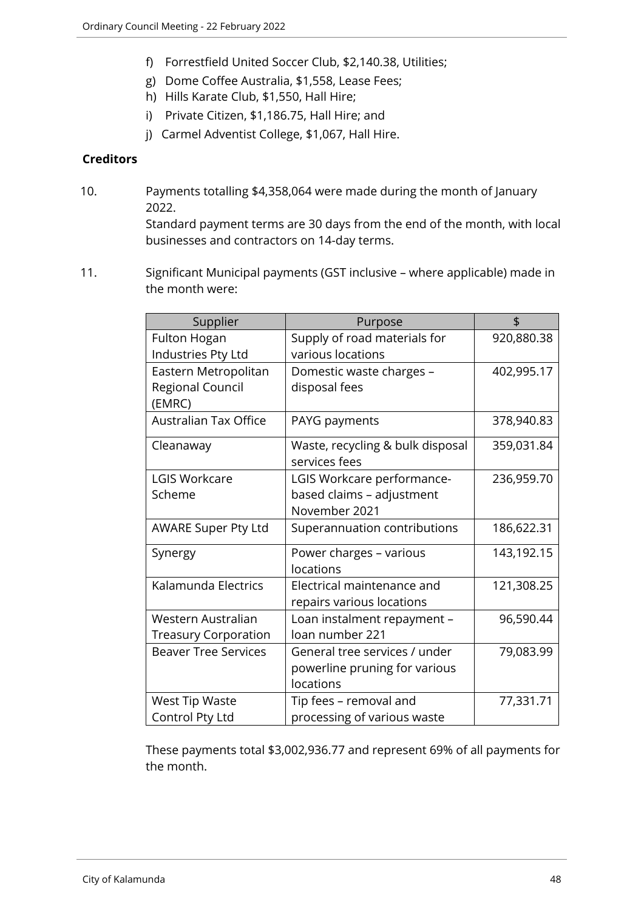f) Forrestfield United Soccer Club, $2,140.38, Utilities;
g) Dome Coffee Australia, $1,558, Lease Fees;
h) Hills Karate Club, $1,550, Hall Hire;
i) Private Citizen, $1,186.75, Hall Hire; and
j) Carmel Adventist College, $1,067, Hall Hire.

**Creditors**

10. Payments totalling $4,358,064 were made during the month of January 2022.
Standard payment terms are 30 days from the end of the month, with local businesses and contractors on 14-day terms.

11. Significant Municipal payments (GST inclusive – where applicable) made in the month were:

| Supplier | Purpose | $ |
|---|---|---|
| Fulton Hogan Industries Pty Ltd | Supply of road materials for various locations | 920,880.38 |
| Eastern Metropolitan Regional Council (EMRC) | Domestic waste charges – disposal fees | 402,995.17 |
| Australian Tax Office | PAYG payments | 378,940.83 |
| Cleanaway | Waste, recycling & bulk disposal services fees | 359,031.84 |
| LGIS Workcare Scheme | LGIS Workcare performance-based claims – adjustment November 2021 | 236,959.70 |
| AWARE Super Pty Ltd | Superannuation contributions | 186,622.31 |
| Synergy | Power charges – various locations | 143,192.15 |
| Kalamunda Electrics | Electrical maintenance and repairs various locations | 121,308.25 |
| Western Australian Treasury Corporation | Loan instalment repayment – loan number 221 | 96,590.44 |
| Beaver Tree Services | General tree services / under powerline pruning for various locations | 79,083.99 |
| West Tip Waste Control Pty Ltd | Tip fees – removal and processing of various waste | 77,331.71 |

These payments total $3,002,936.77 and represent 69% of all payments for the month.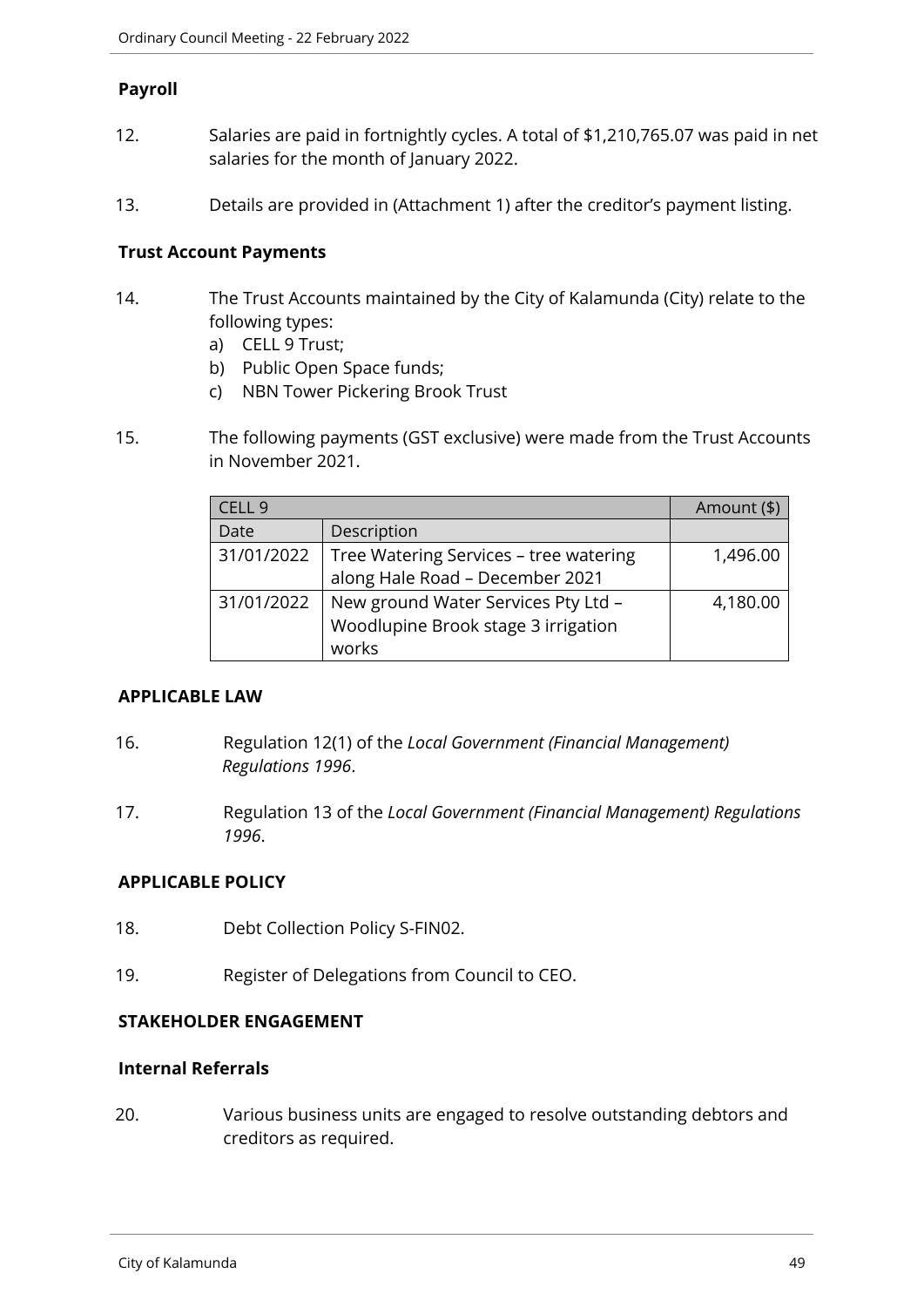### Payroll

12. Salaries are paid in fortnightly cycles. A total of $1,210,765.07 was paid in net salaries for the month of January 2022.

13. Details are provided in (Attachment 1) after the creditor's payment listing.

### Trust Account Payments

14. The Trust Accounts maintained by the City of Kalamunda (City) relate to the following types:
    a) CELL 9 Trust;
    b) Public Open Space funds;
    c) NBN Tower Pickering Brook Trust

15. The following payments (GST exclusive) were made from the Trust Accounts in November 2021.

| CELL 9 | | Amount ($) |
|---|---|---|
| Date | Description | |
| 31/01/2022 | Tree Watering Services – tree watering along Hale Road – December 2021 | 1,496.00 |
| 31/01/2022 | New ground Water Services Pty Ltd – Woodlupine Brook stage 3 irrigation works | 4,180.00 |

## APPLICABLE LAW

16. Regulation 12(1) of the *Local Government (Financial Management) Regulations 1996*.

17. Regulation 13 of the *Local Government (Financial Management) Regulations 1996*.

## APPLICABLE POLICY

18. Debt Collection Policy S-FIN02.

19. Register of Delegations from Council to CEO.

## STAKEHOLDER ENGAGEMENT

### Internal Referrals

20. Various business units are engaged to resolve outstanding debtors and creditors as required.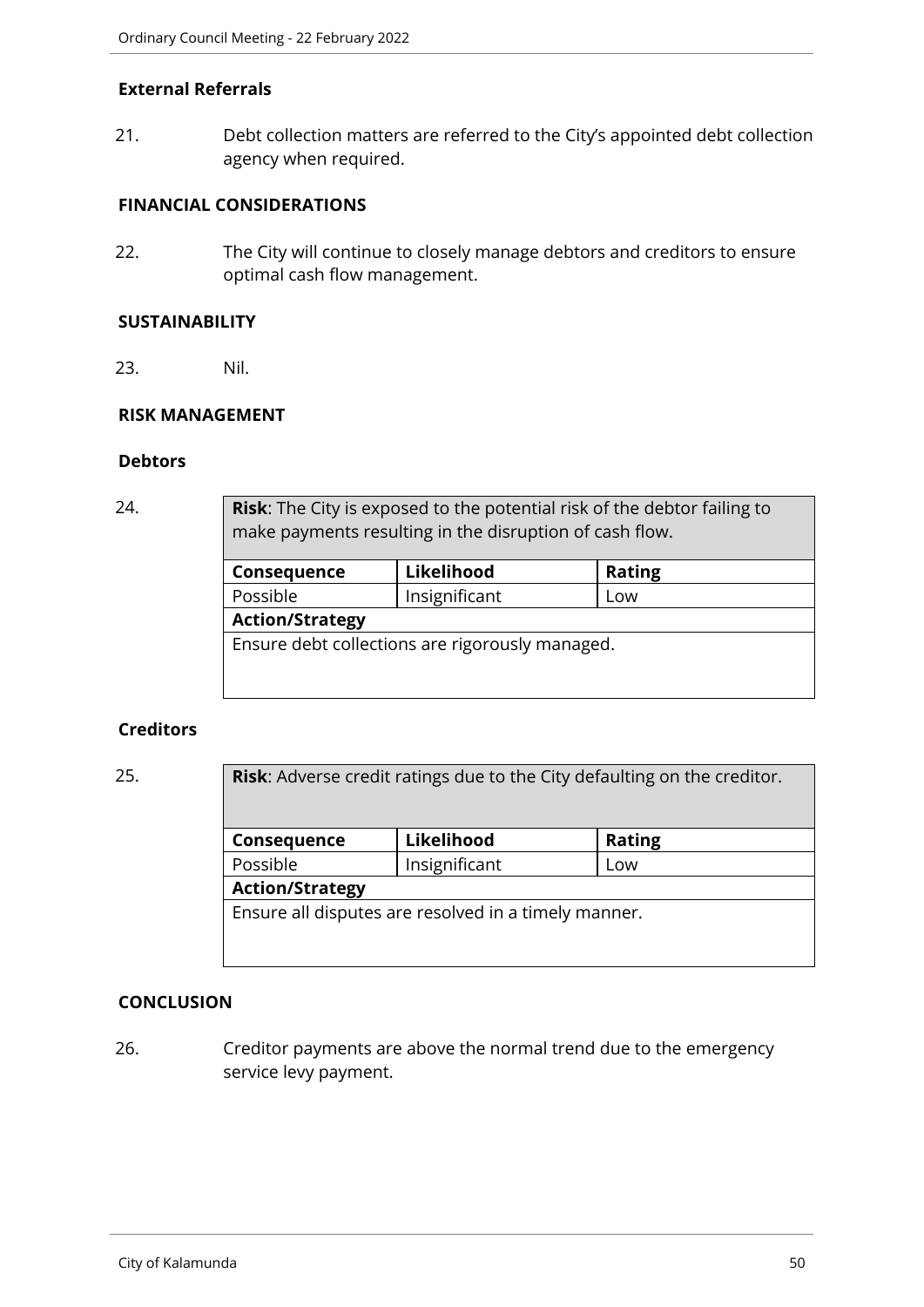### External Referrals

21. Debt collection matters are referred to the City's appointed debt collection agency when required.

### FINANCIAL CONSIDERATIONS

22. The City will continue to closely manage debtors and creditors to ensure optimal cash flow management.

### SUSTAINABILITY

23. Nil.

### RISK MANAGEMENT

### Debtors

24.

| **Risk**: The City is exposed to the potential risk of the debtor failing to make payments resulting in the disruption of cash flow. | | |
|---|---|---|
| **Consequence** | **Likelihood** | **Rating** |
| Possible | Insignificant | Low |
| **Action/Strategy** | | |
| Ensure debt collections are rigorously managed. | | |

### Creditors

25.

| **Risk**: Adverse credit ratings due to the City defaulting on the creditor. | | |
|---|---|---|
| **Consequence** | **Likelihood** | **Rating** |
| Possible | Insignificant | Low |
| **Action/Strategy** | | |
| Ensure all disputes are resolved in a timely manner. | | |

### CONCLUSION

26. Creditor payments are above the normal trend due to the emergency service levy payment.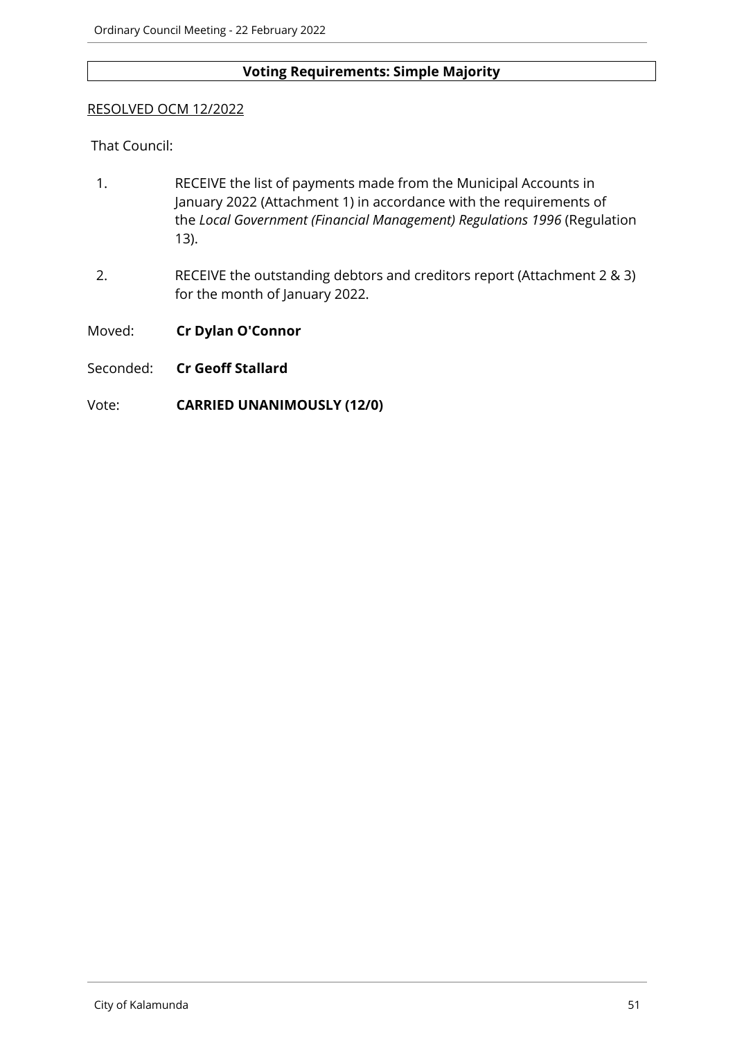**Voting Requirements: Simple Majority**

RESOLVED OCM 12/2022

That Council:

1. RECEIVE the list of payments made from the Municipal Accounts in January 2022 (Attachment 1) in accordance with the requirements of the *Local Government (Financial Management) Regulations 1996* (Regulation 13).

2. RECEIVE the outstanding debtors and creditors report (Attachment 2 & 3) for the month of January 2022.

Moved: **Cr Dylan O'Connor**

Seconded: **Cr Geoff Stallard**

Vote: **CARRIED UNANIMOUSLY (12/0)**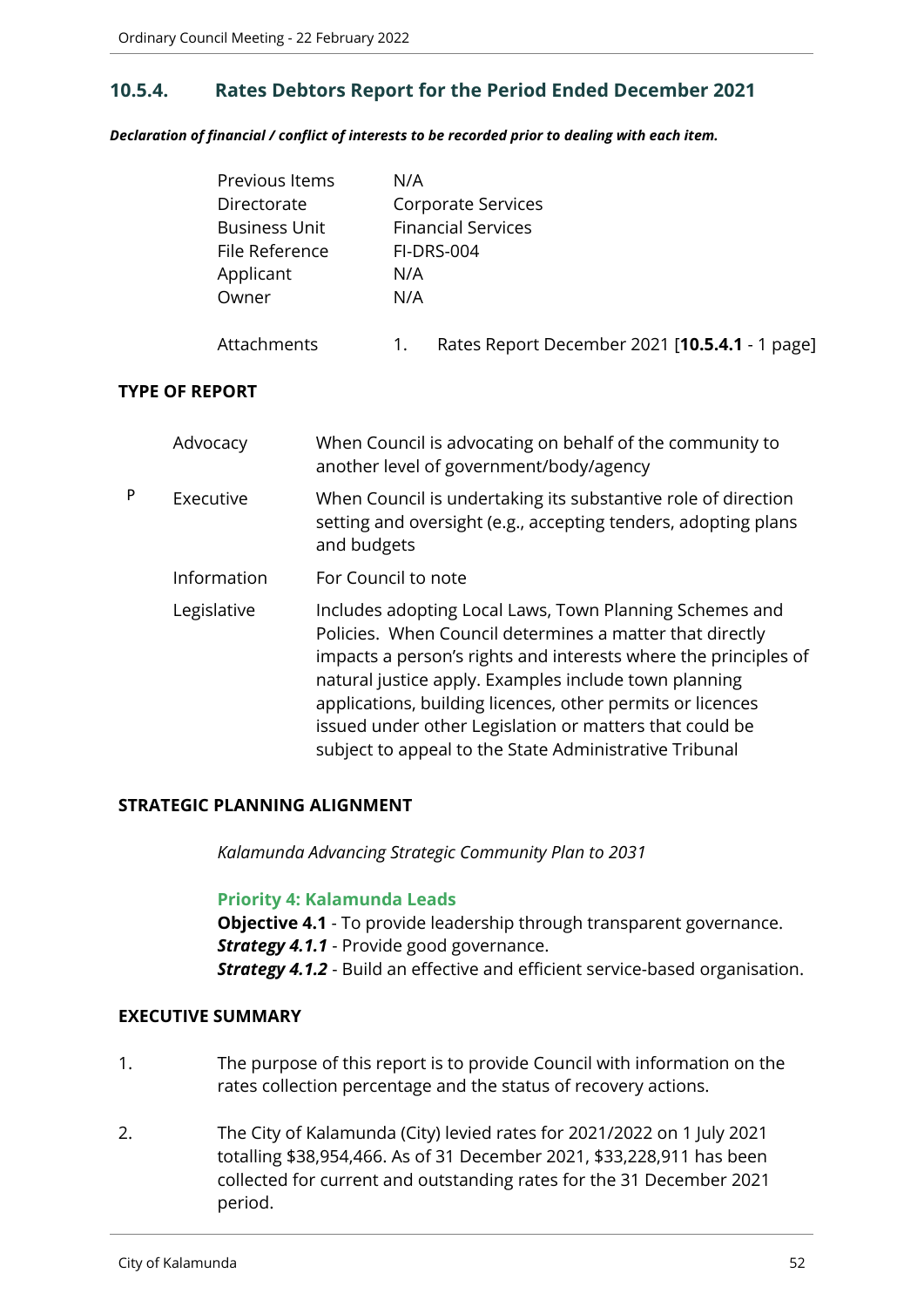## 10.5.4. Rates Debtors Report for the Period Ended December 2021

***Declaration of financial / conflict of interests to be recorded prior to dealing with each item.***

| | |
|---|---|
| Previous Items | N/A |
| Directorate | Corporate Services |
| Business Unit | Financial Services |
| File Reference | FI-DRS-004 |
| Applicant | N/A |
| Owner | N/A |
| | |
| Attachments | 1. Rates Report December 2021 [**10.5.4.1** - 1 page] |

**TYPE OF REPORT**

| | | |
|---|---|---|
| | Advocacy | When Council is advocating on behalf of the community to another level of government/body/agency |
| P | Executive | When Council is undertaking its substantive role of direction setting and oversight (e.g., accepting tenders, adopting plans and budgets |
| | Information | For Council to note |
| | Legislative | Includes adopting Local Laws, Town Planning Schemes and Policies. When Council determines a matter that directly impacts a person's rights and interests where the principles of natural justice apply. Examples include town planning applications, building licences, other permits or licences issued under other Legislation or matters that could be subject to appeal to the State Administrative Tribunal |

**STRATEGIC PLANNING ALIGNMENT**

*Kalamunda Advancing Strategic Community Plan to 2031*

**Priority 4: Kalamunda Leads**
**Objective 4.1** - To provide leadership through transparent governance.
***Strategy 4.1.1*** - Provide good governance.
***Strategy 4.1.2*** - Build an effective and efficient service-based organisation.

**EXECUTIVE SUMMARY**

1. The purpose of this report is to provide Council with information on the rates collection percentage and the status of recovery actions.

2. The City of Kalamunda (City) levied rates for 2021/2022 on 1 July 2021 totalling $38,954,466. As of 31 December 2021, $33,228,911 has been collected for current and outstanding rates for the 31 December 2021 period.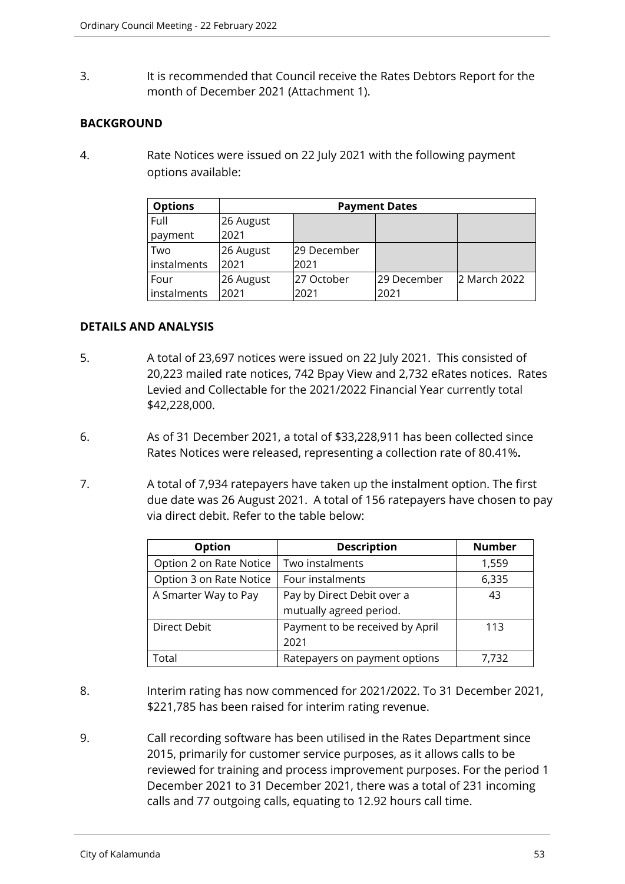3. It is recommended that Council receive the Rates Debtors Report for the month of December 2021 (Attachment 1).

**BACKGROUND**

4. Rate Notices were issued on 22 July 2021 with the following payment options available:

| Options | Payment Dates | | | |
|---|---|---|---|---|
| Full payment | 26 August 2021 | | | |
| Two instalments | 26 August 2021 | 29 December 2021 | | |
| Four instalments | 26 August 2021 | 27 October 2021 | 29 December 2021 | 2 March 2022 |

**DETAILS AND ANALYSIS**

5. A total of 23,697 notices were issued on 22 July 2021. This consisted of 20,223 mailed rate notices, 742 Bpay View and 2,732 eRates notices. Rates Levied and Collectable for the 2021/2022 Financial Year currently total $42,228,000.

6. As of 31 December 2021, a total of $33,228,911 has been collected since Rates Notices were released, representing a collection rate of 80.41%**.**

7. A total of 7,934 ratepayers have taken up the instalment option. The first due date was 26 August 2021. A total of 156 ratepayers have chosen to pay via direct debit. Refer to the table below:

| Option | Description | Number |
|---|---|---|
| Option 2 on Rate Notice | Two instalments | 1,559 |
| Option 3 on Rate Notice | Four instalments | 6,335 |
| A Smarter Way to Pay | Pay by Direct Debit over a mutually agreed period. | 43 |
| Direct Debit | Payment to be received by April 2021 | 113 |
| Total | Ratepayers on payment options | 7,732 |

8. Interim rating has now commenced for 2021/2022. To 31 December 2021, $221,785 has been raised for interim rating revenue.

9. Call recording software has been utilised in the Rates Department since 2015, primarily for customer service purposes, as it allows calls to be reviewed for training and process improvement purposes. For the period 1 December 2021 to 31 December 2021, there was a total of 231 incoming calls and 77 outgoing calls, equating to 12.92 hours call time.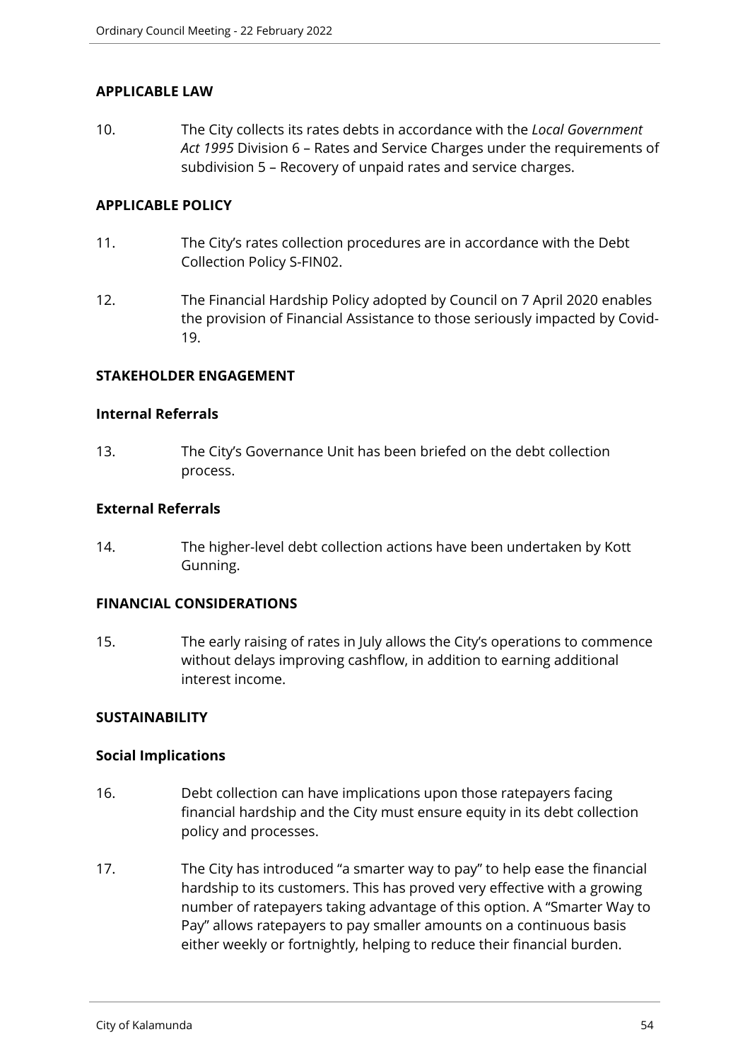## APPLICABLE LAW

10. The City collects its rates debts in accordance with the *Local Government Act 1995* Division 6 – Rates and Service Charges under the requirements of subdivision 5 – Recovery of unpaid rates and service charges.

## APPLICABLE POLICY

11. The City's rates collection procedures are in accordance with the Debt Collection Policy S-FIN02.

12. The Financial Hardship Policy adopted by Council on 7 April 2020 enables the provision of Financial Assistance to those seriously impacted by Covid-19.

## STAKEHOLDER ENGAGEMENT

### Internal Referrals

13. The City's Governance Unit has been briefed on the debt collection process.

### External Referrals

14. The higher-level debt collection actions have been undertaken by Kott Gunning.

## FINANCIAL CONSIDERATIONS

15. The early raising of rates in July allows the City's operations to commence without delays improving cashflow, in addition to earning additional interest income.

## SUSTAINABILITY

### Social Implications

16. Debt collection can have implications upon those ratepayers facing financial hardship and the City must ensure equity in its debt collection policy and processes.

17. The City has introduced "a smarter way to pay" to help ease the financial hardship to its customers. This has proved very effective with a growing number of ratepayers taking advantage of this option. A "Smarter Way to Pay" allows ratepayers to pay smaller amounts on a continuous basis either weekly or fortnightly, helping to reduce their financial burden.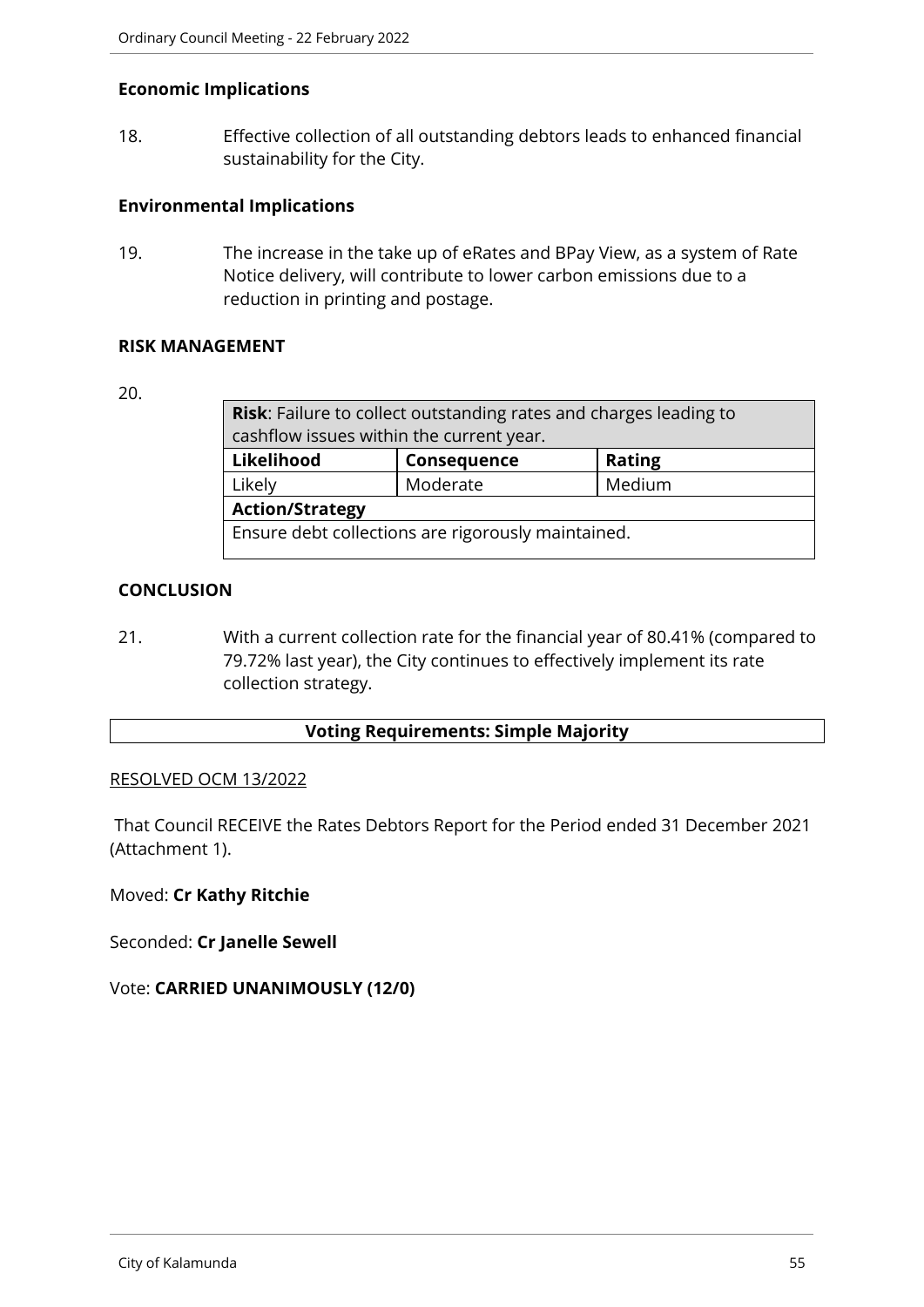### Economic Implications

18. Effective collection of all outstanding debtors leads to enhanced financial sustainability for the City.

### Environmental Implications

19. The increase in the take up of eRates and BPay View, as a system of Rate Notice delivery, will contribute to lower carbon emissions due to a reduction in printing and postage.

### RISK MANAGEMENT

20.

| **Risk**: Failure to collect outstanding rates and charges leading to cashflow issues within the current year. | | |
|---|---|---|
| **Likelihood** | **Consequence** | **Rating** |
| Likely | Moderate | Medium |
| **Action/Strategy** | | |
| Ensure debt collections are rigorously maintained. | | |

### CONCLUSION

21. With a current collection rate for the financial year of 80.41% (compared to 79.72% last year), the City continues to effectively implement its rate collection strategy.

**Voting Requirements: Simple Majority**

RESOLVED OCM 13/2022

That Council RECEIVE the Rates Debtors Report for the Period ended 31 December 2021 (Attachment 1).

Moved: **Cr Kathy Ritchie**

Seconded: **Cr Janelle Sewell**

Vote: **CARRIED UNANIMOUSLY (12/0)**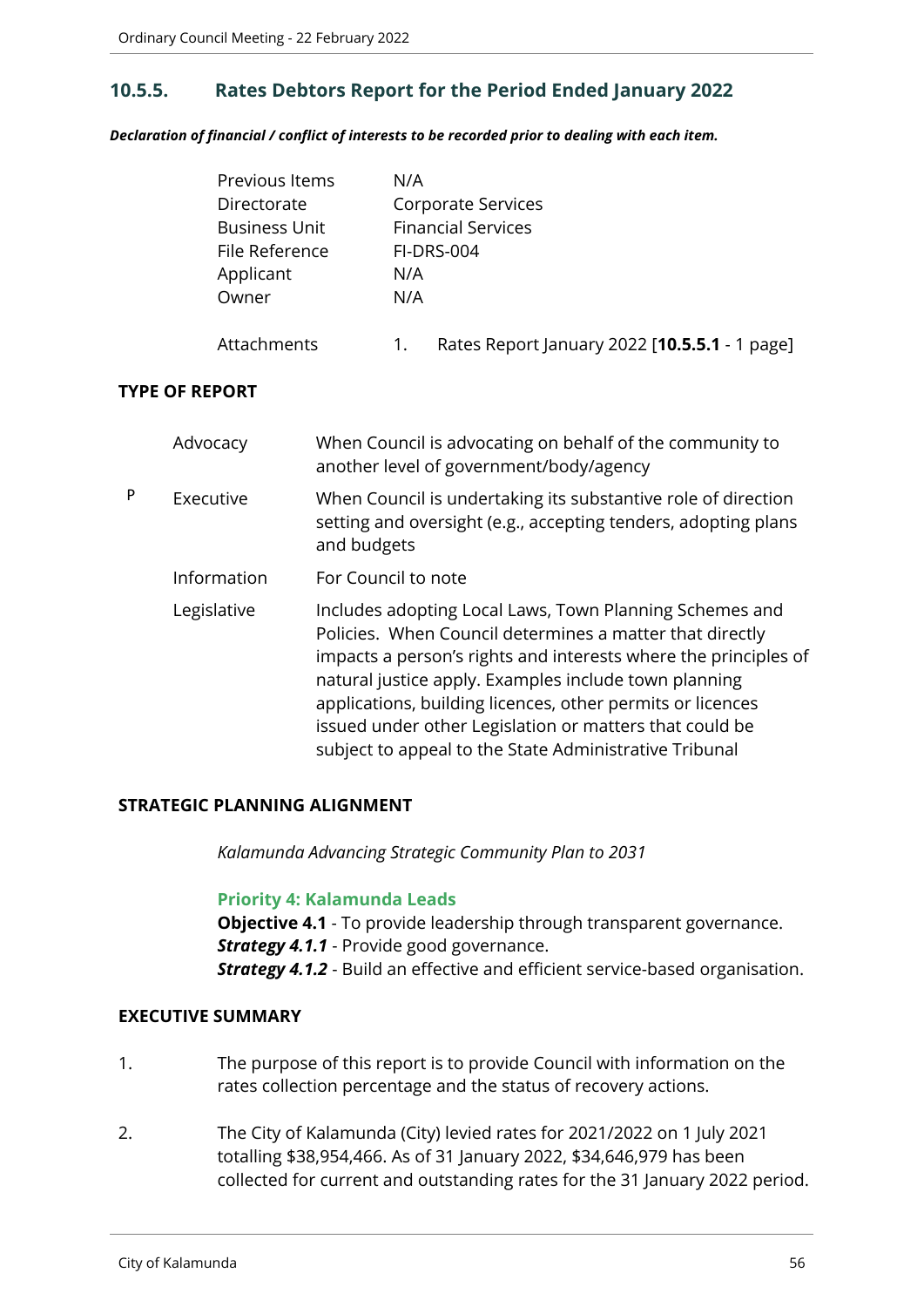## 10.5.5. Rates Debtors Report for the Period Ended January 2022

***Declaration of financial / conflict of interests to be recorded prior to dealing with each item.***

| | |
|---|---|
| Previous Items | N/A |
| Directorate | Corporate Services |
| Business Unit | Financial Services |
| File Reference | FI-DRS-004 |
| Applicant | N/A |
| Owner | N/A |
| | |
| Attachments | 1. Rates Report January 2022 [**10.5.5.1** - 1 page] |

### TYPE OF REPORT

| | | |
|---|---|---|
| | Advocacy | When Council is advocating on behalf of the community to another level of government/body/agency |
| P | Executive | When Council is undertaking its substantive role of direction setting and oversight (e.g., accepting tenders, adopting plans and budgets |
| | Information | For Council to note |
| | Legislative | Includes adopting Local Laws, Town Planning Schemes and Policies. When Council determines a matter that directly impacts a person's rights and interests where the principles of natural justice apply. Examples include town planning applications, building licences, other permits or licences issued under other Legislation or matters that could be subject to appeal to the State Administrative Tribunal |

### STRATEGIC PLANNING ALIGNMENT

*Kalamunda Advancing Strategic Community Plan to 2031*

**Priority 4: Kalamunda Leads**
**Objective 4.1** - To provide leadership through transparent governance.
***Strategy 4.1.1*** - Provide good governance.
***Strategy 4.1.2*** - Build an effective and efficient service-based organisation.

### EXECUTIVE SUMMARY

1. The purpose of this report is to provide Council with information on the rates collection percentage and the status of recovery actions.

2. The City of Kalamunda (City) levied rates for 2021/2022 on 1 July 2021 totalling $38,954,466. As of 31 January 2022, $34,646,979 has been collected for current and outstanding rates for the 31 January 2022 period.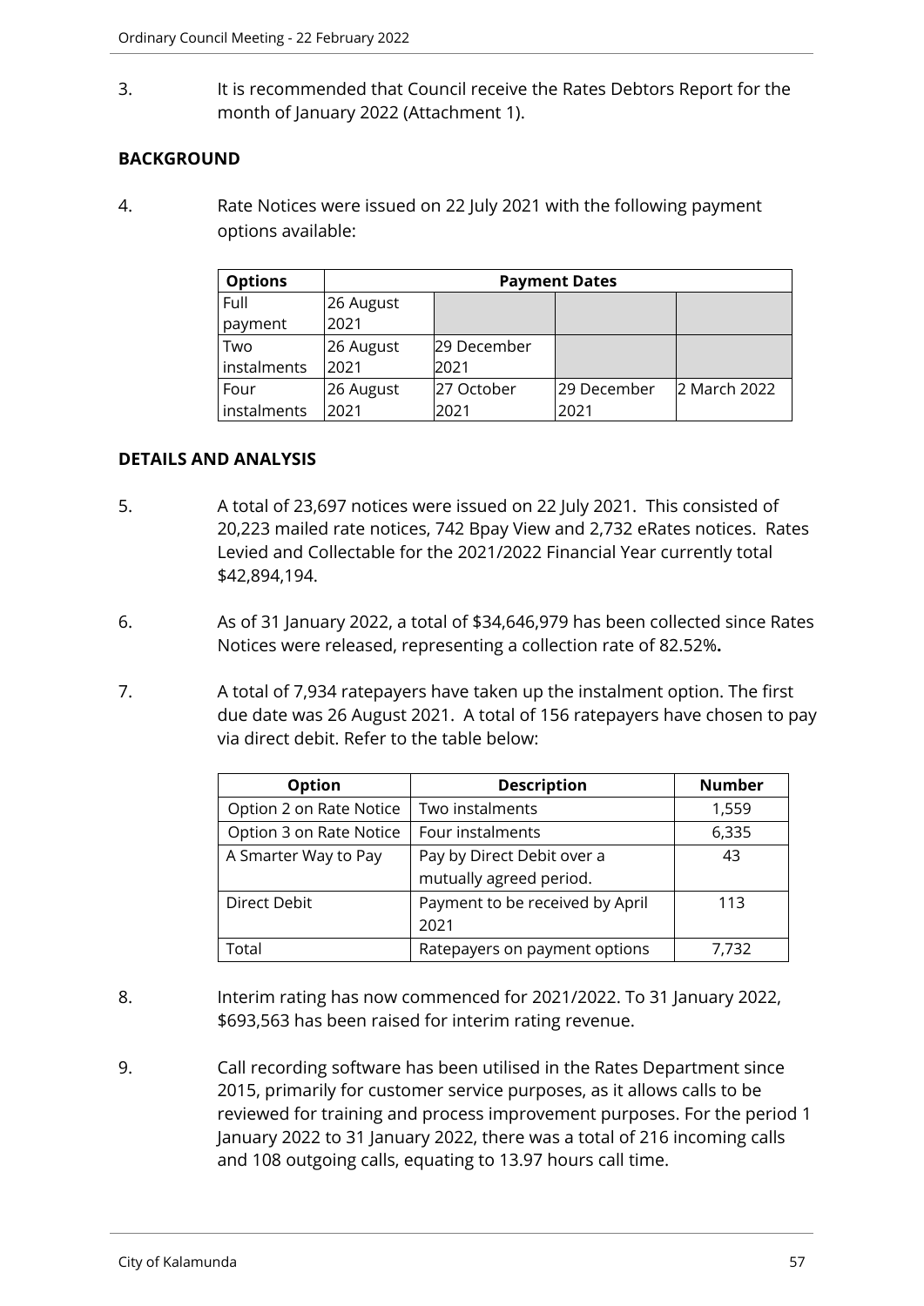3. It is recommended that Council receive the Rates Debtors Report for the month of January 2022 (Attachment 1).

**BACKGROUND**

4. Rate Notices were issued on 22 July 2021 with the following payment options available:

| Options | Payment Dates | | | |
|---|---|---|---|---|
| Full payment | 26 August 2021 | | | |
| Two instalments | 26 August 2021 | 29 December 2021 | | |
| Four instalments | 26 August 2021 | 27 October 2021 | 29 December 2021 | 2 March 2022 |

**DETAILS AND ANALYSIS**

5. A total of 23,697 notices were issued on 22 July 2021. This consisted of 20,223 mailed rate notices, 742 Bpay View and 2,732 eRates notices. Rates Levied and Collectable for the 2021/2022 Financial Year currently total $42,894,194.

6. As of 31 January 2022, a total of $34,646,979 has been collected since Rates Notices were released, representing a collection rate of 82.52%**.**

7. A total of 7,934 ratepayers have taken up the instalment option. The first due date was 26 August 2021. A total of 156 ratepayers have chosen to pay via direct debit. Refer to the table below:

| Option | Description | Number |
|---|---|---|
| Option 2 on Rate Notice | Two instalments | 1,559 |
| Option 3 on Rate Notice | Four instalments | 6,335 |
| A Smarter Way to Pay | Pay by Direct Debit over a mutually agreed period. | 43 |
| Direct Debit | Payment to be received by April 2021 | 113 |
| Total | Ratepayers on payment options | 7,732 |

8. Interim rating has now commenced for 2021/2022. To 31 January 2022, $693,563 has been raised for interim rating revenue.

9. Call recording software has been utilised in the Rates Department since 2015, primarily for customer service purposes, as it allows calls to be reviewed for training and process improvement purposes. For the period 1 January 2022 to 31 January 2022, there was a total of 216 incoming calls and 108 outgoing calls, equating to 13.97 hours call time.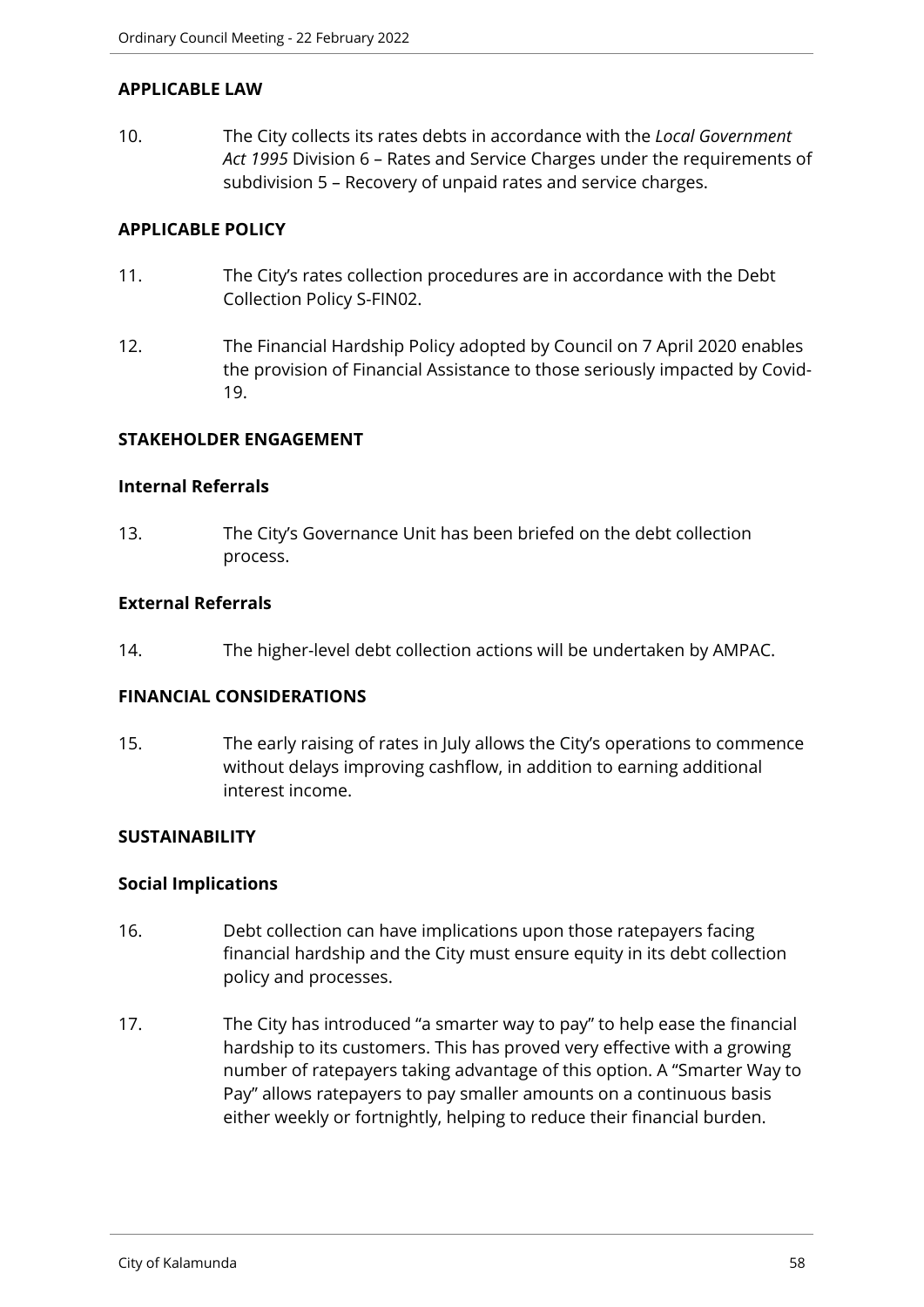## APPLICABLE LAW

10. The City collects its rates debts in accordance with the *Local Government Act 1995* Division 6 – Rates and Service Charges under the requirements of subdivision 5 – Recovery of unpaid rates and service charges.

## APPLICABLE POLICY

11. The City's rates collection procedures are in accordance with the Debt Collection Policy S-FIN02.

12. The Financial Hardship Policy adopted by Council on 7 April 2020 enables the provision of Financial Assistance to those seriously impacted by Covid-19.

## STAKEHOLDER ENGAGEMENT

### Internal Referrals

13. The City's Governance Unit has been briefed on the debt collection process.

### External Referrals

14. The higher-level debt collection actions will be undertaken by AMPAC.

## FINANCIAL CONSIDERATIONS

15. The early raising of rates in July allows the City's operations to commence without delays improving cashflow, in addition to earning additional interest income.

## SUSTAINABILITY

### Social Implications

16. Debt collection can have implications upon those ratepayers facing financial hardship and the City must ensure equity in its debt collection policy and processes.

17. The City has introduced "a smarter way to pay" to help ease the financial hardship to its customers. This has proved very effective with a growing number of ratepayers taking advantage of this option. A "Smarter Way to Pay" allows ratepayers to pay smaller amounts on a continuous basis either weekly or fortnightly, helping to reduce their financial burden.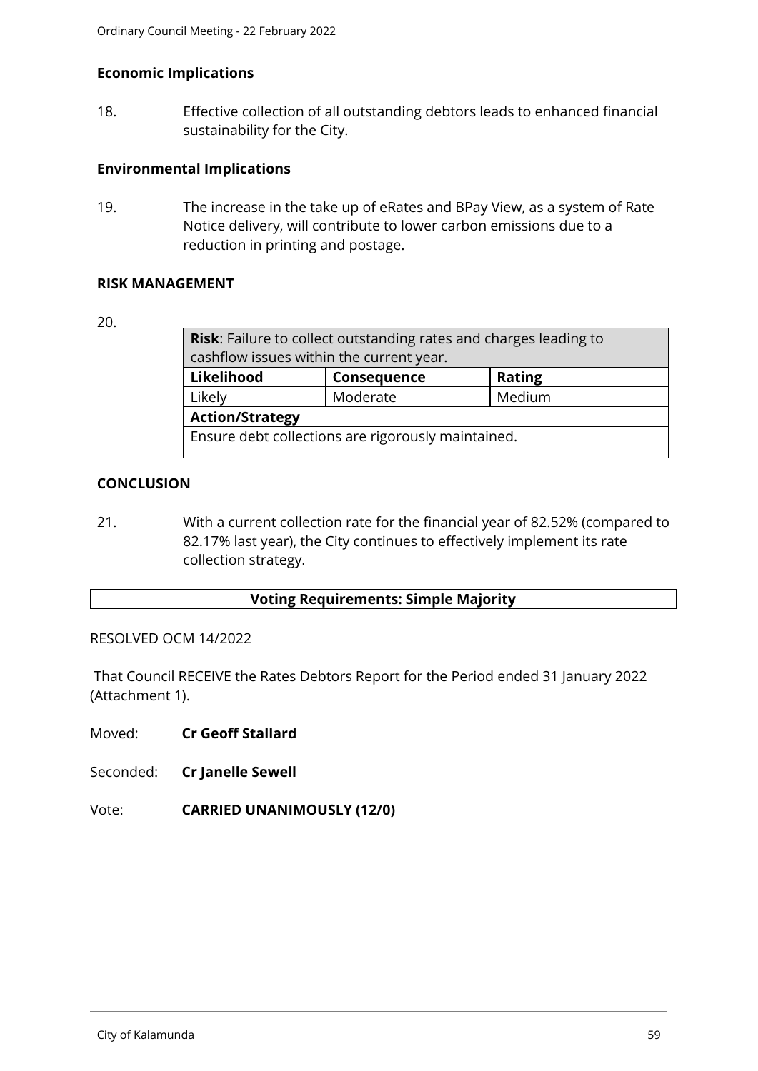### Economic Implications

18. Effective collection of all outstanding debtors leads to enhanced financial sustainability for the City.

### Environmental Implications

19. The increase in the take up of eRates and BPay View, as a system of Rate Notice delivery, will contribute to lower carbon emissions due to a reduction in printing and postage.

### RISK MANAGEMENT

20.

| **Risk**: Failure to collect outstanding rates and charges leading to cashflow issues within the current year. | | |
|---|---|---|
| **Likelihood** | **Consequence** | **Rating** |
| Likely | Moderate | Medium |
| **Action/Strategy** | | |
| Ensure debt collections are rigorously maintained. | | |

### CONCLUSION

21. With a current collection rate for the financial year of 82.52% (compared to 82.17% last year), the City continues to effectively implement its rate collection strategy.

**Voting Requirements: Simple Majority**

RESOLVED OCM 14/2022

That Council RECEIVE the Rates Debtors Report for the Period ended 31 January 2022 (Attachment 1).

Moved: **Cr Geoff Stallard**

Seconded: **Cr Janelle Sewell**

Vote: **CARRIED UNANIMOUSLY (12/0)**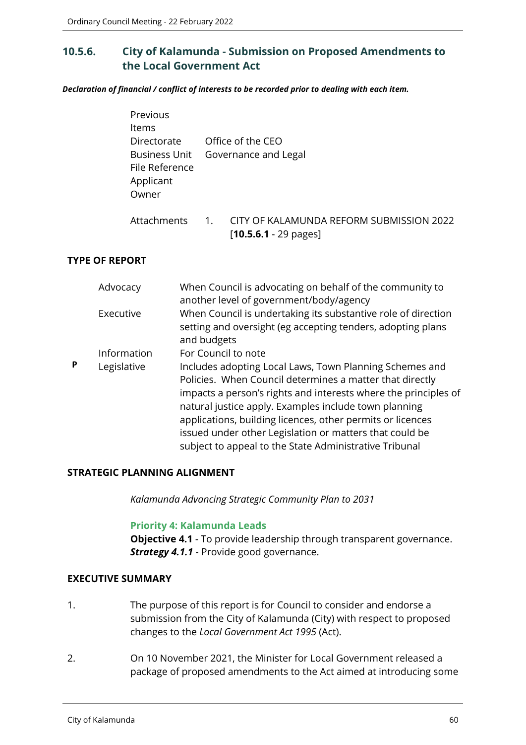## 10.5.6. City of Kalamunda - Submission on Proposed Amendments to the Local Government Act

***Declaration of financial / conflict of interests to be recorded prior to dealing with each item.***

| | |
|---|---|
| Previous Items | |
| Directorate | Office of the CEO |
| Business Unit | Governance and Legal |
| File Reference | |
| Applicant | |
| Owner | |
| Attachments | 1. CITY OF KALAMUNDA REFORM SUBMISSION 2022 [**10.5.6.1** - 29 pages] |

### TYPE OF REPORT

| | | |
|---|---|---|
| | Advocacy | When Council is advocating on behalf of the community to another level of government/body/agency |
| | Executive | When Council is undertaking its substantive role of direction setting and oversight (eg accepting tenders, adopting plans and budgets |
| | Information | For Council to note |
| **P** | Legislative | Includes adopting Local Laws, Town Planning Schemes and Policies. When Council determines a matter that directly impacts a person's rights and interests where the principles of natural justice apply. Examples include town planning applications, building licences, other permits or licences issued under other Legislation or matters that could be subject to appeal to the State Administrative Tribunal |

### STRATEGIC PLANNING ALIGNMENT

*Kalamunda Advancing Strategic Community Plan to 2031*

**Priority 4: Kalamunda Leads**
**Objective 4.1** - To provide leadership through transparent governance.
***Strategy 4.1.1*** - Provide good governance.

### EXECUTIVE SUMMARY

1. The purpose of this report is for Council to consider and endorse a submission from the City of Kalamunda (City) with respect to proposed changes to the *Local Government Act 1995* (Act).

2. On 10 November 2021, the Minister for Local Government released a package of proposed amendments to the Act aimed at introducing some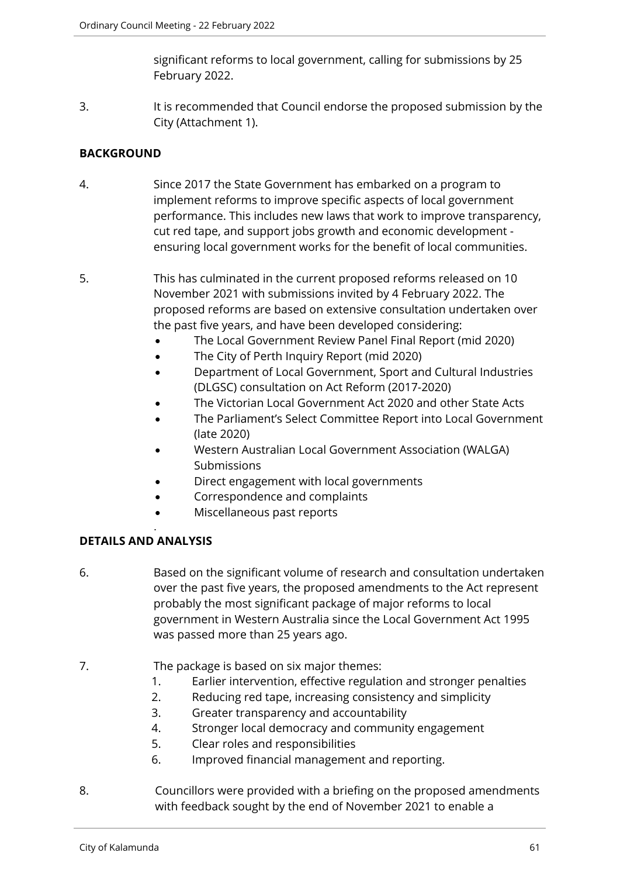significant reforms to local government, calling for submissions by 25 February 2022.

3. It is recommended that Council endorse the proposed submission by the City (Attachment 1).

**BACKGROUND**

4. Since 2017 the State Government has embarked on a program to implement reforms to improve specific aspects of local government performance. This includes new laws that work to improve transparency, cut red tape, and support jobs growth and economic development - ensuring local government works for the benefit of local communities.

5. This has culminated in the current proposed reforms released on 10 November 2021 with submissions invited by 4 February 2022. The proposed reforms are based on extensive consultation undertaken over the past five years, and have been developed considering:
   - The Local Government Review Panel Final Report (mid 2020)
   - The City of Perth Inquiry Report (mid 2020)
   - Department of Local Government, Sport and Cultural Industries (DLGSC) consultation on Act Reform (2017-2020)
   - The Victorian Local Government Act 2020 and other State Acts
   - The Parliament's Select Committee Report into Local Government (late 2020)
   - Western Australian Local Government Association (WALGA) Submissions
   - Direct engagement with local governments
   - Correspondence and complaints
   - Miscellaneous past reports

**DETAILS AND ANALYSIS**

6. Based on the significant volume of research and consultation undertaken over the past five years, the proposed amendments to the Act represent probably the most significant package of major reforms to local government in Western Australia since the Local Government Act 1995 was passed more than 25 years ago.

7. The package is based on six major themes:
   1. Earlier intervention, effective regulation and stronger penalties
   2. Reducing red tape, increasing consistency and simplicity
   3. Greater transparency and accountability
   4. Stronger local democracy and community engagement
   5. Clear roles and responsibilities
   6. Improved financial management and reporting.

8. Councillors were provided with a briefing on the proposed amendments with feedback sought by the end of November 2021 to enable a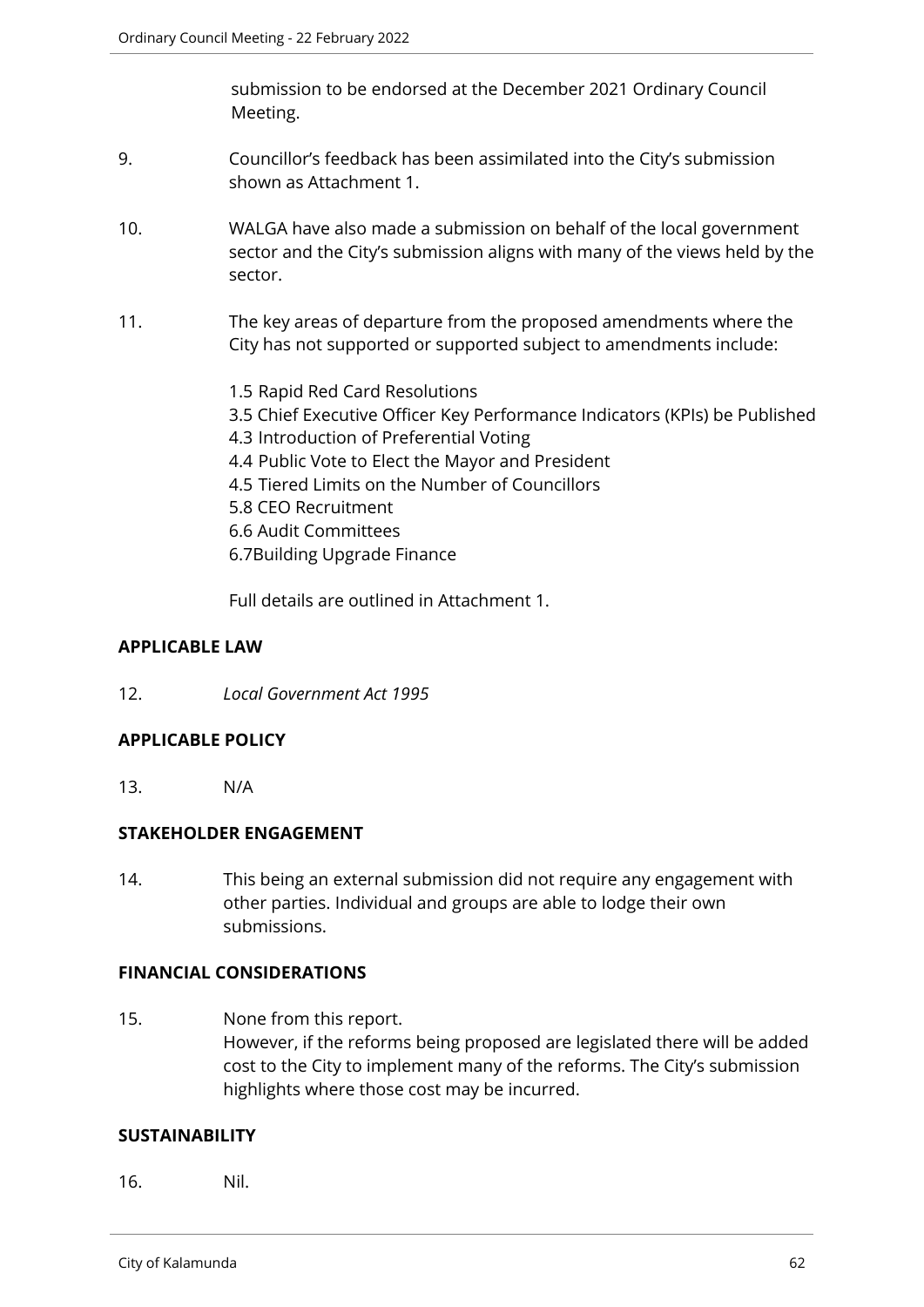submission to be endorsed at the December 2021 Ordinary Council Meeting.

9. Councillor's feedback has been assimilated into the City's submission shown as Attachment 1.

10. WALGA have also made a submission on behalf of the local government sector and the City's submission aligns with many of the views held by the sector.

11. The key areas of departure from the proposed amendments where the City has not supported or supported subject to amendments include:

    1.5 Rapid Red Card Resolutions
    3.5 Chief Executive Officer Key Performance Indicators (KPIs) be Published
    4.3 Introduction of Preferential Voting
    4.4 Public Vote to Elect the Mayor and President
    4.5 Tiered Limits on the Number of Councillors
    5.8 CEO Recruitment
    6.6 Audit Committees
    6.7Building Upgrade Finance

    Full details are outlined in Attachment 1.

**APPLICABLE LAW**

12. *Local Government Act 1995*

**APPLICABLE POLICY**

13. N/A

**STAKEHOLDER ENGAGEMENT**

14. This being an external submission did not require any engagement with other parties. Individual and groups are able to lodge their own submissions.

**FINANCIAL CONSIDERATIONS**

15. None from this report.
    However, if the reforms being proposed are legislated there will be added cost to the City to implement many of the reforms. The City's submission highlights where those cost may be incurred.

**SUSTAINABILITY**

16. Nil.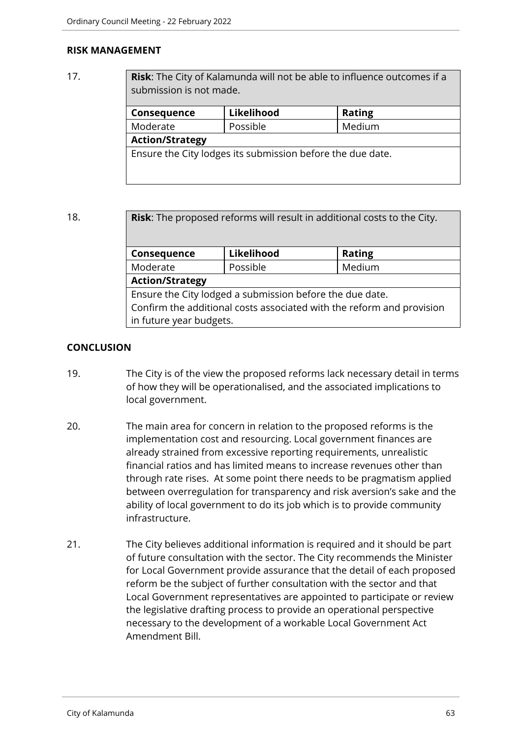## RISK MANAGEMENT

17.

| **Risk**: The City of Kalamunda will not be able to influence outcomes if a submission is not made. | | |
|---|---|---|
| **Consequence** | **Likelihood** | **Rating** |
| Moderate | Possible | Medium |
| **Action/Strategy** | | |
| Ensure the City lodges its submission before the due date. | | |

18.

| **Risk**: The proposed reforms will result in additional costs to the City. | | |
|---|---|---|
| **Consequence** | **Likelihood** | **Rating** |
| Moderate | Possible | Medium |
| **Action/Strategy** | | |
| Ensure the City lodged a submission before the due date. Confirm the additional costs associated with the reform and provision in future year budgets. | | |

## CONCLUSION

19. The City is of the view the proposed reforms lack necessary detail in terms of how they will be operationalised, and the associated implications to local government.

20. The main area for concern in relation to the proposed reforms is the implementation cost and resourcing. Local government finances are already strained from excessive reporting requirements, unrealistic financial ratios and has limited means to increase revenues other than through rate rises. At some point there needs to be pragmatism applied between overregulation for transparency and risk aversion's sake and the ability of local government to do its job which is to provide community infrastructure.

21. The City believes additional information is required and it should be part of future consultation with the sector. The City recommends the Minister for Local Government provide assurance that the detail of each proposed reform be the subject of further consultation with the sector and that Local Government representatives are appointed to participate or review the legislative drafting process to provide an operational perspective necessary to the development of a workable Local Government Act Amendment Bill.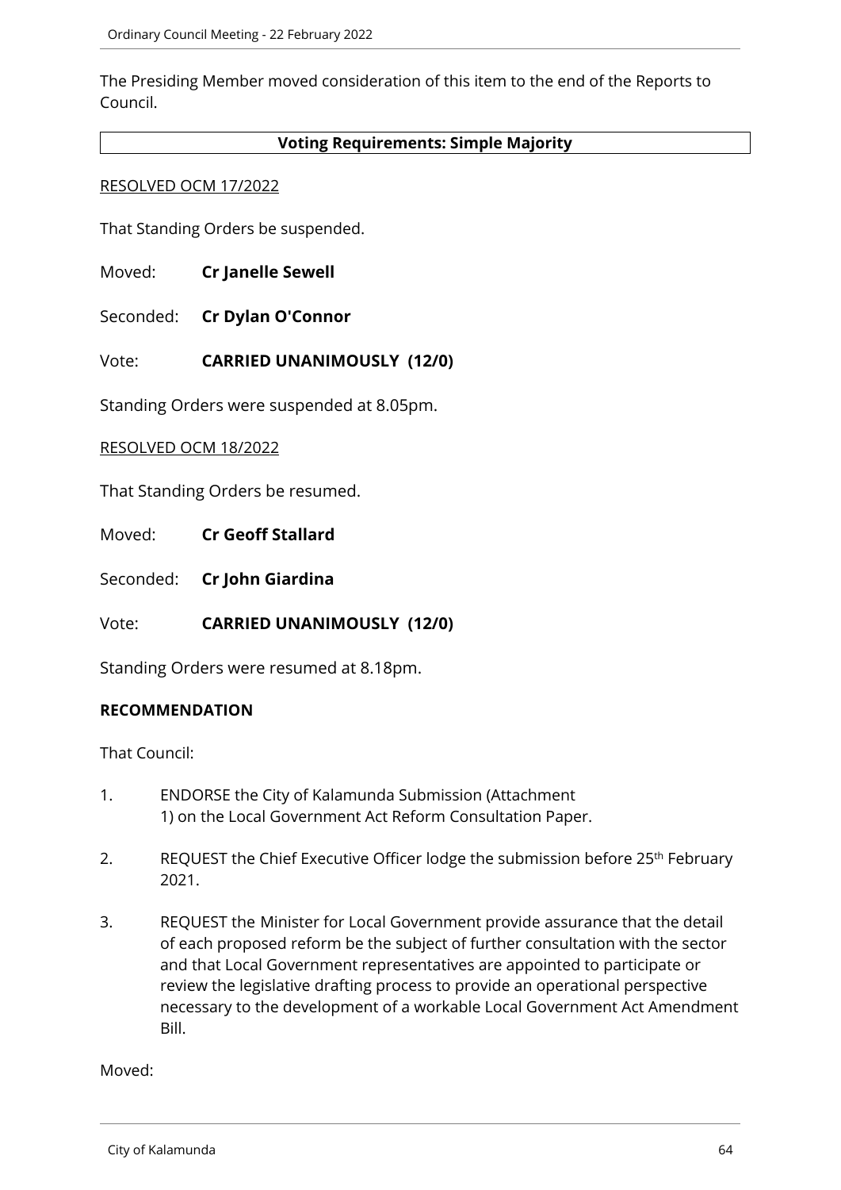The Presiding Member moved consideration of this item to the end of the Reports to Council.

**Voting Requirements: Simple Majority**

RESOLVED OCM 17/2022

That Standing Orders be suspended.

Moved: **Cr Janelle Sewell**

Seconded: **Cr Dylan O'Connor**

Vote: **CARRIED UNANIMOUSLY (12/0)**

Standing Orders were suspended at 8.05pm.

RESOLVED OCM 18/2022

That Standing Orders be resumed.

Moved: **Cr Geoff Stallard**

Seconded: **Cr John Giardina**

Vote: **CARRIED UNANIMOUSLY (12/0)**

Standing Orders were resumed at 8.18pm.

**RECOMMENDATION**

That Council:

1. ENDORSE the City of Kalamunda Submission (Attachment 1) on the Local Government Act Reform Consultation Paper.
2. REQUEST the Chief Executive Officer lodge the submission before 25th February 2021.
3. REQUEST the Minister for Local Government provide assurance that the detail of each proposed reform be the subject of further consultation with the sector and that Local Government representatives are appointed to participate or review the legislative drafting process to provide an operational perspective necessary to the development of a workable Local Government Act Amendment Bill.

Moved: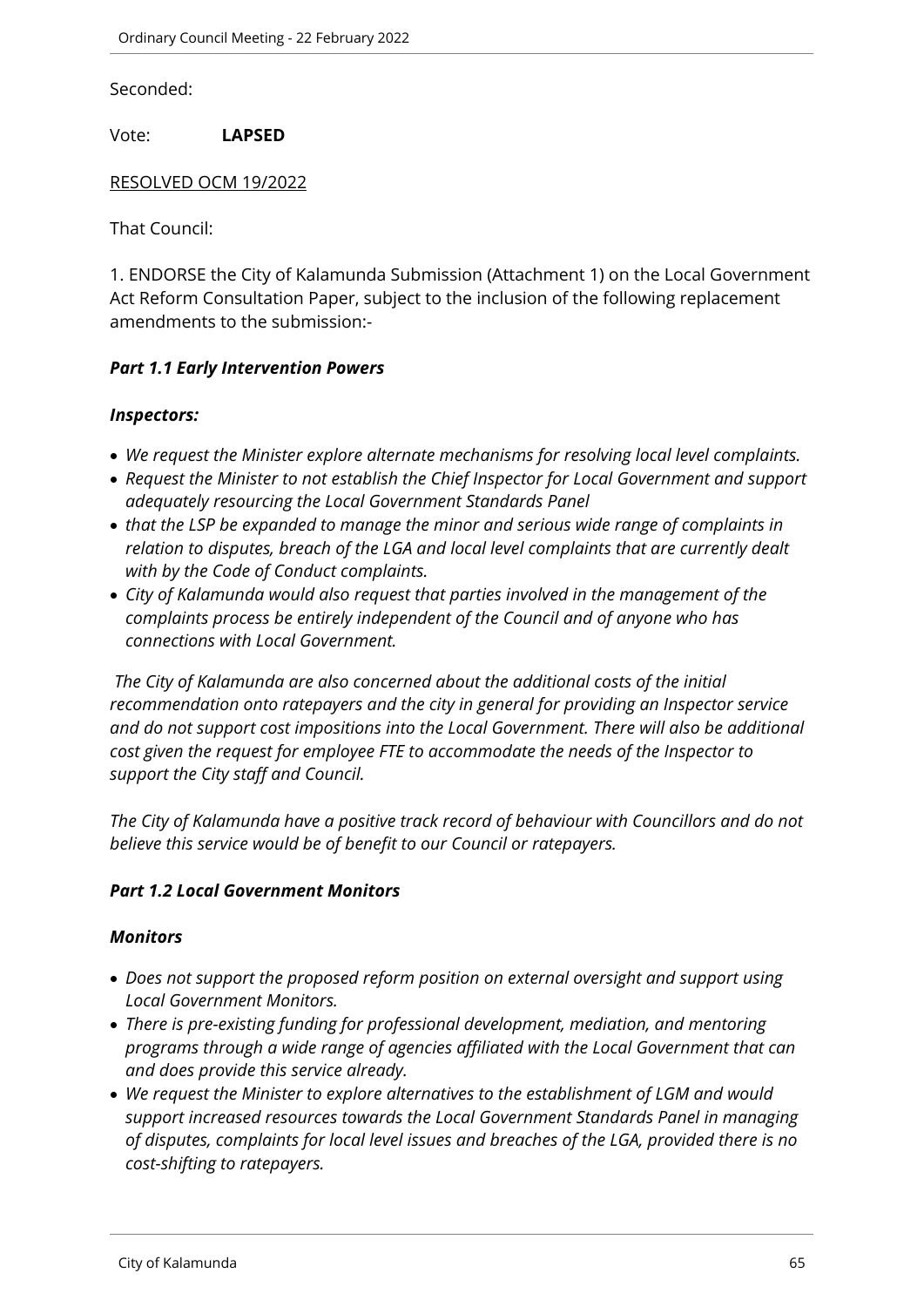Seconded:

Vote: **LAPSED**

RESOLVED OCM 19/2022

That Council:

1. ENDORSE the City of Kalamunda Submission (Attachment 1) on the Local Government Act Reform Consultation Paper, subject to the inclusion of the following replacement amendments to the submission:-

***Part 1.1 Early Intervention Powers***

***Inspectors:***

- *We request the Minister explore alternate mechanisms for resolving local level complaints.*
- *Request the Minister to not establish the Chief Inspector for Local Government and support adequately resourcing the Local Government Standards Panel*
- *that the LSP be expanded to manage the minor and serious wide range of complaints in relation to disputes, breach of the LGA and local level complaints that are currently dealt with by the Code of Conduct complaints.*
- *City of Kalamunda would also request that parties involved in the management of the complaints process be entirely independent of the Council and of anyone who has connections with Local Government.*

*The City of Kalamunda are also concerned about the additional costs of the initial recommendation onto ratepayers and the city in general for providing an Inspector service and do not support cost impositions into the Local Government. There will also be additional cost given the request for employee FTE to accommodate the needs of the Inspector to support the City staff and Council.*

*The City of Kalamunda have a positive track record of behaviour with Councillors and do not believe this service would be of benefit to our Council or ratepayers.*

***Part 1.2 Local Government Monitors***

***Monitors***

- *Does not support the proposed reform position on external oversight and support using Local Government Monitors.*
- *There is pre-existing funding for professional development, mediation, and mentoring programs through a wide range of agencies affiliated with the Local Government that can and does provide this service already.*
- *We request the Minister to explore alternatives to the establishment of LGM and would support increased resources towards the Local Government Standards Panel in managing of disputes, complaints for local level issues and breaches of the LGA, provided there is no cost-shifting to ratepayers.*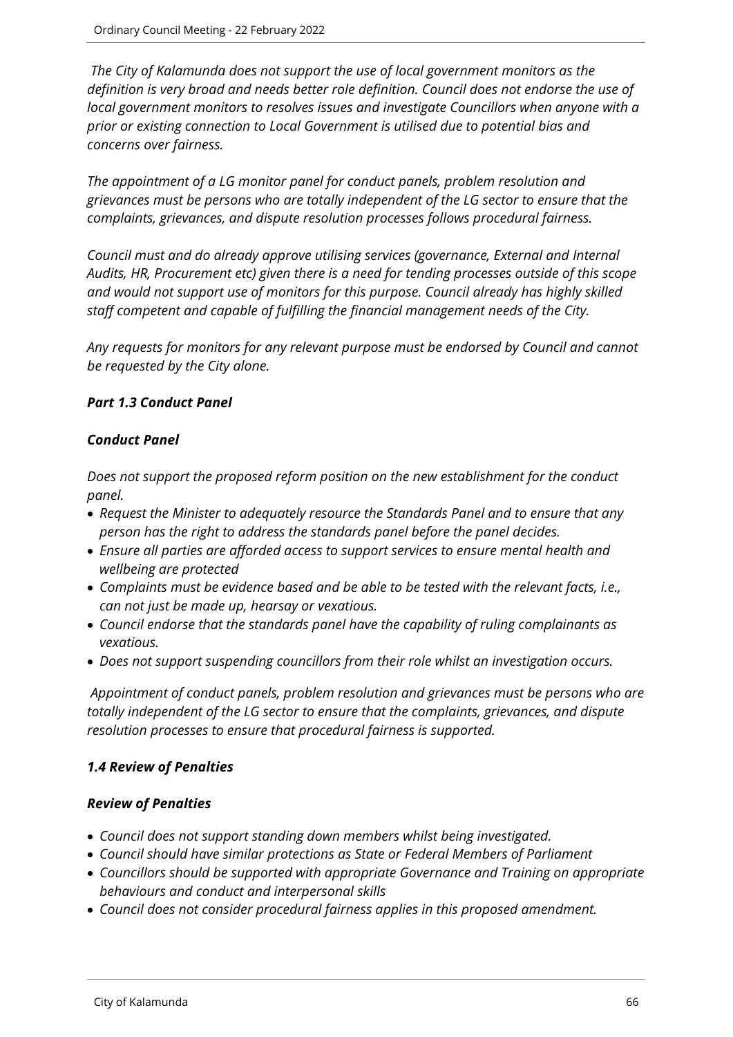*The City of Kalamunda does not support the use of local government monitors as the definition is very broad and needs better role definition. Council does not endorse the use of local government monitors to resolves issues and investigate Councillors when anyone with a prior or existing connection to Local Government is utilised due to potential bias and concerns over fairness.*

*The appointment of a LG monitor panel for conduct panels, problem resolution and grievances must be persons who are totally independent of the LG sector to ensure that the complaints, grievances, and dispute resolution processes follows procedural fairness.*

*Council must and do already approve utilising services (governance, External and Internal Audits, HR, Procurement etc) given there is a need for tending processes outside of this scope and would not support use of monitors for this purpose. Council already has highly skilled staff competent and capable of fulfilling the financial management needs of the City.*

*Any requests for monitors for any relevant purpose must be endorsed by Council and cannot be requested by the City alone.*

***Part 1.3 Conduct Panel***

***Conduct Panel***

*Does not support the proposed reform position on the new establishment for the conduct panel.*

- *Request the Minister to adequately resource the Standards Panel and to ensure that any person has the right to address the standards panel before the panel decides.*
- *Ensure all parties are afforded access to support services to ensure mental health and wellbeing are protected*
- *Complaints must be evidence based and be able to be tested with the relevant facts, i.e., can not just be made up, hearsay or vexatious.*
- *Council endorse that the standards panel have the capability of ruling complainants as vexatious.*
- *Does not support suspending councillors from their role whilst an investigation occurs.*

*Appointment of conduct panels, problem resolution and grievances must be persons who are totally independent of the LG sector to ensure that the complaints, grievances, and dispute resolution processes to ensure that procedural fairness is supported.*

***1.4 Review of Penalties***

***Review of Penalties***

- *Council does not support standing down members whilst being investigated.*
- *Council should have similar protections as State or Federal Members of Parliament*
- *Councillors should be supported with appropriate Governance and Training on appropriate behaviours and conduct and interpersonal skills*
- *Council does not consider procedural fairness applies in this proposed amendment.*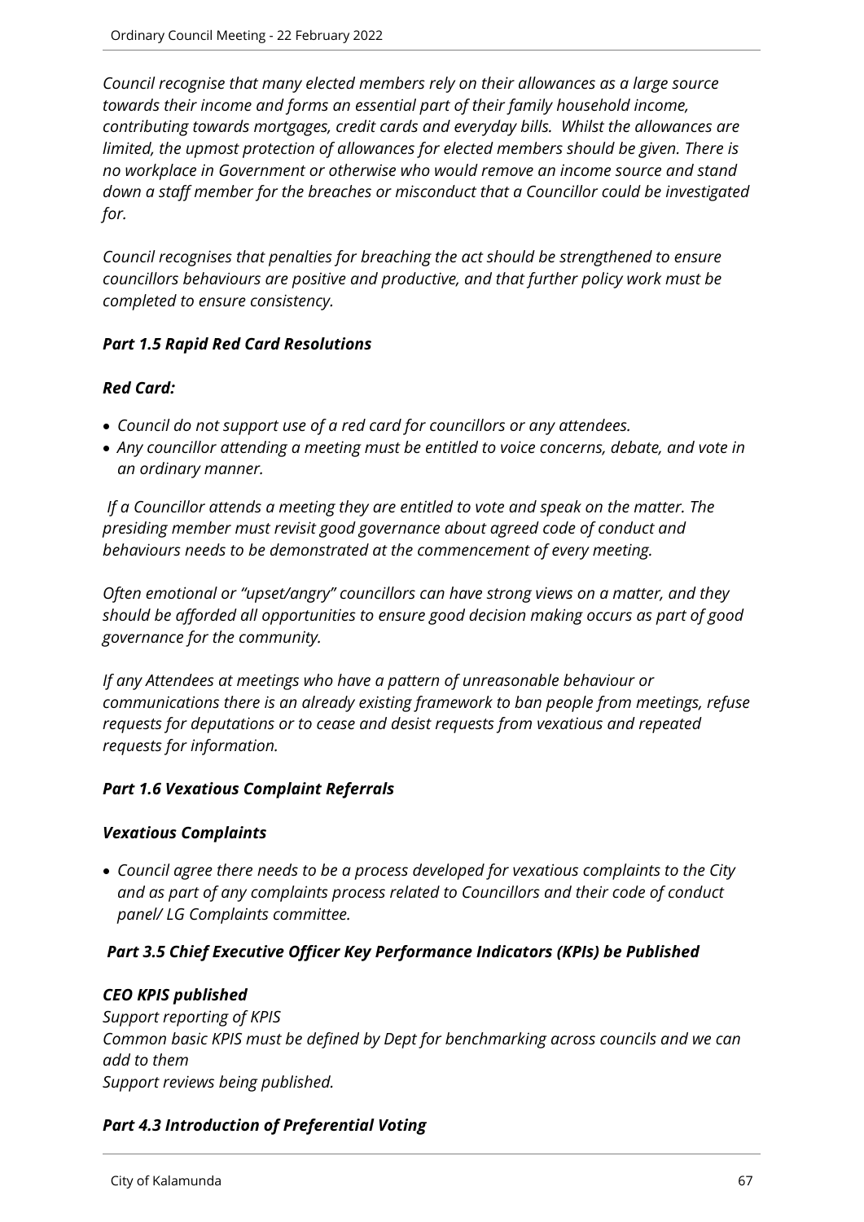*Council recognise that many elected members rely on their allowances as a large source towards their income and forms an essential part of their family household income, contributing towards mortgages, credit cards and everyday bills. Whilst the allowances are limited, the upmost protection of allowances for elected members should be given. There is no workplace in Government or otherwise who would remove an income source and stand down a staff member for the breaches or misconduct that a Councillor could be investigated for.*

*Council recognises that penalties for breaching the act should be strengthened to ensure councillors behaviours are positive and productive, and that further policy work must be completed to ensure consistency.*

***Part 1.5 Rapid Red Card Resolutions***

***Red Card:***

- *Council do not support use of a red card for councillors or any attendees.*
- *Any councillor attending a meeting must be entitled to voice concerns, debate, and vote in an ordinary manner.*

*If a Councillor attends a meeting they are entitled to vote and speak on the matter. The presiding member must revisit good governance about agreed code of conduct and behaviours needs to be demonstrated at the commencement of every meeting.*

*Often emotional or "upset/angry" councillors can have strong views on a matter, and they should be afforded all opportunities to ensure good decision making occurs as part of good governance for the community.*

*If any Attendees at meetings who have a pattern of unreasonable behaviour or communications there is an already existing framework to ban people from meetings, refuse requests for deputations or to cease and desist requests from vexatious and repeated requests for information.*

***Part 1.6 Vexatious Complaint Referrals***

***Vexatious Complaints***

- *Council agree there needs to be a process developed for vexatious complaints to the City and as part of any complaints process related to Councillors and their code of conduct panel/ LG Complaints committee.*

***Part 3.5 Chief Executive Officer Key Performance Indicators (KPIs) be Published***

***CEO KPIS published***

*Support reporting of KPIS*

*Common basic KPIS must be defined by Dept for benchmarking across councils and we can add to them*

*Support reviews being published.*

***Part 4.3 Introduction of Preferential Voting***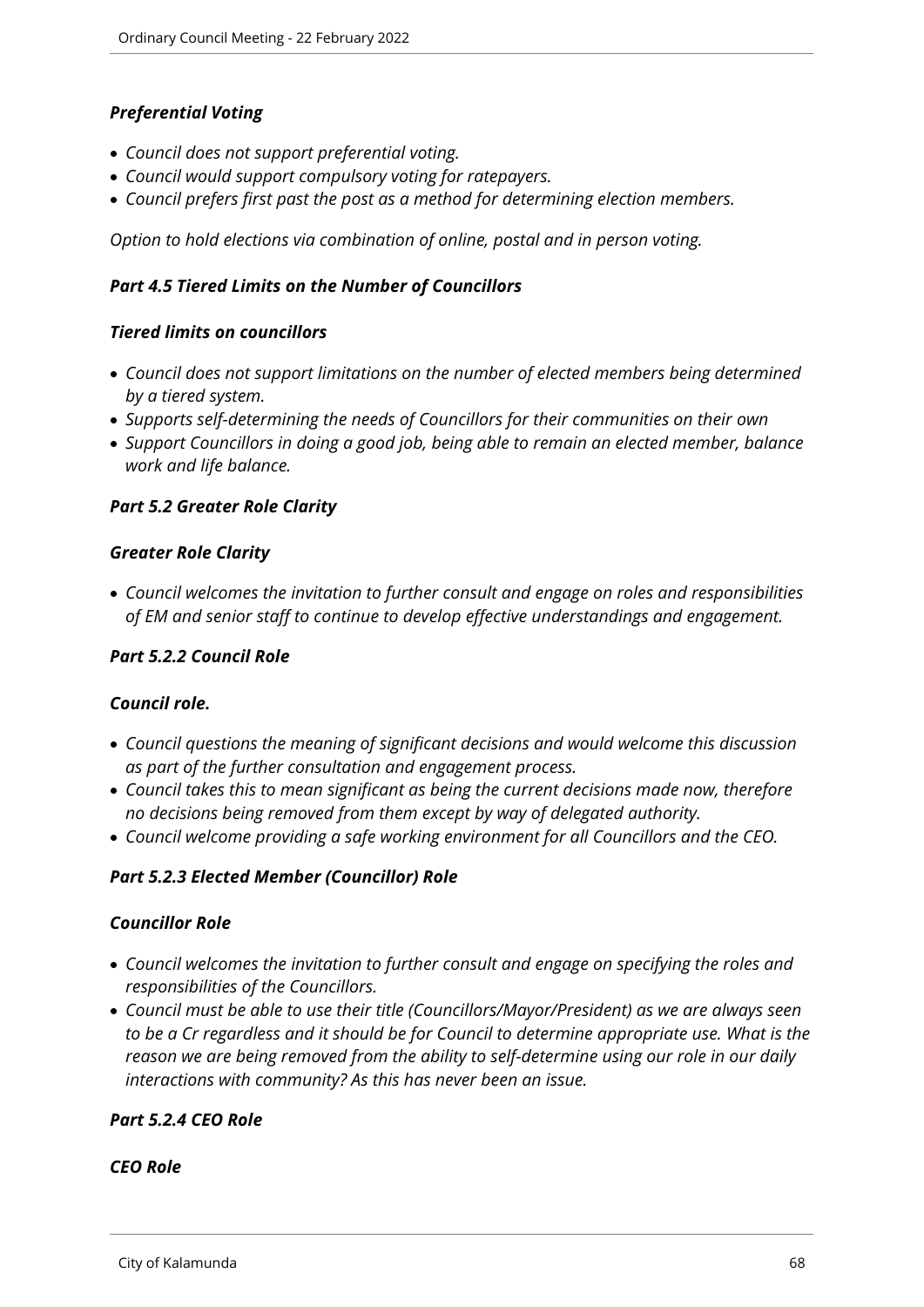***Preferential Voting***

- *Council does not support preferential voting.*
- *Council would support compulsory voting for ratepayers.*
- *Council prefers first past the post as a method for determining election members.*

*Option to hold elections via combination of online, postal and in person voting.*

***Part 4.5 Tiered Limits on the Number of Councillors***

***Tiered limits on councillors***

- *Council does not support limitations on the number of elected members being determined by a tiered system.*
- *Supports self-determining the needs of Councillors for their communities on their own*
- *Support Councillors in doing a good job, being able to remain an elected member, balance work and life balance.*

***Part 5.2 Greater Role Clarity***

***Greater Role Clarity***

- *Council welcomes the invitation to further consult and engage on roles and responsibilities of EM and senior staff to continue to develop effective understandings and engagement.*

***Part 5.2.2 Council Role***

***Council role.***

- *Council questions the meaning of significant decisions and would welcome this discussion as part of the further consultation and engagement process.*
- *Council takes this to mean significant as being the current decisions made now, therefore no decisions being removed from them except by way of delegated authority.*
- *Council welcome providing a safe working environment for all Councillors and the CEO.*

***Part 5.2.3 Elected Member (Councillor) Role***

***Councillor Role***

- *Council welcomes the invitation to further consult and engage on specifying the roles and responsibilities of the Councillors.*
- *Council must be able to use their title (Councillors/Mayor/President) as we are always seen to be a Cr regardless and it should be for Council to determine appropriate use. What is the reason we are being removed from the ability to self-determine using our role in our daily interactions with community? As this has never been an issue.*

***Part 5.2.4 CEO Role***

***CEO Role***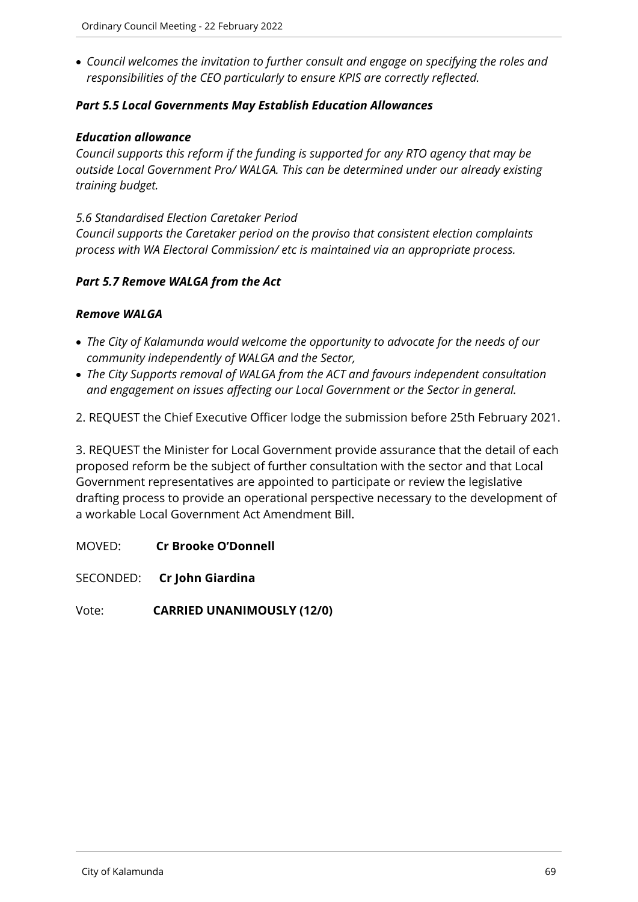- *Council welcomes the invitation to further consult and engage on specifying the roles and responsibilities of the CEO particularly to ensure KPIS are correctly reflected.*

***Part 5.5 Local Governments May Establish Education Allowances***

***Education allowance***

*Council supports this reform if the funding is supported for any RTO agency that may be outside Local Government Pro/ WALGA. This can be determined under our already existing training budget.*

*5.6 Standardised Election Caretaker Period*

*Council supports the Caretaker period on the proviso that consistent election complaints process with WA Electoral Commission/ etc is maintained via an appropriate process.*

***Part 5.7 Remove WALGA from the Act***

***Remove WALGA***

- *The City of Kalamunda would welcome the opportunity to advocate for the needs of our community independently of WALGA and the Sector,*
- *The City Supports removal of WALGA from the ACT and favours independent consultation and engagement on issues affecting our Local Government or the Sector in general.*

2. REQUEST the Chief Executive Officer lodge the submission before 25th February 2021.

3. REQUEST the Minister for Local Government provide assurance that the detail of each proposed reform be the subject of further consultation with the sector and that Local Government representatives are appointed to participate or review the legislative drafting process to provide an operational perspective necessary to the development of a workable Local Government Act Amendment Bill.

MOVED: **Cr Brooke O'Donnell**

SECONDED: **Cr John Giardina**

Vote: **CARRIED UNANIMOUSLY (12/0)**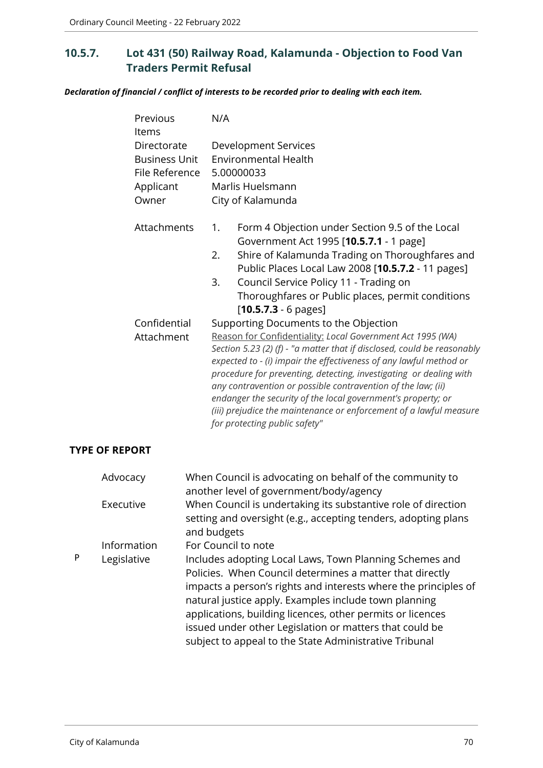## 10.5.7. Lot 431 (50) Railway Road, Kalamunda - Objection to Food Van Traders Permit Refusal

***Declaration of financial / conflict of interests to be recorded prior to dealing with each item.***

| | |
|---|---|
| Previous Items | N/A |
| Directorate | Development Services |
| Business Unit | Environmental Health |
| File Reference | 5.00000033 |
| Applicant | Marlis Huelsmann |
| Owner | City of Kalamunda |
| Attachments | 1. Form 4 Objection under Section 9.5 of the Local Government Act 1995 [**10.5.7.1** - 1 page]<br>2. Shire of Kalamunda Trading on Thoroughfares and Public Places Local Law 2008 [**10.5.7.2** - 11 pages]<br>3. Council Service Policy 11 - Trading on Thoroughfares or Public places, permit conditions [**10.5.7.3** - 6 pages] |
| Confidential Attachment | Supporting Documents to the Objection<br>Reason for Confidentiality: *Local Government Act 1995 (WA) Section 5.23 (2) (f) - "a matter that if disclosed, could be reasonably expected to - (i) impair the effectiveness of any lawful method or procedure for preventing, detecting, investigating or dealing with any contravention or possible contravention of the law; (ii) endanger the security of the local government's property; or (iii) prejudice the maintenance or enforcement of a lawful measure for protecting public safety"* |

### TYPE OF REPORT

| | | |
|---|---|---|
| | Advocacy | When Council is advocating on behalf of the community to another level of government/body/agency |
| | Executive | When Council is undertaking its substantive role of direction setting and oversight (e.g., accepting tenders, adopting plans and budgets |
| | Information | For Council to note |
| P | Legislative | Includes adopting Local Laws, Town Planning Schemes and Policies. When Council determines a matter that directly impacts a person's rights and interests where the principles of natural justice apply. Examples include town planning applications, building licences, other permits or licences issued under other Legislation or matters that could be subject to appeal to the State Administrative Tribunal |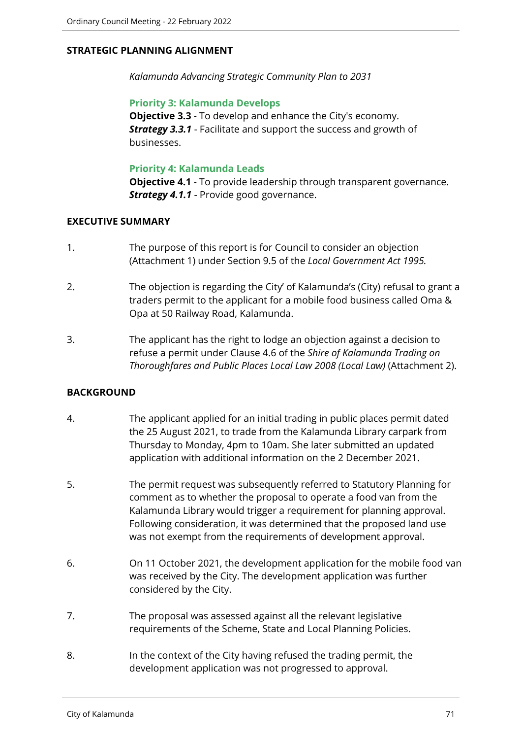## STRATEGIC PLANNING ALIGNMENT

*Kalamunda Advancing Strategic Community Plan to 2031*

**Priority 3: Kalamunda Develops**
**Objective 3.3** - To develop and enhance the City's economy.
***Strategy 3.3.1*** - Facilitate and support the success and growth of businesses.

**Priority 4: Kalamunda Leads**
**Objective 4.1** - To provide leadership through transparent governance.
***Strategy 4.1.1*** - Provide good governance.

## EXECUTIVE SUMMARY

1. The purpose of this report is for Council to consider an objection (Attachment 1) under Section 9.5 of the *Local Government Act 1995.*

2. The objection is regarding the City' of Kalamunda's (City) refusal to grant a traders permit to the applicant for a mobile food business called Oma & Opa at 50 Railway Road, Kalamunda.

3. The applicant has the right to lodge an objection against a decision to refuse a permit under Clause 4.6 of the *Shire of Kalamunda Trading on Thoroughfares and Public Places Local Law 2008 (Local Law)* (Attachment 2).

## BACKGROUND

4. The applicant applied for an initial trading in public places permit dated the 25 August 2021, to trade from the Kalamunda Library carpark from Thursday to Monday, 4pm to 10am. She later submitted an updated application with additional information on the 2 December 2021.

5. The permit request was subsequently referred to Statutory Planning for comment as to whether the proposal to operate a food van from the Kalamunda Library would trigger a requirement for planning approval. Following consideration, it was determined that the proposed land use was not exempt from the requirements of development approval.

6. On 11 October 2021, the development application for the mobile food van was received by the City. The development application was further considered by the City.

7. The proposal was assessed against all the relevant legislative requirements of the Scheme, State and Local Planning Policies.

8. In the context of the City having refused the trading permit, the development application was not progressed to approval.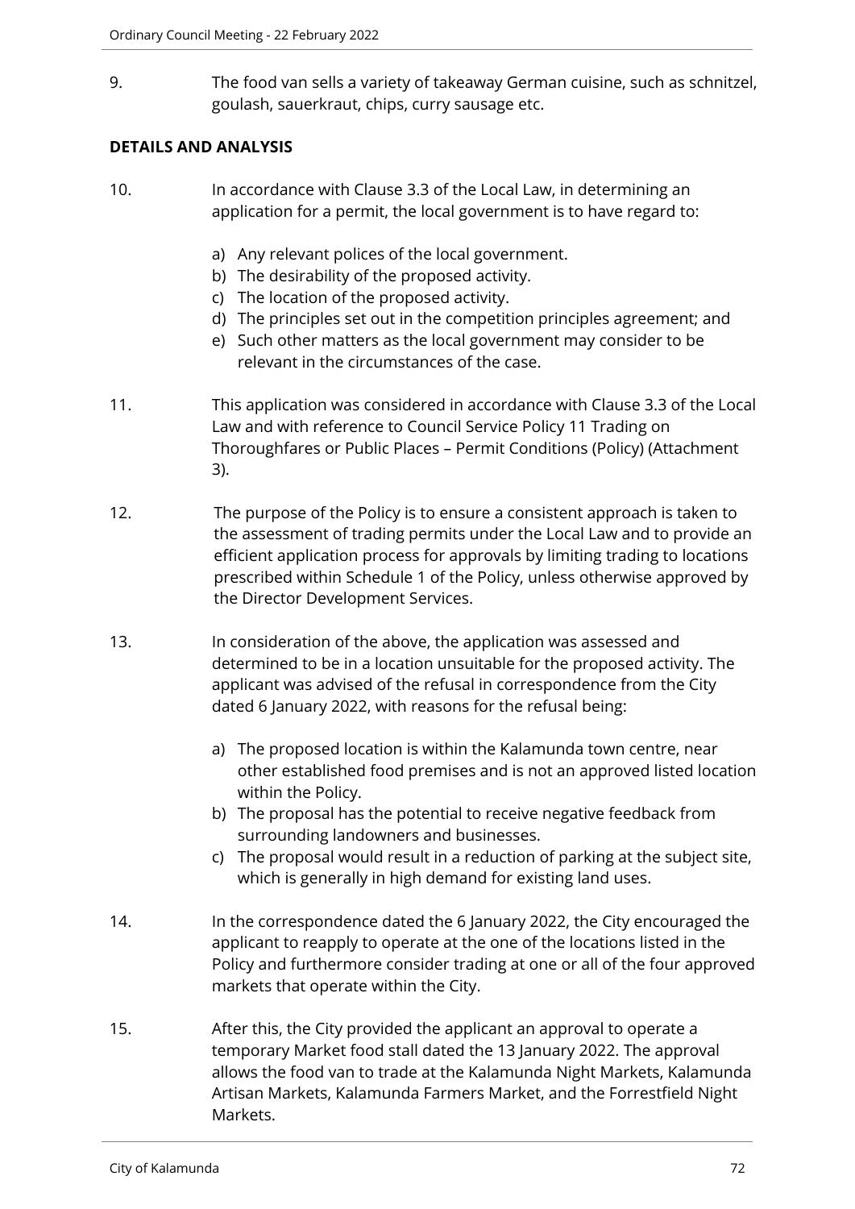9. The food van sells a variety of takeaway German cuisine, such as schnitzel, goulash, sauerkraut, chips, curry sausage etc.

**DETAILS AND ANALYSIS**

10. In accordance with Clause 3.3 of the Local Law, in determining an application for a permit, the local government is to have regard to:

    a) Any relevant polices of the local government.
    b) The desirability of the proposed activity.
    c) The location of the proposed activity.
    d) The principles set out in the competition principles agreement; and
    e) Such other matters as the local government may consider to be relevant in the circumstances of the case.

11. This application was considered in accordance with Clause 3.3 of the Local Law and with reference to Council Service Policy 11 Trading on Thoroughfares or Public Places – Permit Conditions (Policy) (Attachment 3).

12. The purpose of the Policy is to ensure a consistent approach is taken to the assessment of trading permits under the Local Law and to provide an efficient application process for approvals by limiting trading to locations prescribed within Schedule 1 of the Policy, unless otherwise approved by the Director Development Services.

13. In consideration of the above, the application was assessed and determined to be in a location unsuitable for the proposed activity. The applicant was advised of the refusal in correspondence from the City dated 6 January 2022, with reasons for the refusal being:

    a) The proposed location is within the Kalamunda town centre, near other established food premises and is not an approved listed location within the Policy.
    b) The proposal has the potential to receive negative feedback from surrounding landowners and businesses.
    c) The proposal would result in a reduction of parking at the subject site, which is generally in high demand for existing land uses.

14. In the correspondence dated the 6 January 2022, the City encouraged the applicant to reapply to operate at the one of the locations listed in the Policy and furthermore consider trading at one or all of the four approved markets that operate within the City.

15. After this, the City provided the applicant an approval to operate a temporary Market food stall dated the 13 January 2022. The approval allows the food van to trade at the Kalamunda Night Markets, Kalamunda Artisan Markets, Kalamunda Farmers Market, and the Forrestfield Night Markets.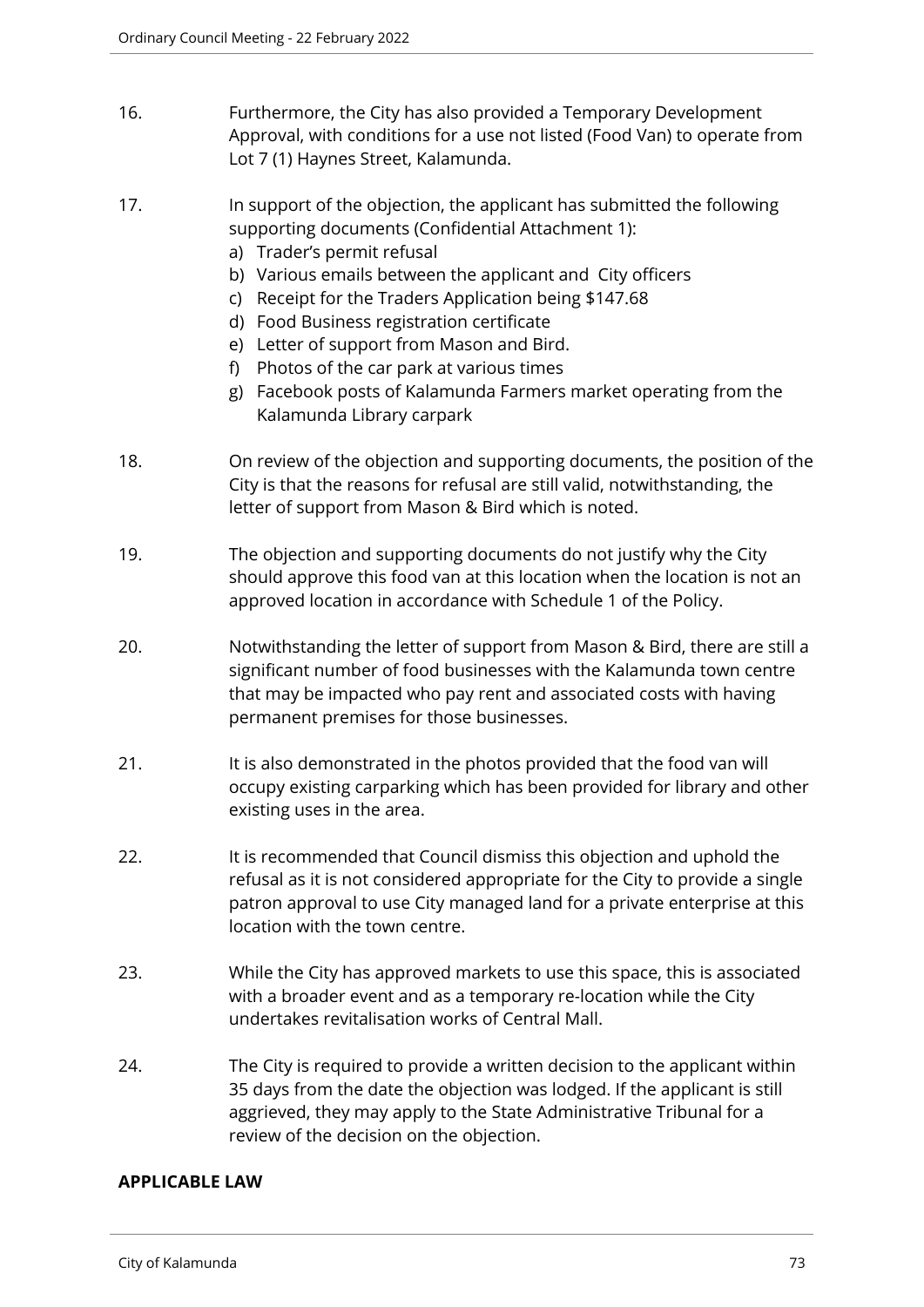16. Furthermore, the City has also provided a Temporary Development Approval, with conditions for a use not listed (Food Van) to operate from Lot 7 (1) Haynes Street, Kalamunda.

17. In support of the objection, the applicant has submitted the following supporting documents (Confidential Attachment 1):
    a) Trader's permit refusal
    b) Various emails between the applicant and City officers
    c) Receipt for the Traders Application being $147.68
    d) Food Business registration certificate
    e) Letter of support from Mason and Bird.
    f) Photos of the car park at various times
    g) Facebook posts of Kalamunda Farmers market operating from the Kalamunda Library carpark

18. On review of the objection and supporting documents, the position of the City is that the reasons for refusal are still valid, notwithstanding, the letter of support from Mason & Bird which is noted.

19. The objection and supporting documents do not justify why the City should approve this food van at this location when the location is not an approved location in accordance with Schedule 1 of the Policy.

20. Notwithstanding the letter of support from Mason & Bird, there are still a significant number of food businesses with the Kalamunda town centre that may be impacted who pay rent and associated costs with having permanent premises for those businesses.

21. It is also demonstrated in the photos provided that the food van will occupy existing carparking which has been provided for library and other existing uses in the area.

22. It is recommended that Council dismiss this objection and uphold the refusal as it is not considered appropriate for the City to provide a single patron approval to use City managed land for a private enterprise at this location with the town centre.

23. While the City has approved markets to use this space, this is associated with a broader event and as a temporary re-location while the City undertakes revitalisation works of Central Mall.

24. The City is required to provide a written decision to the applicant within 35 days from the date the objection was lodged. If the applicant is still aggrieved, they may apply to the State Administrative Tribunal for a review of the decision on the objection.

## APPLICABLE LAW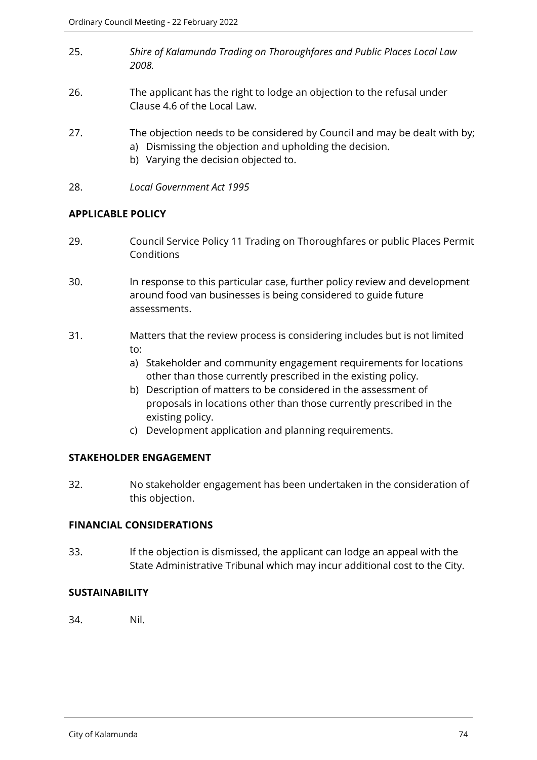25. *Shire of Kalamunda Trading on Thoroughfares and Public Places Local Law 2008.*

26. The applicant has the right to lodge an objection to the refusal under Clause 4.6 of the Local Law.

27. The objection needs to be considered by Council and may be dealt with by;
    a) Dismissing the objection and upholding the decision.
    b) Varying the decision objected to.

28. *Local Government Act 1995*

## APPLICABLE POLICY

29. Council Service Policy 11 Trading on Thoroughfares or public Places Permit Conditions

30. In response to this particular case, further policy review and development around food van businesses is being considered to guide future assessments.

31. Matters that the review process is considering includes but is not limited to:
    a) Stakeholder and community engagement requirements for locations other than those currently prescribed in the existing policy.
    b) Description of matters to be considered in the assessment of proposals in locations other than those currently prescribed in the existing policy.
    c) Development application and planning requirements.

## STAKEHOLDER ENGAGEMENT

32. No stakeholder engagement has been undertaken in the consideration of this objection.

## FINANCIAL CONSIDERATIONS

33. If the objection is dismissed, the applicant can lodge an appeal with the State Administrative Tribunal which may incur additional cost to the City.

## SUSTAINABILITY

34. Nil.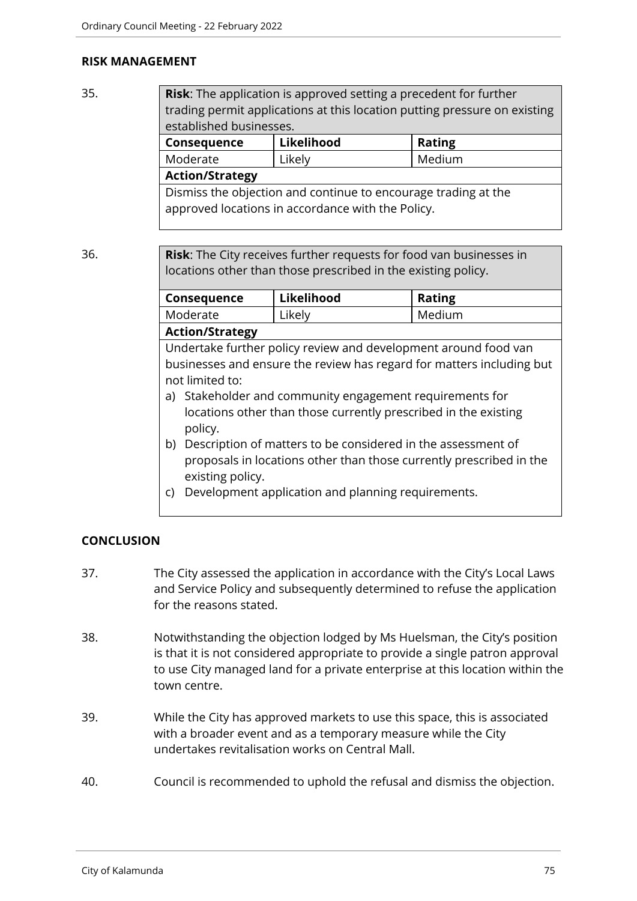## RISK MANAGEMENT

35.

| **Risk**: The application is approved setting a precedent for further trading permit applications at this location putting pressure on existing established businesses. | | |
|---|---|---|
| **Consequence** | **Likelihood** | **Rating** |
| Moderate | Likely | Medium |
| **Action/Strategy** | | |
| Dismiss the objection and continue to encourage trading at the approved locations in accordance with the Policy. | | |

36.

| **Risk**: The City receives further requests for food van businesses in locations other than those prescribed in the existing policy. | | |
|---|---|---|
| **Consequence** | **Likelihood** | **Rating** |
| Moderate | Likely | Medium |
| **Action/Strategy** | | |
| Undertake further policy review and development around food van businesses and ensure the review has regard for matters including but not limited to:<br>a) Stakeholder and community engagement requirements for locations other than those currently prescribed in the existing policy.<br>b) Description of matters to be considered in the assessment of proposals in locations other than those currently prescribed in the existing policy.<br>c) Development application and planning requirements. | | |

## CONCLUSION

37. The City assessed the application in accordance with the City's Local Laws and Service Policy and subsequently determined to refuse the application for the reasons stated.

38. Notwithstanding the objection lodged by Ms Huelsman, the City's position is that it is not considered appropriate to provide a single patron approval to use City managed land for a private enterprise at this location within the town centre.

39. While the City has approved markets to use this space, this is associated with a broader event and as a temporary measure while the City undertakes revitalisation works on Central Mall.

40. Council is recommended to uphold the refusal and dismiss the objection.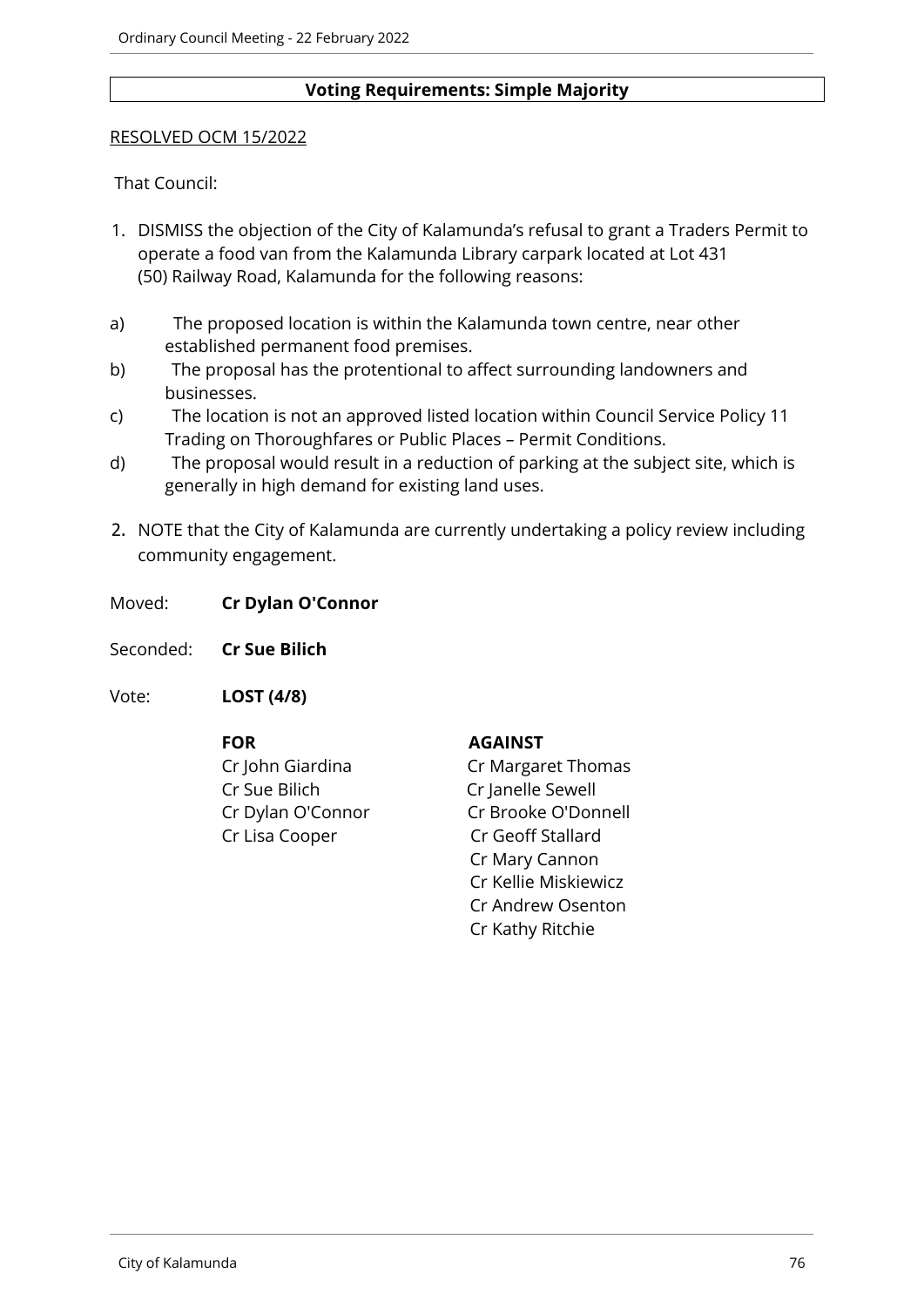**Voting Requirements: Simple Majority**

RESOLVED OCM 15/2022

That Council:

1. DISMISS the objection of the City of Kalamunda's refusal to grant a Traders Permit to operate a food van from the Kalamunda Library carpark located at Lot 431 (50) Railway Road, Kalamunda for the following reasons:

a) The proposed location is within the Kalamunda town centre, near other established permanent food premises.
b) The proposal has the protentional to affect surrounding landowners and businesses.
c) The location is not an approved listed location within Council Service Policy 11 Trading on Thoroughfares or Public Places – Permit Conditions.
d) The proposal would result in a reduction of parking at the subject site, which is generally in high demand for existing land uses.

2. NOTE that the City of Kalamunda are currently undertaking a policy review including community engagement.

Moved: **Cr Dylan O'Connor**

Seconded: **Cr Sue Bilich**

Vote: **LOST (4/8)**

| **FOR** | **AGAINST** |
|---|---|
| Cr John Giardina | Cr Margaret Thomas |
| Cr Sue Bilich | Cr Janelle Sewell |
| Cr Dylan O'Connor | Cr Brooke O'Donnell |
| Cr Lisa Cooper | Cr Geoff Stallard |
| | Cr Mary Cannon |
| | Cr Kellie Miskiewicz |
| | Cr Andrew Osenton |
| | Cr Kathy Ritchie |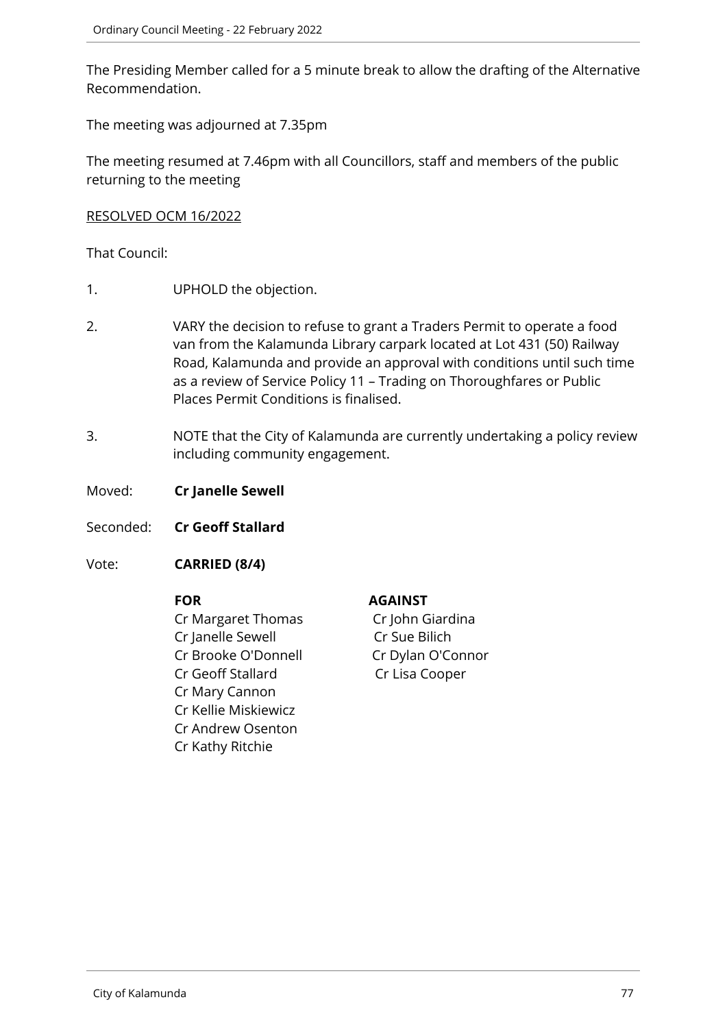The Presiding Member called for a 5 minute break to allow the drafting of the Alternative Recommendation.

The meeting was adjourned at 7.35pm

The meeting resumed at 7.46pm with all Councillors, staff and members of the public returning to the meeting

RESOLVED OCM 16/2022

That Council:

1. UPHOLD the objection.

2. VARY the decision to refuse to grant a Traders Permit to operate a food van from the Kalamunda Library carpark located at Lot 431 (50) Railway Road, Kalamunda and provide an approval with conditions until such time as a review of Service Policy 11 – Trading on Thoroughfares or Public Places Permit Conditions is finalised.

3. NOTE that the City of Kalamunda are currently undertaking a policy review including community engagement.

Moved: **Cr Janelle Sewell**

Seconded: **Cr Geoff Stallard**

Vote: **CARRIED (8/4)**

| **FOR** | **AGAINST** |
|---|---|
| Cr Margaret Thomas | Cr John Giardina |
| Cr Janelle Sewell | Cr Sue Bilich |
| Cr Brooke O'Donnell | Cr Dylan O'Connor |
| Cr Geoff Stallard | Cr Lisa Cooper |
| Cr Mary Cannon | |
| Cr Kellie Miskiewicz | |
| Cr Andrew Osenton | |
| Cr Kathy Ritchie | |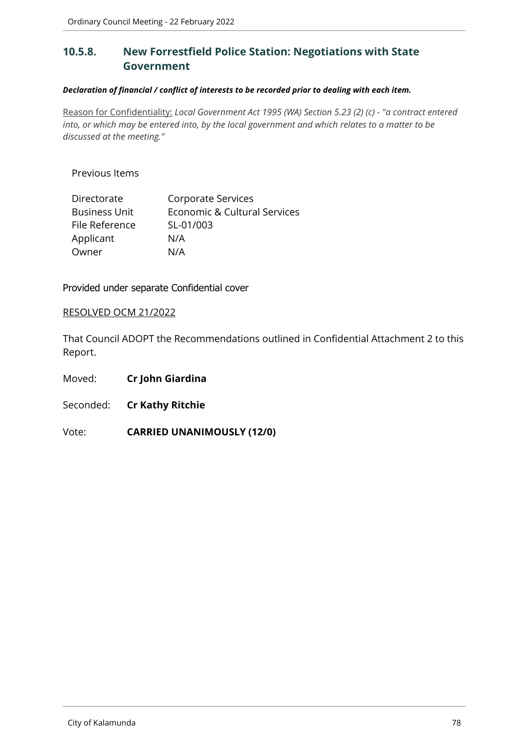## 10.5.8. New Forrestfield Police Station: Negotiations with State Government

***Declaration of financial / conflict of interests to be recorded prior to dealing with each item.***

Reason for Confidentiality: *Local Government Act 1995 (WA) Section 5.23 (2) (c) - "a contract entered into, or which may be entered into, by the local government and which relates to a matter to be discussed at the meeting."*

Previous Items

| | |
|---|---|
| Directorate | Corporate Services |
| Business Unit | Economic & Cultural Services |
| File Reference | SL-01/003 |
| Applicant | N/A |
| Owner | N/A |

Provided under separate Confidential cover

RESOLVED OCM 21/2022

That Council ADOPT the Recommendations outlined in Confidential Attachment 2 to this Report.

Moved: **Cr John Giardina**

Seconded: **Cr Kathy Ritchie**

Vote: **CARRIED UNANIMOUSLY (12/0)**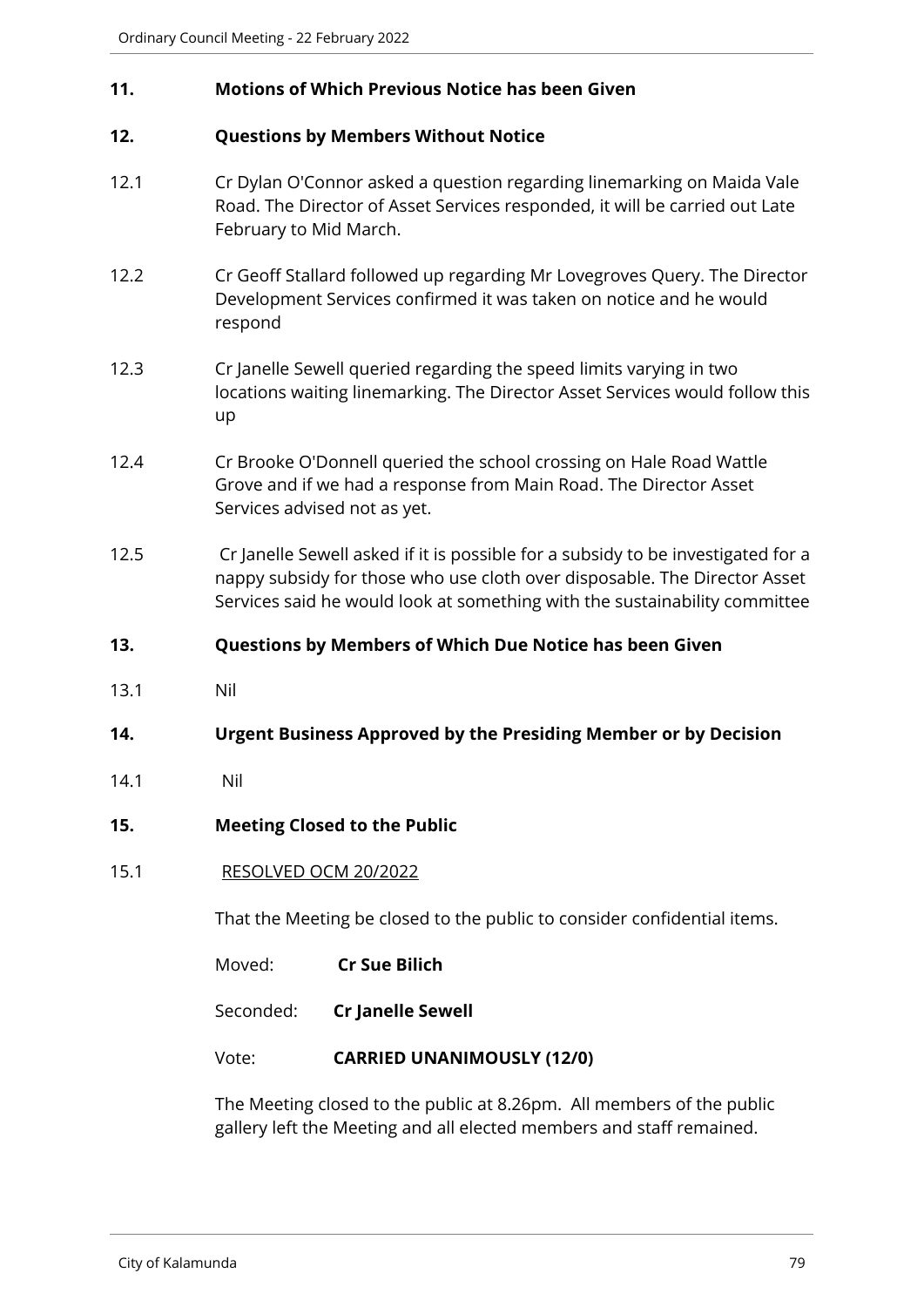## 11. Motions of Which Previous Notice has been Given

## 12. Questions by Members Without Notice

12.1 Cr Dylan O'Connor asked a question regarding linemarking on Maida Vale Road. The Director of Asset Services responded, it will be carried out Late February to Mid March.

12.2 Cr Geoff Stallard followed up regarding Mr Lovegroves Query. The Director Development Services confirmed it was taken on notice and he would respond

12.3 Cr Janelle Sewell queried regarding the speed limits varying in two locations waiting linemarking. The Director Asset Services would follow this up

12.4 Cr Brooke O'Donnell queried the school crossing on Hale Road Wattle Grove and if we had a response from Main Road. The Director Asset Services advised not as yet.

12.5 Cr Janelle Sewell asked if it is possible for a subsidy to be investigated for a nappy subsidy for those who use cloth over disposable. The Director Asset Services said he would look at something with the sustainability committee

## 13. Questions by Members of Which Due Notice has been Given

13.1 Nil

## 14. Urgent Business Approved by the Presiding Member or by Decision

14.1 Nil

## 15. Meeting Closed to the Public

15.1 RESOLVED OCM 20/2022

That the Meeting be closed to the public to consider confidential items.

Moved: **Cr Sue Bilich**

Seconded: **Cr Janelle Sewell**

Vote: **CARRIED UNANIMOUSLY (12/0)**

The Meeting closed to the public at 8.26pm. All members of the public gallery left the Meeting and all elected members and staff remained.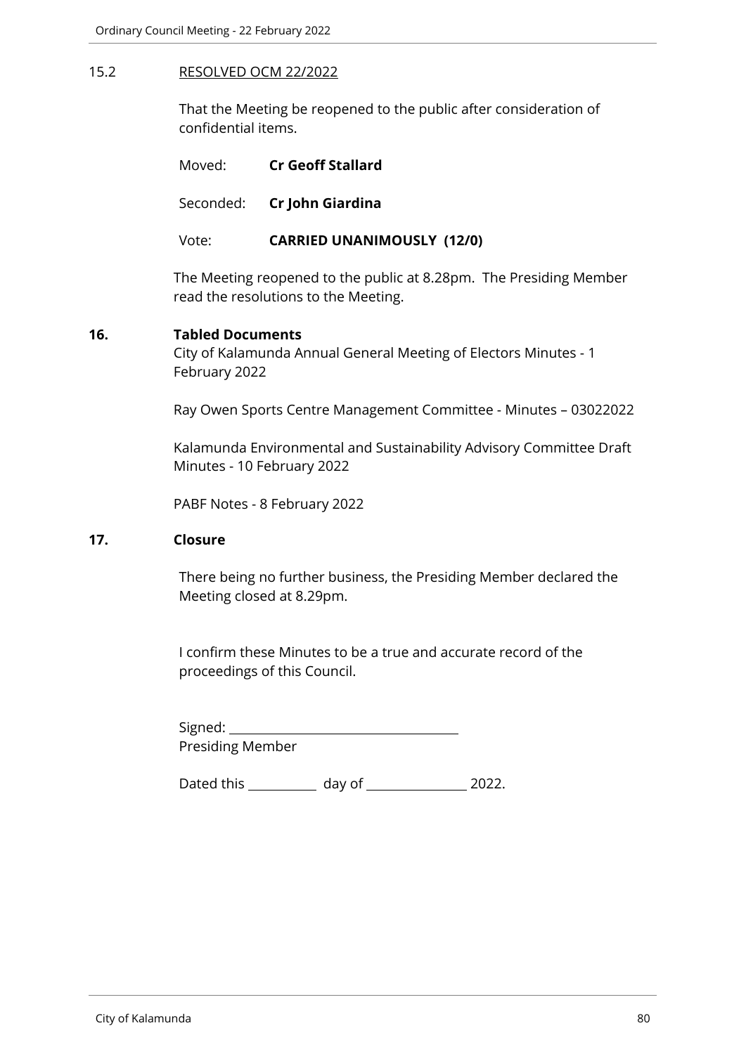15.2 RESOLVED OCM 22/2022

That the Meeting be reopened to the public after consideration of confidential items.

Moved: **Cr Geoff Stallard**

Seconded: **Cr John Giardina**

Vote: **CARRIED UNANIMOUSLY (12/0)**

The Meeting reopened to the public at 8.28pm. The Presiding Member read the resolutions to the Meeting.

## 16. Tabled Documents

City of Kalamunda Annual General Meeting of Electors Minutes - 1 February 2022

Ray Owen Sports Centre Management Committee - Minutes – 03022022

Kalamunda Environmental and Sustainability Advisory Committee Draft Minutes - 10 February 2022

PABF Notes - 8 February 2022

## 17. Closure

There being no further business, the Presiding Member declared the Meeting closed at 8.29pm.

I confirm these Minutes to be a true and accurate record of the proceedings of this Council.

Signed: ___________________________
Presiding Member

Dated this __________ day of ______________ 2022.